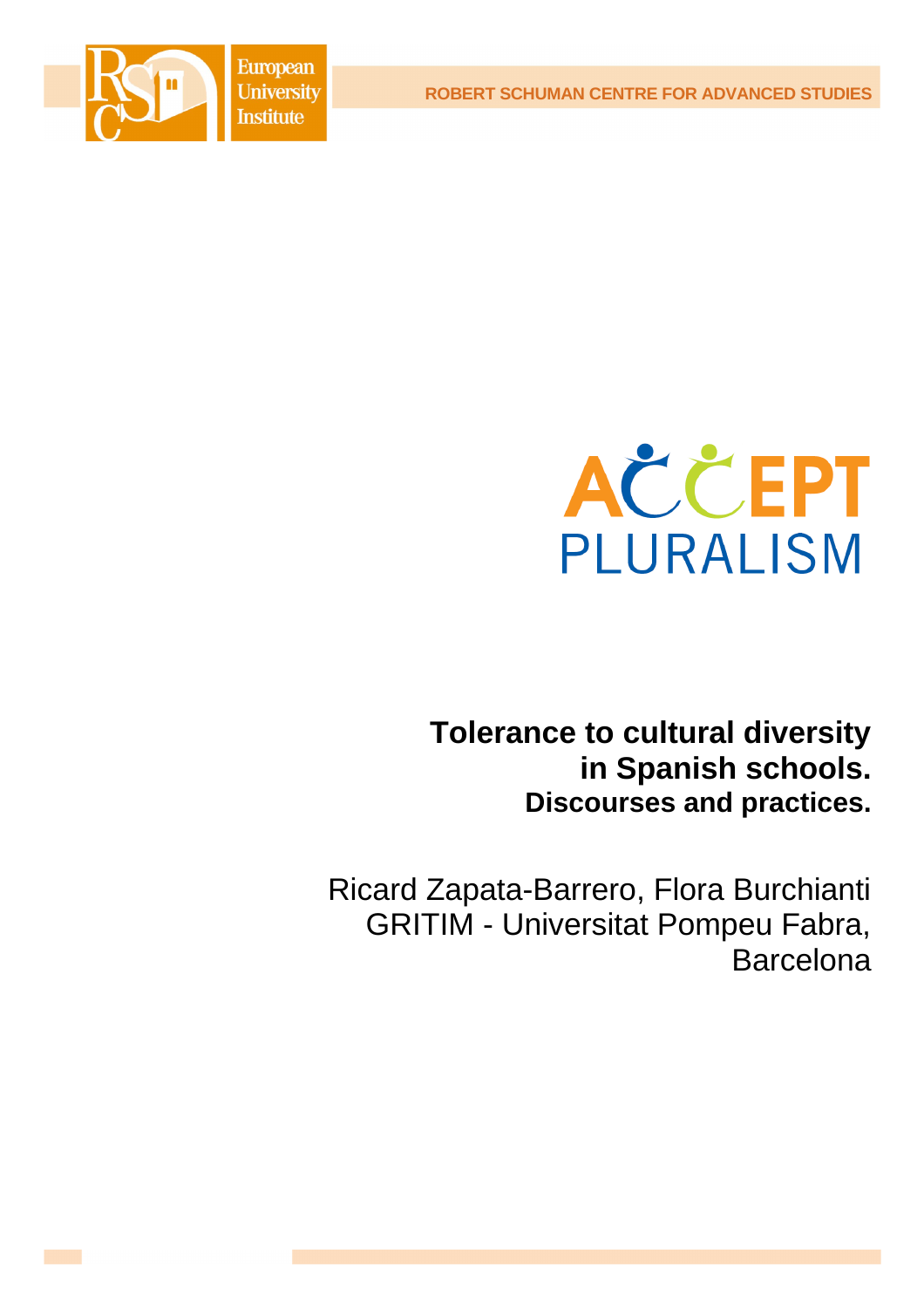ROBERT SCHUMAN CENTRE FOR ADVANCED STUDIES

European University Institute

ACCEPT PLURALISM

# Tolerance to cultural diversity in Spanish schools.

## Discourses and practices.

Ricard Zapata-Barrero, Flora Burchianti
GRITIM - Universitat Pompeu Fabra, Barcelona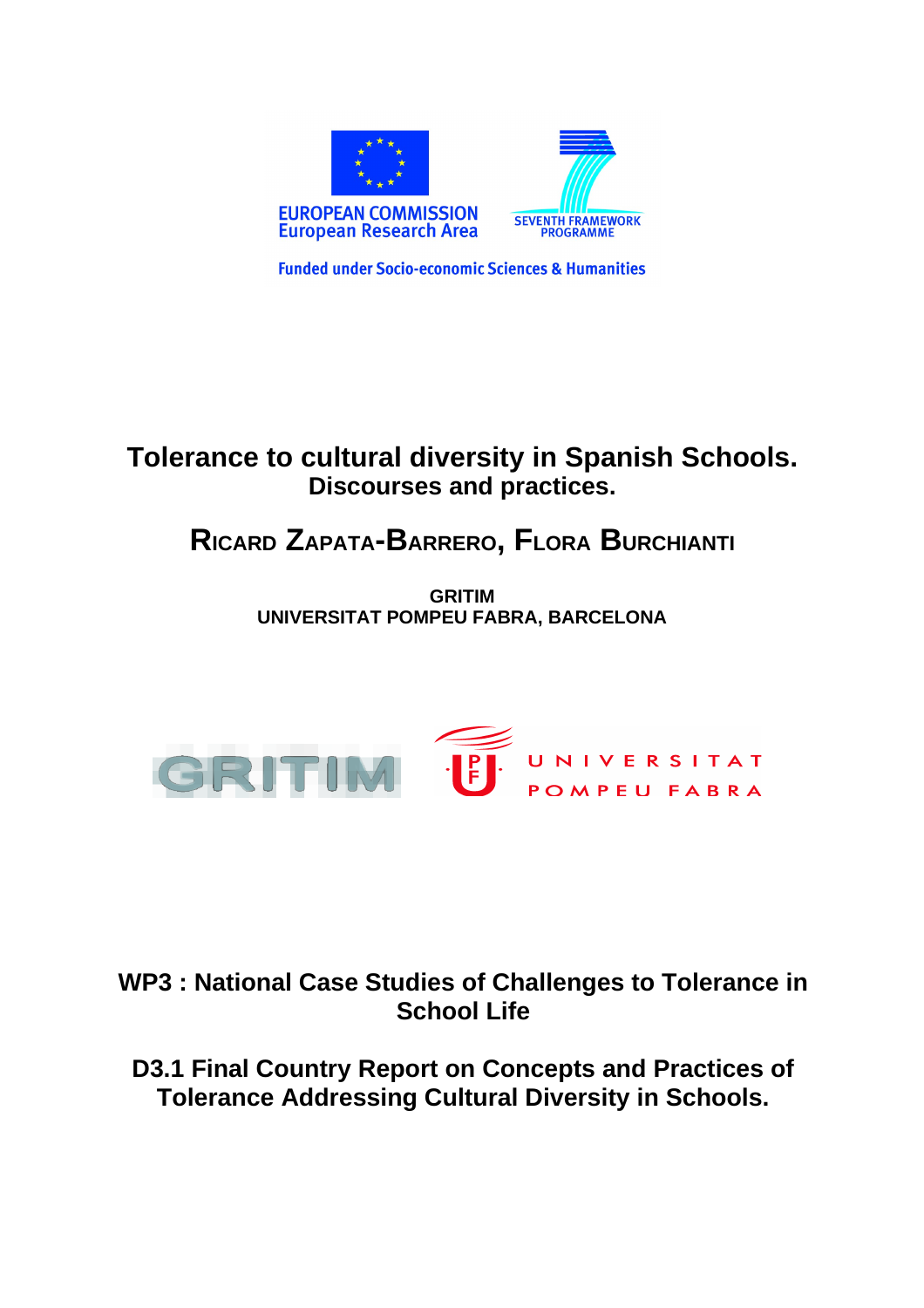EUROPEAN COMMISSION
European Research Area

SEVENTH FRAMEWORK PROGRAMME

Funded under Socio-economic Sciences & Humanities

# Tolerance to cultural diversity in Spanish Schools.
## Discourses and practices.

## RICARD ZAPATA-BARRERO, FLORA BURCHIANTI

**GRITIM**
**UNIVERSITAT POMPEU FABRA, BARCELONA**

GRITIM

UNIVERSITAT POMPEU FABRA

## WP3 : National Case Studies of Challenges to Tolerance in School Life

## D3.1 Final Country Report on Concepts and Practices of Tolerance Addressing Cultural Diversity in Schools.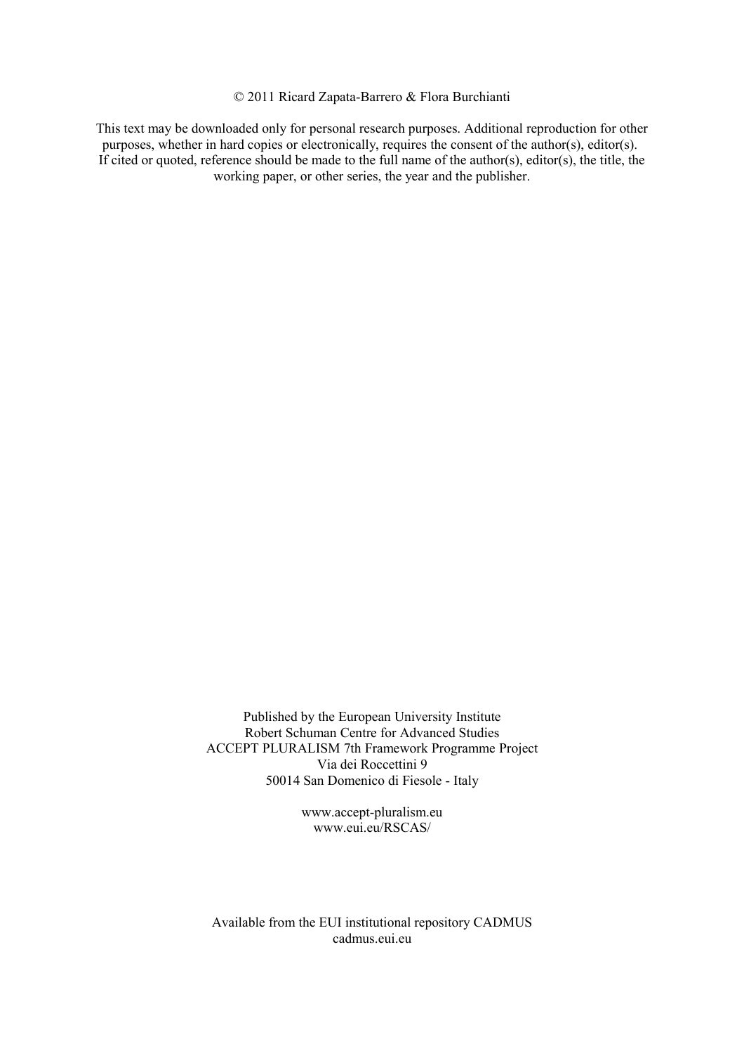© 2011 Ricard Zapata-Barrero & Flora Burchianti

This text may be downloaded only for personal research purposes. Additional reproduction for other purposes, whether in hard copies or electronically, requires the consent of the author(s), editor(s). If cited or quoted, reference should be made to the full name of the author(s), editor(s), the title, the working paper, or other series, the year and the publisher.

Published by the European University Institute
Robert Schuman Centre for Advanced Studies
ACCEPT PLURALISM 7th Framework Programme Project
Via dei Roccettini 9
50014 San Domenico di Fiesole - Italy

www.accept-pluralism.eu
www.eui.eu/RSCAS/

Available from the EUI institutional repository CADMUS
cadmus.eui.eu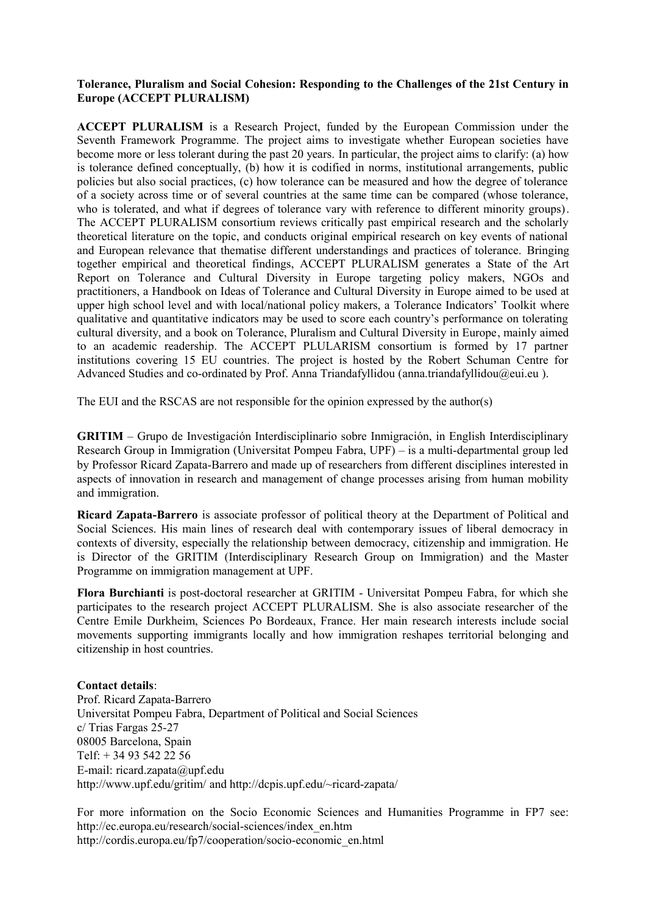**Tolerance, Pluralism and Social Cohesion: Responding to the Challenges of the 21st Century in Europe (ACCEPT PLURALISM)**

**ACCEPT PLURALISM** is a Research Project, funded by the European Commission under the Seventh Framework Programme. The project aims to investigate whether European societies have become more or less tolerant during the past 20 years. In particular, the project aims to clarify: (a) how is tolerance defined conceptually, (b) how it is codified in norms, institutional arrangements, public policies but also social practices, (c) how tolerance can be measured and how the degree of tolerance of a society across time or of several countries at the same time can be compared (whose tolerance, who is tolerated, and what if degrees of tolerance vary with reference to different minority groups). The ACCEPT PLURALISM consortium reviews critically past empirical research and the scholarly theoretical literature on the topic, and conducts original empirical research on key events of national and European relevance that thematise different understandings and practices of tolerance. Bringing together empirical and theoretical findings, ACCEPT PLURALISM generates a State of the Art Report on Tolerance and Cultural Diversity in Europe targeting policy makers, NGOs and practitioners, a Handbook on Ideas of Tolerance and Cultural Diversity in Europe aimed to be used at upper high school level and with local/national policy makers, a Tolerance Indicators' Toolkit where qualitative and quantitative indicators may be used to score each country's performance on tolerating cultural diversity, and a book on Tolerance, Pluralism and Cultural Diversity in Europe, mainly aimed to an academic readership. The ACCEPT PLULARISM consortium is formed by 17 partner institutions covering 15 EU countries. The project is hosted by the Robert Schuman Centre for Advanced Studies and co-ordinated by Prof. Anna Triandafyllidou (anna.triandafyllidou@eui.eu ).

The EUI and the RSCAS are not responsible for the opinion expressed by the author(s)

**GRITIM** – Grupo de Investigación Interdisciplinario sobre Inmigración, in English Interdisciplinary Research Group in Immigration (Universitat Pompeu Fabra, UPF) – is a multi-departmental group led by Professor Ricard Zapata-Barrero and made up of researchers from different disciplines interested in aspects of innovation in research and management of change processes arising from human mobility and immigration.

**Ricard Zapata-Barrero** is associate professor of political theory at the Department of Political and Social Sciences. His main lines of research deal with contemporary issues of liberal democracy in contexts of diversity, especially the relationship between democracy, citizenship and immigration. He is Director of the GRITIM (Interdisciplinary Research Group on Immigration) and the Master Programme on immigration management at UPF.

**Flora Burchianti** is post-doctoral researcher at GRITIM - Universitat Pompeu Fabra, for which she participates to the research project ACCEPT PLURALISM. She is also associate researcher of the Centre Emile Durkheim, Sciences Po Bordeaux, France. Her main research interests include social movements supporting immigrants locally and how immigration reshapes territorial belonging and citizenship in host countries.

**Contact details**:
Prof. Ricard Zapata-Barrero
Universitat Pompeu Fabra, Department of Political and Social Sciences
c/ Trias Fargas 25-27
08005 Barcelona, Spain
Telf: + 34 93 542 22 56
E-mail: ricard.zapata@upf.edu
http://www.upf.edu/gritim/ and http://dcpis.upf.edu/~ricard-zapata/

For more information on the Socio Economic Sciences and Humanities Programme in FP7 see:
http://ec.europa.eu/research/social-sciences/index_en.htm
http://cordis.europa.eu/fp7/cooperation/socio-economic_en.html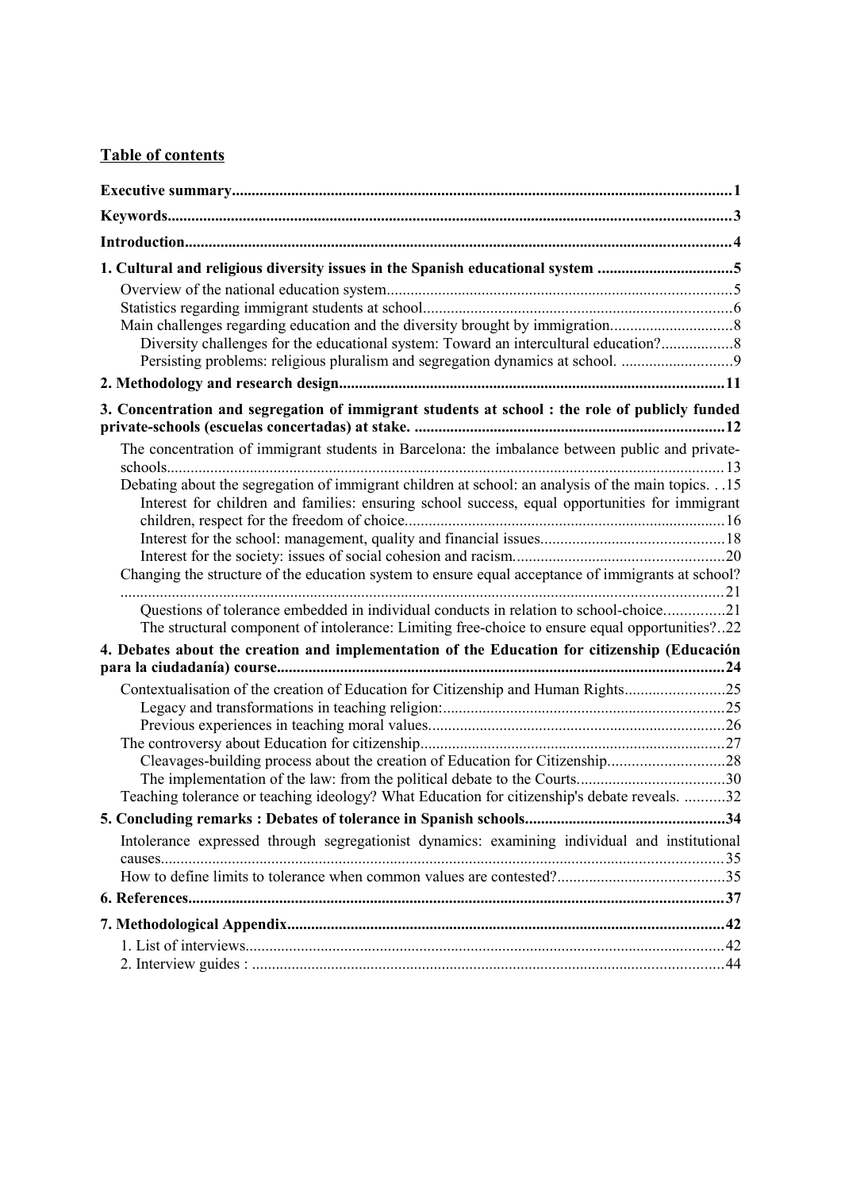## Table of contents

**Executive summary**............................................................................................................................**1**

**Keywords**.............................................................................................................................................**3**

**Introduction**.........................................................................................................................................**4**

**1. Cultural and religious diversity issues in the Spanish educational system** .................................**5**

- Overview of the national education system.......................................................................................5
- Statistics regarding immigrant students at school.............................................................................6
- Main challenges regarding education and the diversity brought by immigration...............................8
  - Diversity challenges for the educational system: Toward an intercultural education?..................8
  - Persisting problems: religious pluralism and segregation dynamics at school. ............................9

**2. Methodology and research design**.................................................................................................**11**

**3. Concentration and segregation of immigrant students at school : the role of publicly funded private-schools (escuelas concertadas) at stake.** ............................................................................**12**

- The concentration of immigrant students in Barcelona: the imbalance between public and private-schools...........................................................................................................................................13
- Debating about the segregation of immigrant children at school: an analysis of the main topics. . .15
  - Interest for children and families: ensuring school success, equal opportunities for immigrant children, respect for the freedom of choice................................................................................16
  - Interest for the school: management, quality and financial issues..............................................18
  - Interest for the society: issues of social cohesion and racism.....................................................20
- Changing the structure of the education system to ensure equal acceptance of immigrants at school? .......................................................................................................................................................21
  - Questions of tolerance embedded in individual conducts in relation to school-choice...............21
  - The structural component of intolerance: Limiting free-choice to ensure equal opportunities?..22

**4. Debates about the creation and implementation of the Education for citizenship (Educación para la ciudadanía) course**................................................................................................................**24**

- Contextualisation of the creation of Education for Citizenship and Human Rights.........................25
  - Legacy and transformations in teaching religion:.......................................................................25
  - Previous experiences in teaching moral values...........................................................................26
- The controversy about Education for citizenship............................................................................27
  - Cleavages-building process about the creation of Education for Citizenship.............................28
  - The implementation of the law: from the political debate to the Courts.....................................30
- Teaching tolerance or teaching ideology? What Education for citizenship's debate reveals. ..........32

**5. Concluding remarks : Debates of tolerance in Spanish schools**..................................................**34**

- Intolerance expressed through segregationist dynamics: examining individual and institutional causes.............................................................................................................................................35
- How to define limits to tolerance when common values are contested?..........................................35

**6. References**......................................................................................................................................**37**

**7. Methodological Appendix**.............................................................................................................**42**

- 1. List of interviews........................................................................................................................42
- 2. Interview guides : ......................................................................................................................44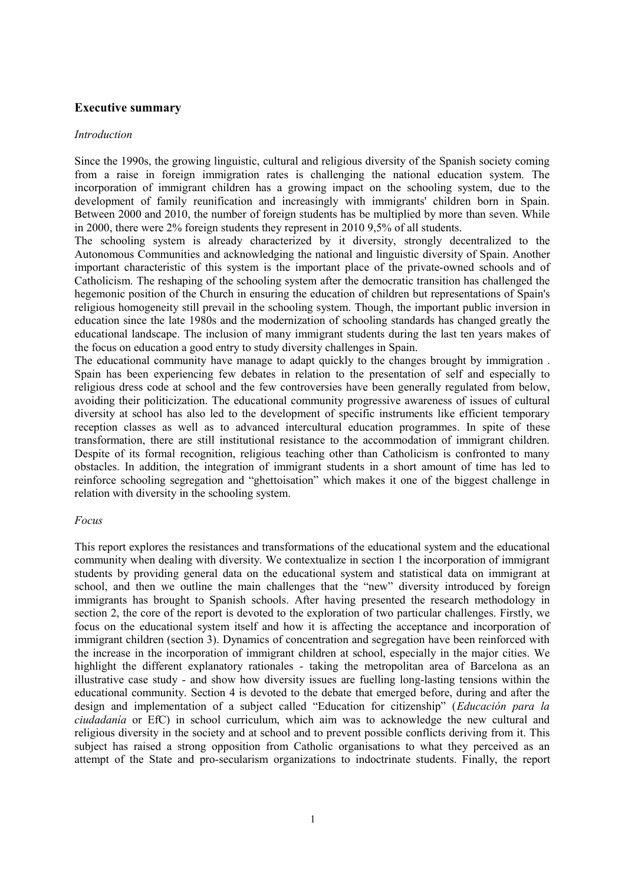## Executive summary

*Introduction*

Since the 1990s, the growing linguistic, cultural and religious diversity of the Spanish society coming from a raise in foreign immigration rates is challenging the national education system. The incorporation of immigrant children has a growing impact on the schooling system, due to the development of family reunification and increasingly with immigrants' children born in Spain. Between 2000 and 2010, the number of foreign students has be multiplied by more than seven. While in 2000, there were 2% foreign students they represent in 2010 9,5% of all students.

The schooling system is already characterized by it diversity, strongly decentralized to the Autonomous Communities and acknowledging the national and linguistic diversity of Spain. Another important characteristic of this system is the important place of the private-owned schools and of Catholicism. The reshaping of the schooling system after the democratic transition has challenged the hegemonic position of the Church in ensuring the education of children but representations of Spain's religious homogeneity still prevail in the schooling system. Though, the important public inversion in education since the late 1980s and the modernization of schooling standards has changed greatly the educational landscape. The inclusion of many immigrant students during the last ten years makes of the focus on education a good entry to study diversity challenges in Spain.

The educational community have manage to adapt quickly to the changes brought by immigration . Spain has been experiencing few debates in relation to the presentation of self and especially to religious dress code at school and the few controversies have been generally regulated from below, avoiding their politicization. The educational community progressive awareness of issues of cultural diversity at school has also led to the development of specific instruments like efficient temporary reception classes as well as to advanced intercultural education programmes. In spite of these transformation, there are still institutional resistance to the accommodation of immigrant children. Despite of its formal recognition, religious teaching other than Catholicism is confronted to many obstacles. In addition, the integration of immigrant students in a short amount of time has led to reinforce schooling segregation and "ghettoisation" which makes it one of the biggest challenge in relation with diversity in the schooling system.

*Focus*

This report explores the resistances and transformations of the educational system and the educational community when dealing with diversity. We contextualize in section 1 the incorporation of immigrant students by providing general data on the educational system and statistical data on immigrant at school, and then we outline the main challenges that the "new" diversity introduced by foreign immigrants has brought to Spanish schools. After having presented the research methodology in section 2, the core of the report is devoted to the exploration of two particular challenges. Firstly, we focus on the educational system itself and how it is affecting the acceptance and incorporation of immigrant children (section 3). Dynamics of concentration and segregation have been reinforced with the increase in the incorporation of immigrant children at school, especially in the major cities. We highlight the different explanatory rationales - taking the metropolitan area of Barcelona as an illustrative case study - and show how diversity issues are fuelling long-lasting tensions within the educational community. Section 4 is devoted to the debate that emerged before, during and after the design and implementation of a subject called "Education for citizenship" (*Educación para la ciudadanía* or EfC) in school curriculum, which aim was to acknowledge the new cultural and religious diversity in the society and at school and to prevent possible conflicts deriving from it. This subject has raised a strong opposition from Catholic organisations to what they perceived as an attempt of the State and pro-secularism organizations to indoctrinate students. Finally, the report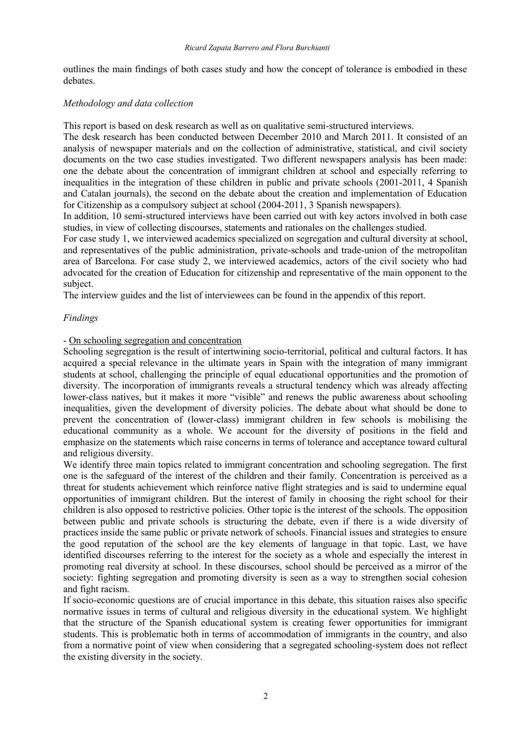outlines the main findings of both cases study and how the concept of tolerance is embodied in these debates.

*Methodology and data collection*

This report is based on desk research as well as on qualitative semi-structured interviews.

The desk research has been conducted between December 2010 and March 2011. It consisted of an analysis of newspaper materials and on the collection of administrative, statistical, and civil society documents on the two case studies investigated. Two different newspapers analysis has been made: one the debate about the concentration of immigrant children at school and especially referring to inequalities in the integration of these children in public and private schools (2001-2011, 4 Spanish and Catalan journals), the second on the debate about the creation and implementation of Education for Citizenship as a compulsory subject at school (2004-2011, 3 Spanish newspapers).

In addition, 10 semi-structured interviews have been carried out with key actors involved in both case studies, in view of collecting discourses, statements and rationales on the challenges studied.

For case study 1, we interviewed academics specialized on segregation and cultural diversity at school, and representatives of the public administration, private-schools and trade-union of the metropolitan area of Barcelona. For case study 2, we interviewed academics, actors of the civil society who had advocated for the creation of Education for citizenship and representative of the main opponent to the subject.

The interview guides and the list of interviewees can be found in the appendix of this report.

*Findings*

- <u>On schooling segregation and concentration</u>

Schooling segregation is the result of intertwining socio-territorial, political and cultural factors. It has acquired a special relevance in the ultimate years in Spain with the integration of many immigrant students at school, challenging the principle of equal educational opportunities and the promotion of diversity. The incorporation of immigrants reveals a structural tendency which was already affecting lower-class natives, but it makes it more "visible" and renews the public awareness about schooling inequalities, given the development of diversity policies. The debate about what should be done to prevent the concentration of (lower-class) immigrant children in few schools is mobilising the educational community as a whole. We account for the diversity of positions in the field and emphasize on the statements which raise concerns in terms of tolerance and acceptance toward cultural and religious diversity.

We identify three main topics related to immigrant concentration and schooling segregation. The first one is the safeguard of the interest of the children and their family. Concentration is perceived as a threat for students achievement which reinforce native flight strategies and is said to undermine equal opportunities of immigrant children. But the interest of family in choosing the right school for their children is also opposed to restrictive policies. Other topic is the interest of the schools. The opposition between public and private schools is structuring the debate, even if there is a wide diversity of practices inside the same public or private network of schools. Financial issues and strategies to ensure the good reputation of the school are the key elements of language in that topic. Last, we have identified discourses referring to the interest for the society as a whole and especially the interest in promoting real diversity at school. In these discourses, school should be perceived as a mirror of the society: fighting segregation and promoting diversity is seen as a way to strengthen social cohesion and fight racism.

If socio-economic questions are of crucial importance in this debate, this situation raises also specific normative issues in terms of cultural and religious diversity in the educational system. We highlight that the structure of the Spanish educational system is creating fewer opportunities for immigrant students. This is problematic both in terms of accommodation of immigrants in the country, and also from a normative point of view when considering that a segregated schooling-system does not reflect the existing diversity in the society.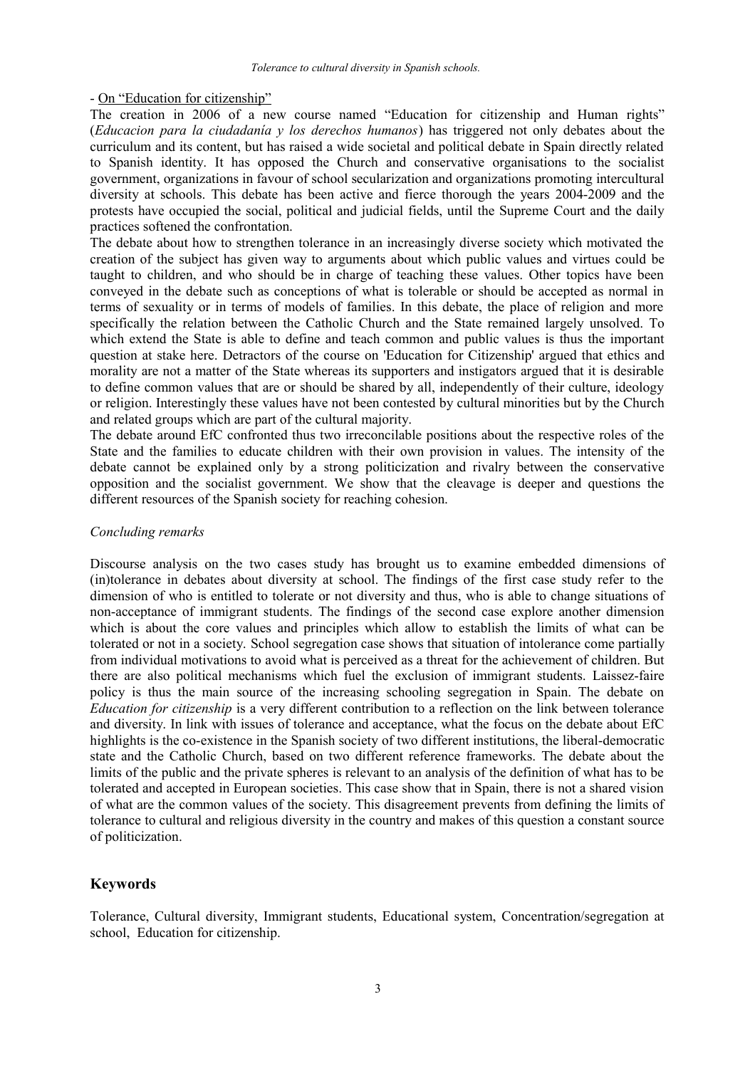- <u>On "Education for citizenship"</u>

The creation in 2006 of a new course named "Education for citizenship and Human rights" (*Educacion para la ciudadanía y los derechos humanos*) has triggered not only debates about the curriculum and its content, but has raised a wide societal and political debate in Spain directly related to Spanish identity. It has opposed the Church and conservative organisations to the socialist government, organizations in favour of school secularization and organizations promoting intercultural diversity at schools. This debate has been active and fierce thorough the years 2004-2009 and the protests have occupied the social, political and judicial fields, until the Supreme Court and the daily practices softened the confrontation.

The debate about how to strengthen tolerance in an increasingly diverse society which motivated the creation of the subject has given way to arguments about which public values and virtues could be taught to children, and who should be in charge of teaching these values. Other topics have been conveyed in the debate such as conceptions of what is tolerable or should be accepted as normal in terms of sexuality or in terms of models of families. In this debate, the place of religion and more specifically the relation between the Catholic Church and the State remained largely unsolved. To which extend the State is able to define and teach common and public values is thus the important question at stake here. Detractors of the course on 'Education for Citizenship' argued that ethics and morality are not a matter of the State whereas its supporters and instigators argued that it is desirable to define common values that are or should be shared by all, independently of their culture, ideology or religion. Interestingly these values have not been contested by cultural minorities but by the Church and related groups which are part of the cultural majority.

The debate around EfC confronted thus two irreconcilable positions about the respective roles of the State and the families to educate children with their own provision in values. The intensity of the debate cannot be explained only by a strong politicization and rivalry between the conservative opposition and the socialist government. We show that the cleavage is deeper and questions the different resources of the Spanish society for reaching cohesion.

*Concluding remarks*

Discourse analysis on the two cases study has brought us to examine embedded dimensions of (in)tolerance in debates about diversity at school. The findings of the first case study refer to the dimension of who is entitled to tolerate or not diversity and thus, who is able to change situations of non-acceptance of immigrant students. The findings of the second case explore another dimension which is about the core values and principles which allow to establish the limits of what can be tolerated or not in a society. School segregation case shows that situation of intolerance come partially from individual motivations to avoid what is perceived as a threat for the achievement of children. But there are also political mechanisms which fuel the exclusion of immigrant students. Laissez-faire policy is thus the main source of the increasing schooling segregation in Spain. The debate on *Education for citizenship* is a very different contribution to a reflection on the link between tolerance and diversity. In link with issues of tolerance and acceptance, what the focus on the debate about EfC highlights is the co-existence in the Spanish society of two different institutions, the liberal-democratic state and the Catholic Church, based on two different reference frameworks. The debate about the limits of the public and the private spheres is relevant to an analysis of the definition of what has to be tolerated and accepted in European societies. This case show that in Spain, there is not a shared vision of what are the common values of the society. This disagreement prevents from defining the limits of tolerance to cultural and religious diversity in the country and makes of this question a constant source of politicization.

## Keywords

Tolerance, Cultural diversity, Immigrant students, Educational system, Concentration/segregation at school, Education for citizenship.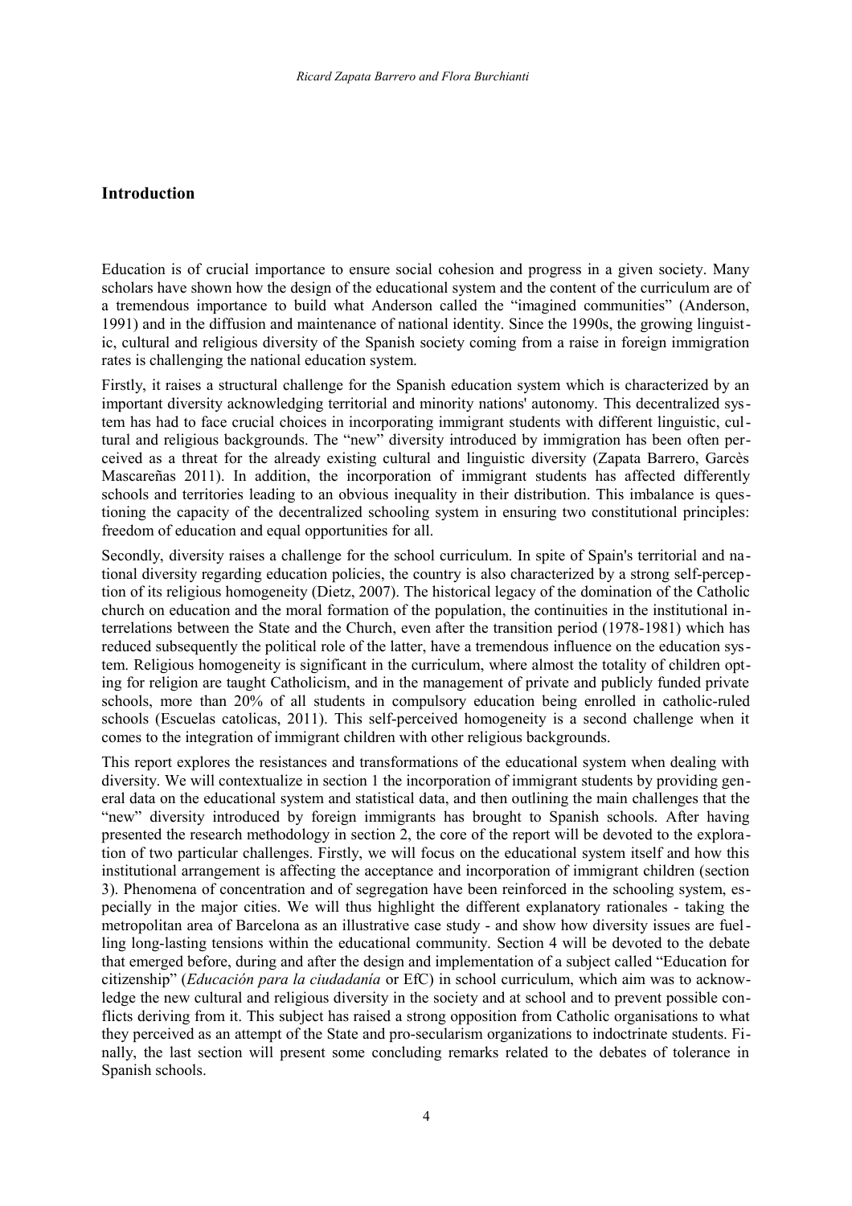## Introduction

Education is of crucial importance to ensure social cohesion and progress in a given society. Many scholars have shown how the design of the educational system and the content of the curriculum are of a tremendous importance to build what Anderson called the "imagined communities" (Anderson, 1991) and in the diffusion and maintenance of national identity. Since the 1990s, the growing linguistic, cultural and religious diversity of the Spanish society coming from a raise in foreign immigration rates is challenging the national education system.

Firstly, it raises a structural challenge for the Spanish education system which is characterized by an important diversity acknowledging territorial and minority nations' autonomy. This decentralized system has had to face crucial choices in incorporating immigrant students with different linguistic, cultural and religious backgrounds. The "new" diversity introduced by immigration has been often perceived as a threat for the already existing cultural and linguistic diversity (Zapata Barrero, Garcès Mascareñas 2011). In addition, the incorporation of immigrant students has affected differently schools and territories leading to an obvious inequality in their distribution. This imbalance is questioning the capacity of the decentralized schooling system in ensuring two constitutional principles: freedom of education and equal opportunities for all.

Secondly, diversity raises a challenge for the school curriculum. In spite of Spain's territorial and national diversity regarding education policies, the country is also characterized by a strong self-perception of its religious homogeneity (Dietz, 2007). The historical legacy of the domination of the Catholic church on education and the moral formation of the population, the continuities in the institutional interrelations between the State and the Church, even after the transition period (1978-1981) which has reduced subsequently the political role of the latter, have a tremendous influence on the education system. Religious homogeneity is significant in the curriculum, where almost the totality of children opting for religion are taught Catholicism, and in the management of private and publicly funded private schools, more than 20% of all students in compulsory education being enrolled in catholic-ruled schools (Escuelas catolicas, 2011). This self-perceived homogeneity is a second challenge when it comes to the integration of immigrant children with other religious backgrounds.

This report explores the resistances and transformations of the educational system when dealing with diversity. We will contextualize in section 1 the incorporation of immigrant students by providing general data on the educational system and statistical data, and then outlining the main challenges that the "new" diversity introduced by foreign immigrants has brought to Spanish schools. After having presented the research methodology in section 2, the core of the report will be devoted to the exploration of two particular challenges. Firstly, we will focus on the educational system itself and how this institutional arrangement is affecting the acceptance and incorporation of immigrant children (section 3). Phenomena of concentration and of segregation have been reinforced in the schooling system, especially in the major cities. We will thus highlight the different explanatory rationales - taking the metropolitan area of Barcelona as an illustrative case study - and show how diversity issues are fuelling long-lasting tensions within the educational community. Section 4 will be devoted to the debate that emerged before, during and after the design and implementation of a subject called "Education for citizenship" (*Educación para la ciudadanía* or EfC) in school curriculum, which aim was to acknowledge the new cultural and religious diversity in the society and at school and to prevent possible conflicts deriving from it. This subject has raised a strong opposition from Catholic organisations to what they perceived as an attempt of the State and pro-secularism organizations to indoctrinate students. Finally, the last section will present some concluding remarks related to the debates of tolerance in Spanish schools.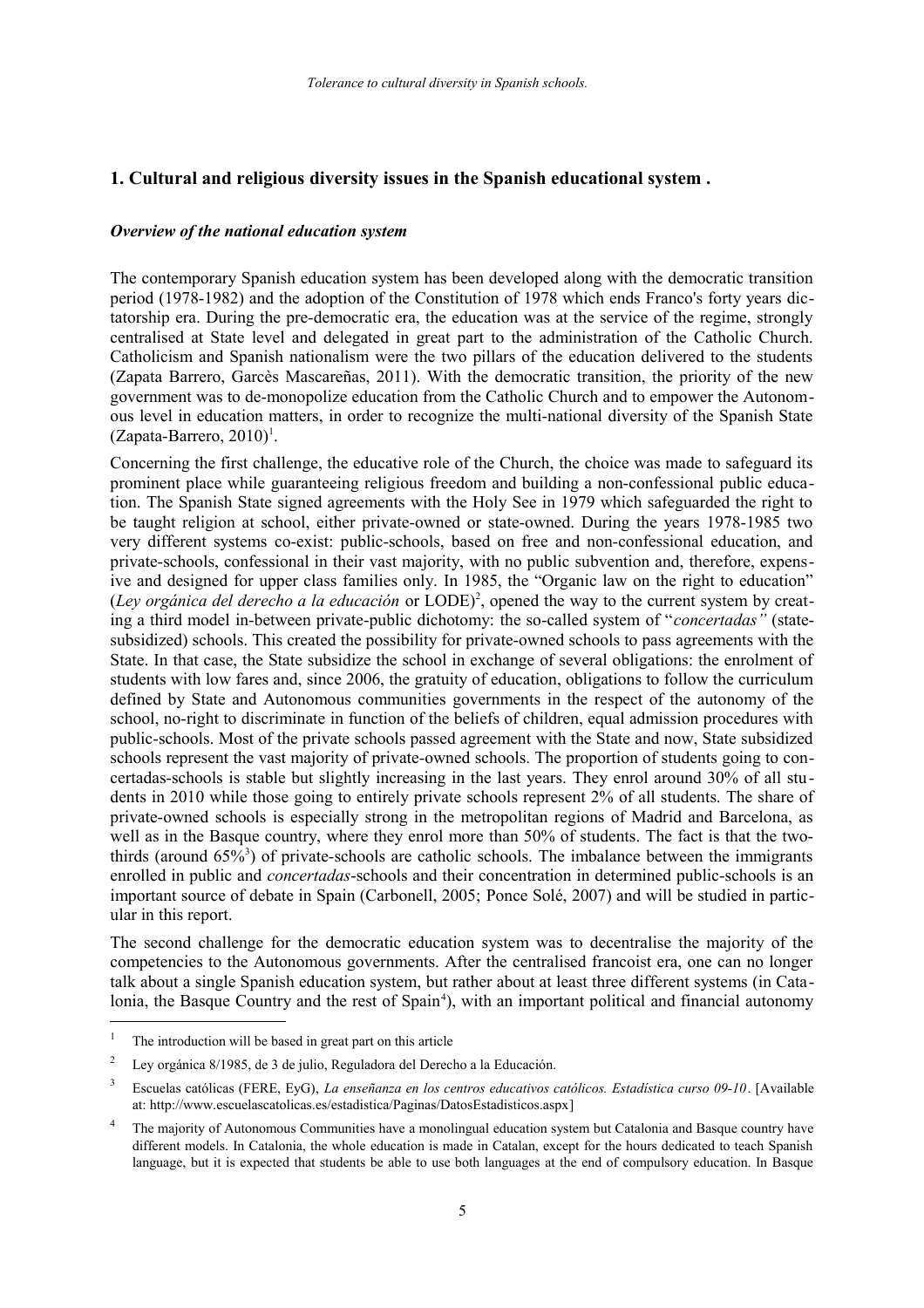## 1. Cultural and religious diversity issues in the Spanish educational system .

### *Overview of the national education system*

The contemporary Spanish education system has been developed along with the democratic transition period (1978-1982) and the adoption of the Constitution of 1978 which ends Franco's forty years dictatorship era. During the pre-democratic era, the education was at the service of the regime, strongly centralised at State level and delegated in great part to the administration of the Catholic Church. Catholicism and Spanish nationalism were the two pillars of the education delivered to the students (Zapata Barrero, Garcès Mascareñas, 2011). With the democratic transition, the priority of the new government was to de-monopolize education from the Catholic Church and to empower the Autonomous level in education matters, in order to recognize the multi-national diversity of the Spanish State (Zapata-Barrero, 2010)[1].

Concerning the first challenge, the educative role of the Church, the choice was made to safeguard its prominent place while guaranteeing religious freedom and building a non-confessional public education. The Spanish State signed agreements with the Holy See in 1979 which safeguarded the right to be taught religion at school, either private-owned or state-owned. During the years 1978-1985 two very different systems co-exist: public-schools, based on free and non-confessional education, and private-schools, confessional in their vast majority, with no public subvention and, therefore, expensive and designed for upper class families only. In 1985, the "Organic law on the right to education" (*Ley orgánica del derecho a la educación* or LODE)[2], opened the way to the current system by creating a third model in-between private-public dichotomy: the so-called system of "*concertadas"* (state-subsidized) schools. This created the possibility for private-owned schools to pass agreements with the State. In that case, the State subsidize the school in exchange of several obligations: the enrolment of students with low fares and, since 2006, the gratuity of education, obligations to follow the curriculum defined by State and Autonomous communities governments in the respect of the autonomy of the school, no-right to discriminate in function of the beliefs of children, equal admission procedures with public-schools. Most of the private schools passed agreement with the State and now, State subsidized schools represent the vast majority of private-owned schools. The proportion of students going to concertadas-schools is stable but slightly increasing in the last years. They enrol around 30% of all students in 2010 while those going to entirely private schools represent 2% of all students. The share of private-owned schools is especially strong in the metropolitan regions of Madrid and Barcelona, as well as in the Basque country, where they enrol more than 50% of students. The fact is that the two-thirds (around 65%[3]) of private-schools are catholic schools. The imbalance between the immigrants enrolled in public and *concertadas*-schools and their concentration in determined public-schools is an important source of debate in Spain (Carbonell, 2005; Ponce Solé, 2007) and will be studied in particular in this report.

The second challenge for the democratic education system was to decentralise the majority of the competencies to the Autonomous governments. After the centralised francoist era, one can no longer talk about a single Spanish education system, but rather about at least three different systems (in Catalonia, the Basque Country and the rest of Spain[4]), with an important political and financial autonomy

---

[1] The introduction will be based in great part on this article

[2] Ley orgánica 8/1985, de 3 de julio, Reguladora del Derecho a la Educación.

[3] Escuelas católicas (FERE, EyG), *La enseñanza en los centros educativos católicos. Estadística curso 09-10*. [Available at: http://www.escuelascatolicas.es/estadistica/Paginas/DatosEstadisticos.aspx]

[4] The majority of Autonomous Communities have a monolingual education system but Catalonia and Basque country have different models. In Catalonia, the whole education is made in Catalan, except for the hours dedicated to teach Spanish language, but it is expected that students be able to use both languages at the end of compulsory education. In Basque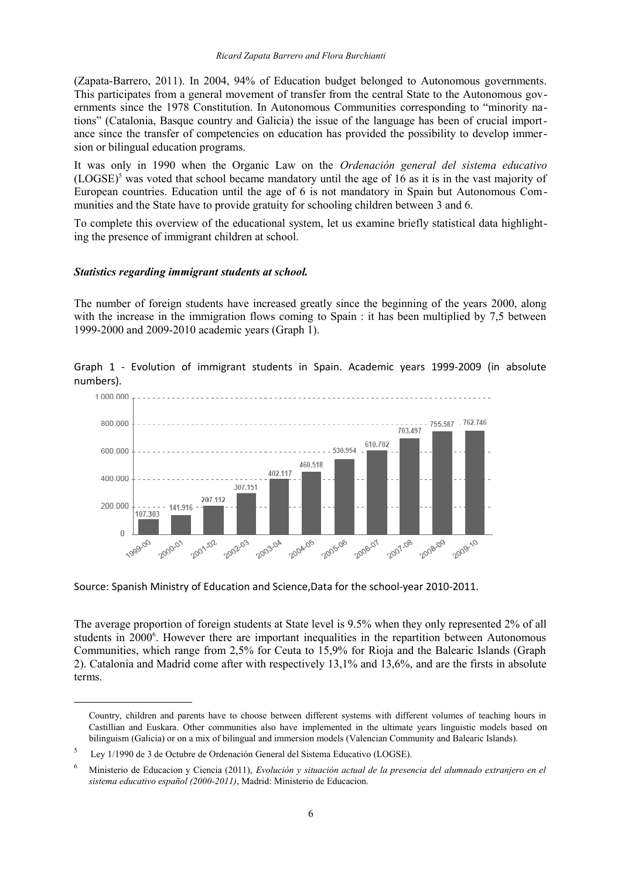(Zapata-Barrero, 2011). In 2004, 94% of Education budget belonged to Autonomous governments. This participates from a general movement of transfer from the central State to the Autonomous governments since the 1978 Constitution. In Autonomous Communities corresponding to "minority nations" (Catalonia, Basque country and Galicia) the issue of the language has been of crucial importance since the transfer of competencies on education has provided the possibility to develop immersion or bilingual education programs.

It was only in 1990 when the Organic Law on the *Ordenación general del sistema educativo* (LOGSE)[5] was voted that school became mandatory until the age of 16 as it is in the vast majority of European countries. Education until the age of 6 is not mandatory in Spain but Autonomous Communities and the State have to provide gratuity for schooling children between 3 and 6.

To complete this overview of the educational system, let us examine briefly statistical data highlighting the presence of immigrant children at school.

### *Statistics regarding immigrant students at school.*

The number of foreign students have increased greatly since the beginning of the years 2000, along with the increase in the immigration flows coming to Spain : it has been multiplied by 7,5 between 1999-2000 and 2009-2010 academic years (Graph 1).

Graph 1 - Evolution of immigrant students in Spain. Academic years 1999-2009 (in absolute numbers).

1.000.000
800.000
600.000
400.000
200.000
0

107.303
141.916
207.112
307.151
402.117
460.518
530.954
610.702
703.497
755.587
762.746

1999-00
2000-01
2001-02
2002-03
2003-04
2004-05
2005-06
2006-07
2007-08
2008-09
2009-10

Source: Spanish Ministry of Education and Science,Data for the school-year 2010-2011.

The average proportion of foreign students at State level is 9.5% when they only represented 2% of all students in 2000[6]. However there are important inequalities in the repartition between Autonomous Communities, which range from 2,5% for Ceuta to 15,9% for Rioja and the Balearic Islands (Graph 2). Catalonia and Madrid come after with respectively 13,1% and 13,6%, and are the firsts in absolute terms.

---

Country, children and parents have to choose between different systems with different volumes of teaching hours in Castillian and Euskara. Other communities also have implemented in the ultimate years linguistic models based on bilinguism (Galicia) or on a mix of bilingual and immersion models (Valencian Community and Balearic Islands).

[5] Ley 1/1990 de 3 de Octubre de Ordenación General del Sistema Educativo (LOGSE).

[6] Ministerio de Educacion y Ciencia (2011), *Evolución y situación actual de la presencia del alumnado extranjero en el sistema educativo español (2000-2011)*, Madrid: Ministerio de Educacion.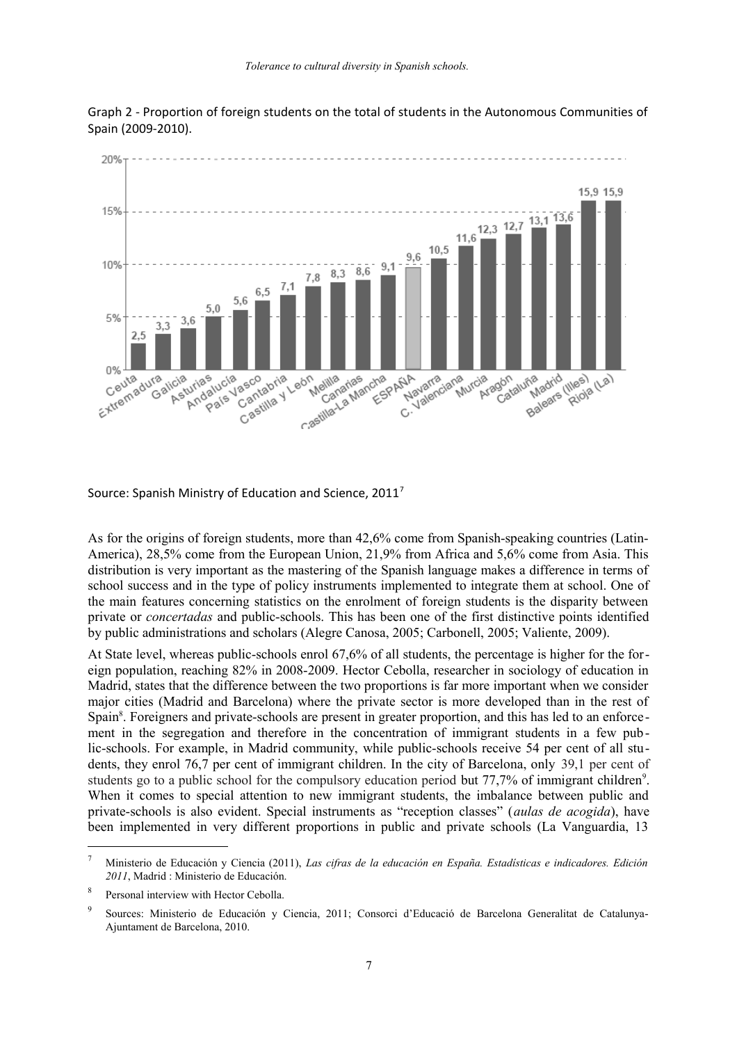Graph 2 - Proportion of foreign students on the total of students in the Autonomous Communities of Spain (2009-2010).

20%
15%
10%
5%
0%

2,5 3,3 3,6 5,0 5,6 6,5 7,1 7,8 8,3 8,6 9,1 9,6 10,5 11,6 12,3 12,7 13,1 13,6 15,9 15,9

Ceuta, Extremadura, Galicia, Asturias, Andalucía, País Vasco, Cantabria, Castilla y León, Melilla, Canarias, Castilla-La Mancha, ESPAÑA, Navarra, C. Valenciana, Murcia, Aragón, Cataluña, Madrid, Balears (Illes), Rioja (La)

Source: Spanish Ministry of Education and Science, 2011[7]

As for the origins of foreign students, more than 42,6% come from Spanish-speaking countries (Latin-America), 28,5% come from the European Union, 21,9% from Africa and 5,6% come from Asia. This distribution is very important as the mastering of the Spanish language makes a difference in terms of school success and in the type of policy instruments implemented to integrate them at school. One of the main features concerning statistics on the enrolment of foreign students is the disparity between private or *concertadas* and public-schools. This has been one of the first distinctive points identified by public administrations and scholars (Alegre Canosa, 2005; Carbonell, 2005; Valiente, 2009).

At State level, whereas public-schools enrol 67,6% of all students, the percentage is higher for the foreign population, reaching 82% in 2008-2009. Hector Cebolla, researcher in sociology of education in Madrid, states that the difference between the two proportions is far more important when we consider major cities (Madrid and Barcelona) where the private sector is more developed than in the rest of Spain[8]. Foreigners and private-schools are present in greater proportion, and this has led to an enforcement in the segregation and therefore in the concentration of immigrant students in a few public-schools. For example, in Madrid community, while public-schools receive 54 per cent of all students, they enrol 76,7 per cent of immigrant children. In the city of Barcelona, only 39,1 per cent of students go to a public school for the compulsory education period but 77,7% of immigrant children[9]. When it comes to special attention to new immigrant students, the imbalance between public and private-schools is also evident. Special instruments as "reception classes" (*aulas de acogida*), have been implemented in very different proportions in public and private schools (La Vanguardia, 13

---

[7] Ministerio de Educación y Ciencia (2011), *Las cifras de la educación en España. Estadísticas e indicadores. Edición 2011*, Madrid : Ministerio de Educación.

[8] Personal interview with Hector Cebolla.

[9] Sources: Ministerio de Educación y Ciencia, 2011; Consorci d'Educació de Barcelona Generalitat de Catalunya-Ajuntament de Barcelona, 2010.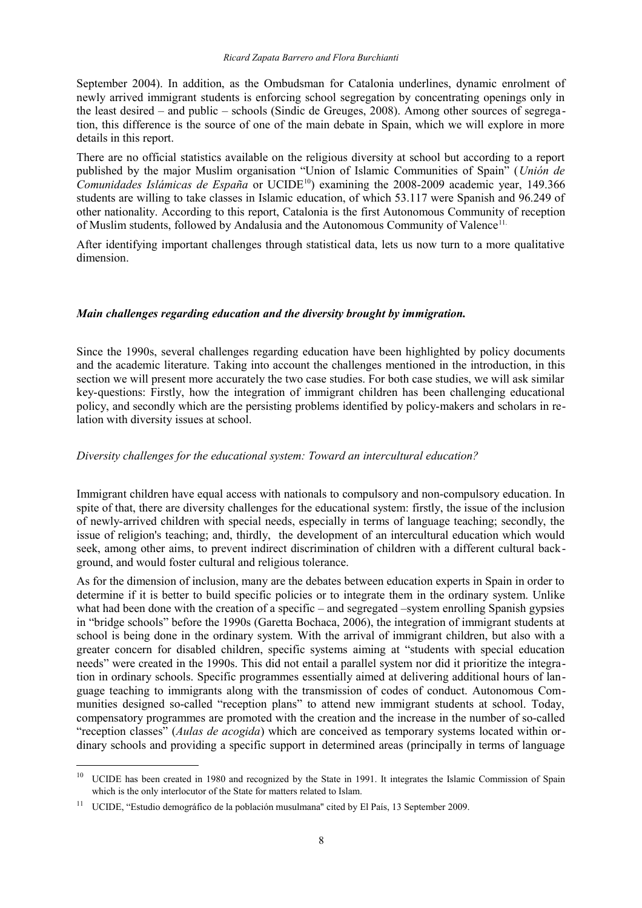September 2004). In addition, as the Ombudsman for Catalonia underlines, dynamic enrolment of newly arrived immigrant students is enforcing school segregation by concentrating openings only in the least desired – and public – schools (Sindic de Greuges, 2008). Among other sources of segregation, this difference is the source of one of the main debate in Spain, which we will explore in more details in this report.

There are no official statistics available on the religious diversity at school but according to a report published by the major Muslim organisation "Union of Islamic Communities of Spain" (*Unión de Comunidades Islámicas de España* or UCIDE[10]) examining the 2008-2009 academic year, 149.366 students are willing to take classes in Islamic education, of which 53.117 were Spanish and 96.249 of other nationality. According to this report, Catalonia is the first Autonomous Community of reception of Muslim students, followed by Andalusia and the Autonomous Community of Valence[11].

After identifying important challenges through statistical data, lets us now turn to a more qualitative dimension.

### *Main challenges regarding education and the diversity brought by immigration.*

Since the 1990s, several challenges regarding education have been highlighted by policy documents and the academic literature. Taking into account the challenges mentioned in the introduction, in this section we will present more accurately the two case studies. For both case studies, we will ask similar key-questions: Firstly, how the integration of immigrant children has been challenging educational policy, and secondly which are the persisting problems identified by policy-makers and scholars in relation with diversity issues at school.

#### *Diversity challenges for the educational system: Toward an intercultural education?*

Immigrant children have equal access with nationals to compulsory and non-compulsory education. In spite of that, there are diversity challenges for the educational system: firstly, the issue of the inclusion of newly-arrived children with special needs, especially in terms of language teaching; secondly, the issue of religion's teaching; and, thirdly, the development of an intercultural education which would seek, among other aims, to prevent indirect discrimination of children with a different cultural background, and would foster cultural and religious tolerance.

As for the dimension of inclusion, many are the debates between education experts in Spain in order to determine if it is better to build specific policies or to integrate them in the ordinary system. Unlike what had been done with the creation of a specific – and segregated –system enrolling Spanish gypsies in "bridge schools" before the 1990s (Garetta Bochaca, 2006), the integration of immigrant students at school is being done in the ordinary system. With the arrival of immigrant children, but also with a greater concern for disabled children, specific systems aiming at "students with special education needs" were created in the 1990s. This did not entail a parallel system nor did it prioritize the integration in ordinary schools. Specific programmes essentially aimed at delivering additional hours of language teaching to immigrants along with the transmission of codes of conduct. Autonomous Communities designed so-called "reception plans" to attend new immigrant students at school. Today, compensatory programmes are promoted with the creation and the increase in the number of so-called "reception classes" (*Aulas de acogida*) which are conceived as temporary systems located within ordinary schools and providing a specific support in determined areas (principally in terms of language

---

[10] UCIDE has been created in 1980 and recognized by the State in 1991. It integrates the Islamic Commission of Spain which is the only interlocutor of the State for matters related to Islam.

[11] UCIDE, "Estudio demográfico de la población musulmana" cited by El País, 13 September 2009.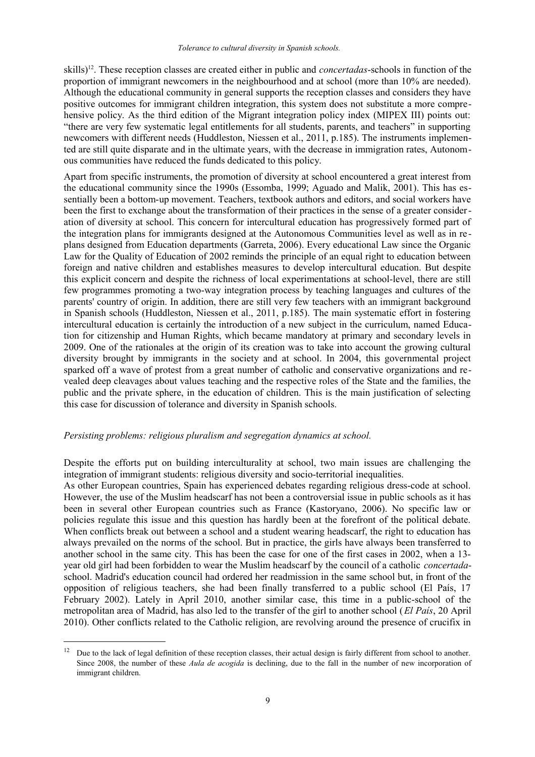skills)[12]. These reception classes are created either in public and *concertadas*-schools in function of the proportion of immigrant newcomers in the neighbourhood and at school (more than 10% are needed). Although the educational community in general supports the reception classes and considers they have positive outcomes for immigrant children integration, this system does not substitute a more comprehensive policy. As the third edition of the Migrant integration policy index (MIPEX III) points out: "there are very few systematic legal entitlements for all students, parents, and teachers" in supporting newcomers with different needs (Huddleston, Niessen et al., 2011, p.185). The instruments implemented are still quite disparate and in the ultimate years, with the decrease in immigration rates, Autonomous communities have reduced the funds dedicated to this policy.

Apart from specific instruments, the promotion of diversity at school encountered a great interest from the educational community since the 1990s (Essomba, 1999; Aguado and Malik, 2001). This has essentially been a bottom-up movement. Teachers, textbook authors and editors, and social workers have been the first to exchange about the transformation of their practices in the sense of a greater consideration of diversity at school. This concern for intercultural education has progressively formed part of the integration plans for immigrants designed at the Autonomous Communities level as well as in replans designed from Education departments (Garreta, 2006). Every educational Law since the Organic Law for the Quality of Education of 2002 reminds the principle of an equal right to education between foreign and native children and establishes measures to develop intercultural education. But despite this explicit concern and despite the richness of local experimentations at school-level, there are still few programmes promoting a two-way integration process by teaching languages and cultures of the parents' country of origin. In addition, there are still very few teachers with an immigrant background in Spanish schools (Huddleston, Niessen et al., 2011, p.185). The main systematic effort in fostering intercultural education is certainly the introduction of a new subject in the curriculum, named Education for citizenship and Human Rights, which became mandatory at primary and secondary levels in 2009. One of the rationales at the origin of its creation was to take into account the growing cultural diversity brought by immigrants in the society and at school. In 2004, this governmental project sparked off a wave of protest from a great number of catholic and conservative organizations and revealed deep cleavages about values teaching and the respective roles of the State and the families, the public and the private sphere, in the education of children. This is the main justification of selecting this case for discussion of tolerance and diversity in Spanish schools.

*Persisting problems: religious pluralism and segregation dynamics at school.*

Despite the efforts put on building interculturality at school, two main issues are challenging the integration of immigrant students: religious diversity and socio-territorial inequalities.

As other European countries, Spain has experienced debates regarding religious dress-code at school. However, the use of the Muslim headscarf has not been a controversial issue in public schools as it has been in several other European countries such as France (Kastoryano, 2006). No specific law or policies regulate this issue and this question has hardly been at the forefront of the political debate. When conflicts break out between a school and a student wearing headscarf, the right to education has always prevailed on the norms of the school. But in practice, the girls have always been transferred to another school in the same city. This has been the case for one of the first cases in 2002, when a 13-year old girl had been forbidden to wear the Muslim headscarf by the council of a catholic *concertada*-school. Madrid's education council had ordered her readmission in the same school but, in front of the opposition of religious teachers, she had been finally transferred to a public school (El País, 17 February 2002). Lately in April 2010, another similar case, this time in a public-school of the metropolitan area of Madrid, has also led to the transfer of the girl to another school (*El País*, 20 April 2010). Other conflicts related to the Catholic religion, are revolving around the presence of crucifix in

[12] Due to the lack of legal definition of these reception classes, their actual design is fairly different from school to another. Since 2008, the number of these *Aula de acogida* is declining, due to the fall in the number of new incorporation of immigrant children.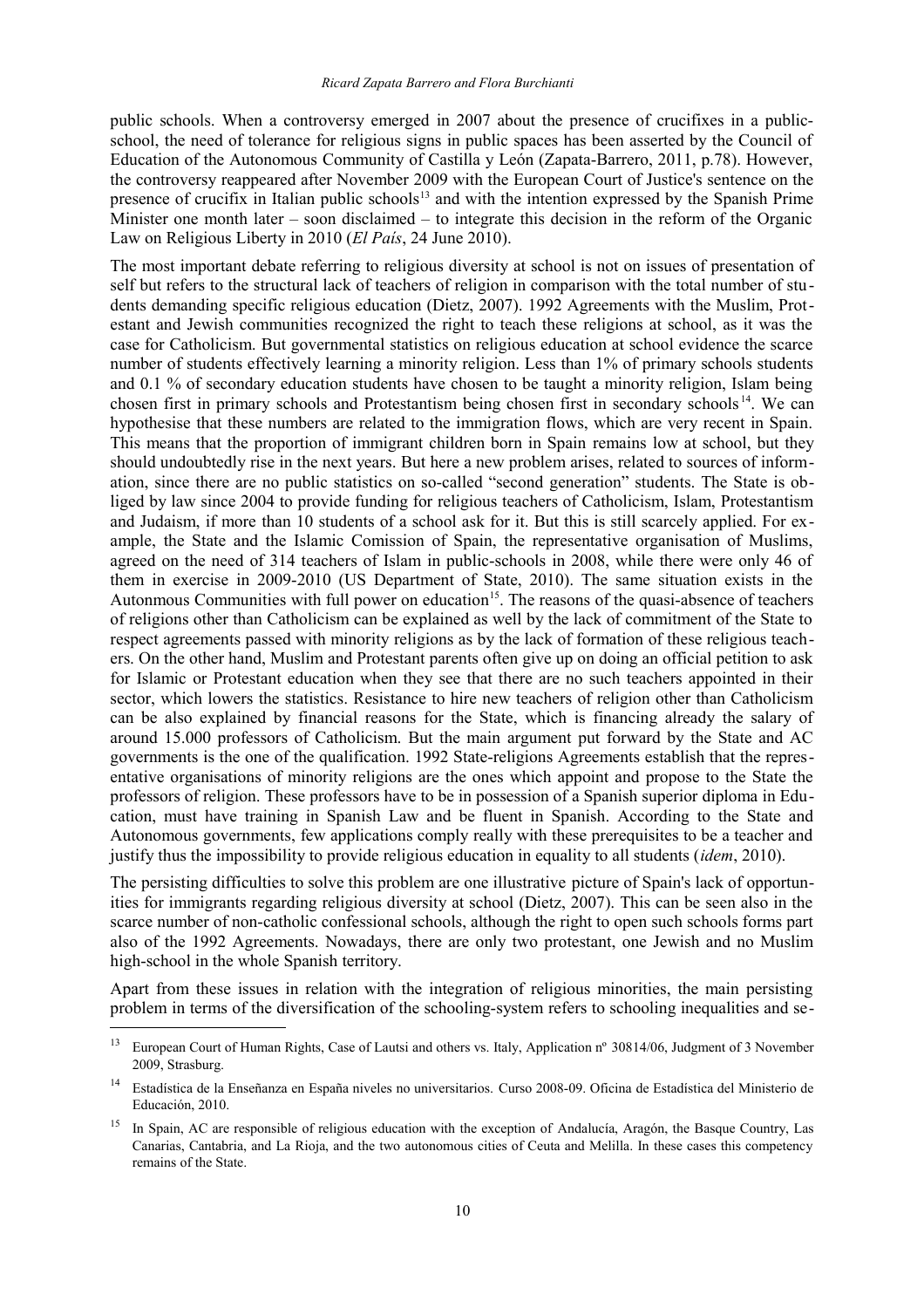public schools. When a controversy emerged in 2007 about the presence of crucifixes in a public-school, the need of tolerance for religious signs in public spaces has been asserted by the Council of Education of the Autonomous Community of Castilla y León (Zapata-Barrero, 2011, p.78). However, the controversy reappeared after November 2009 with the European Court of Justice's sentence on the presence of crucifix in Italian public schools[13] and with the intention expressed by the Spanish Prime Minister one month later – soon disclaimed – to integrate this decision in the reform of the Organic Law on Religious Liberty in 2010 (*El País*, 24 June 2010).

The most important debate referring to religious diversity at school is not on issues of presentation of self but refers to the structural lack of teachers of religion in comparison with the total number of students demanding specific religious education (Dietz, 2007). 1992 Agreements with the Muslim, Protestant and Jewish communities recognized the right to teach these religions at school, as it was the case for Catholicism. But governmental statistics on religious education at school evidence the scarce number of students effectively learning a minority religion. Less than 1% of primary schools students and 0.1 % of secondary education students have chosen to be taught a minority religion, Islam being chosen first in primary schools and Protestantism being chosen first in secondary schools[14]. We can hypothesise that these numbers are related to the immigration flows, which are very recent in Spain. This means that the proportion of immigrant children born in Spain remains low at school, but they should undoubtedly rise in the next years. But here a new problem arises, related to sources of information, since there are no public statistics on so-called "second generation" students. The State is obliged by law since 2004 to provide funding for religious teachers of Catholicism, Islam, Protestantism and Judaism, if more than 10 students of a school ask for it. But this is still scarcely applied. For example, the State and the Islamic Comission of Spain, the representative organisation of Muslims, agreed on the need of 314 teachers of Islam in public-schools in 2008, while there were only 46 of them in exercise in 2009-2010 (US Department of State, 2010). The same situation exists in the Autonmous Communities with full power on education[15]. The reasons of the quasi-absence of teachers of religions other than Catholicism can be explained as well by the lack of commitment of the State to respect agreements passed with minority religions as by the lack of formation of these religious teachers. On the other hand, Muslim and Protestant parents often give up on doing an official petition to ask for Islamic or Protestant education when they see that there are no such teachers appointed in their sector, which lowers the statistics. Resistance to hire new teachers of religion other than Catholicism can be also explained by financial reasons for the State, which is financing already the salary of around 15.000 professors of Catholicism. But the main argument put forward by the State and AC governments is the one of the qualification. 1992 State-religions Agreements establish that the representative organisations of minority religions are the ones which appoint and propose to the State the professors of religion. These professors have to be in possession of a Spanish superior diploma in Education, must have training in Spanish Law and be fluent in Spanish. According to the State and Autonomous governments, few applications comply really with these prerequisites to be a teacher and justify thus the impossibility to provide religious education in equality to all students (*idem*, 2010).

The persisting difficulties to solve this problem are one illustrative picture of Spain's lack of opportunities for immigrants regarding religious diversity at school (Dietz, 2007). This can be seen also in the scarce number of non-catholic confessional schools, although the right to open such schools forms part also of the 1992 Agreements. Nowadays, there are only two protestant, one Jewish and no Muslim high-school in the whole Spanish territory.

Apart from these issues in relation with the integration of religious minorities, the main persisting problem in terms of the diversification of the schooling-system refers to schooling inequalities and se-

[13] European Court of Human Rights, Case of Lautsi and others vs. Italy, Application nº 30814/06, Judgment of 3 November 2009, Strasburg.

[14] Estadística de la Enseñanza en España niveles no universitarios. Curso 2008-09. Oficina de Estadística del Ministerio de Educación, 2010.

[15] In Spain, AC are responsible of religious education with the exception of Andalucía, Aragón, the Basque Country, Las Canarias, Cantabria, and La Rioja, and the two autonomous cities of Ceuta and Melilla. In these cases this competency remains of the State.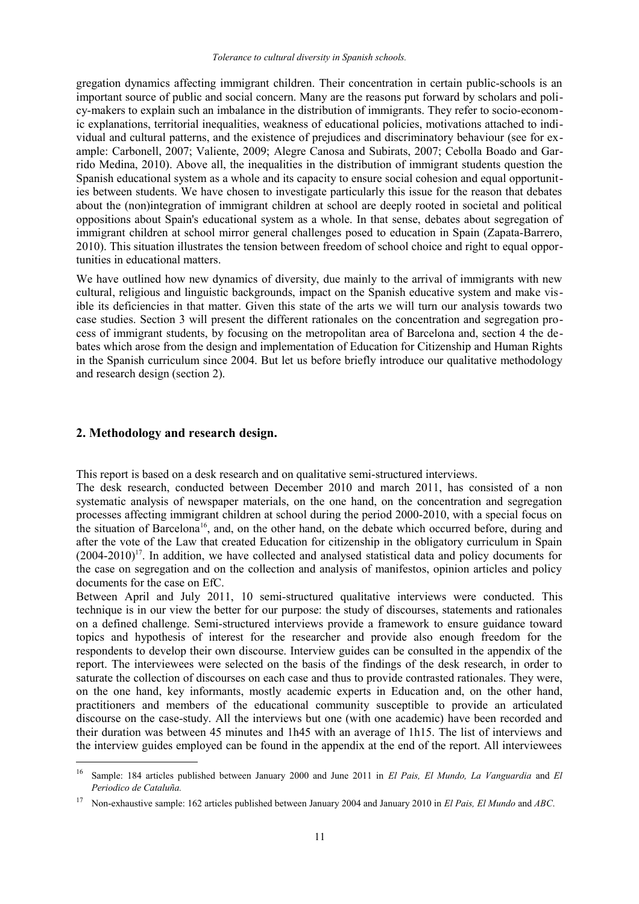gregation dynamics affecting immigrant children. Their concentration in certain public-schools is an important source of public and social concern. Many are the reasons put forward by scholars and policy-makers to explain such an imbalance in the distribution of immigrants. They refer to socio-economic explanations, territorial inequalities, weakness of educational policies, motivations attached to individual and cultural patterns, and the existence of prejudices and discriminatory behaviour (see for example: Carbonell, 2007; Valiente, 2009; Alegre Canosa and Subirats, 2007; Cebolla Boado and Garrido Medina, 2010). Above all, the inequalities in the distribution of immigrant students question the Spanish educational system as a whole and its capacity to ensure social cohesion and equal opportunities between students. We have chosen to investigate particularly this issue for the reason that debates about the (non)integration of immigrant children at school are deeply rooted in societal and political oppositions about Spain's educational system as a whole. In that sense, debates about segregation of immigrant children at school mirror general challenges posed to education in Spain (Zapata-Barrero, 2010). This situation illustrates the tension between freedom of school choice and right to equal opportunities in educational matters.

We have outlined how new dynamics of diversity, due mainly to the arrival of immigrants with new cultural, religious and linguistic backgrounds, impact on the Spanish educative system and make visible its deficiencies in that matter. Given this state of the arts we will turn our analysis towards two case studies. Section 3 will present the different rationales on the concentration and segregation process of immigrant students, by focusing on the metropolitan area of Barcelona and, section 4 the debates which arose from the design and implementation of Education for Citizenship and Human Rights in the Spanish curriculum since 2004. But let us before briefly introduce our qualitative methodology and research design (section 2).

## 2. Methodology and research design.

This report is based on a desk research and on qualitative semi-structured interviews.

The desk research, conducted between December 2010 and march 2011, has consisted of a non systematic analysis of newspaper materials, on the one hand, on the concentration and segregation processes affecting immigrant children at school during the period 2000-2010, with a special focus on the situation of Barcelona[16], and, on the other hand, on the debate which occurred before, during and after the vote of the Law that created Education for citizenship in the obligatory curriculum in Spain (2004-2010)[17]. In addition, we have collected and analysed statistical data and policy documents for the case on segregation and on the collection and analysis of manifestos, opinion articles and policy documents for the case on EfC.

Between April and July 2011, 10 semi-structured qualitative interviews were conducted. This technique is in our view the better for our purpose: the study of discourses, statements and rationales on a defined challenge. Semi-structured interviews provide a framework to ensure guidance toward topics and hypothesis of interest for the researcher and provide also enough freedom for the respondents to develop their own discourse. Interview guides can be consulted in the appendix of the report. The interviewees were selected on the basis of the findings of the desk research, in order to saturate the collection of discourses on each case and thus to provide contrasted rationales. They were, on the one hand, key informants, mostly academic experts in Education and, on the other hand, practitioners and members of the educational community susceptible to provide an articulated discourse on the case-study. All the interviews but one (with one academic) have been recorded and their duration was between 45 minutes and 1h45 with an average of 1h15. The list of interviews and the interview guides employed can be found in the appendix at the end of the report. All interviewees

[16] Sample: 184 articles published between January 2000 and June 2011 in *El Pais, El Mundo, La Vanguardia* and *El Periodico de Cataluña.*

[17] Non-exhaustive sample: 162 articles published between January 2004 and January 2010 in *El Pais, El Mundo* and *ABC*.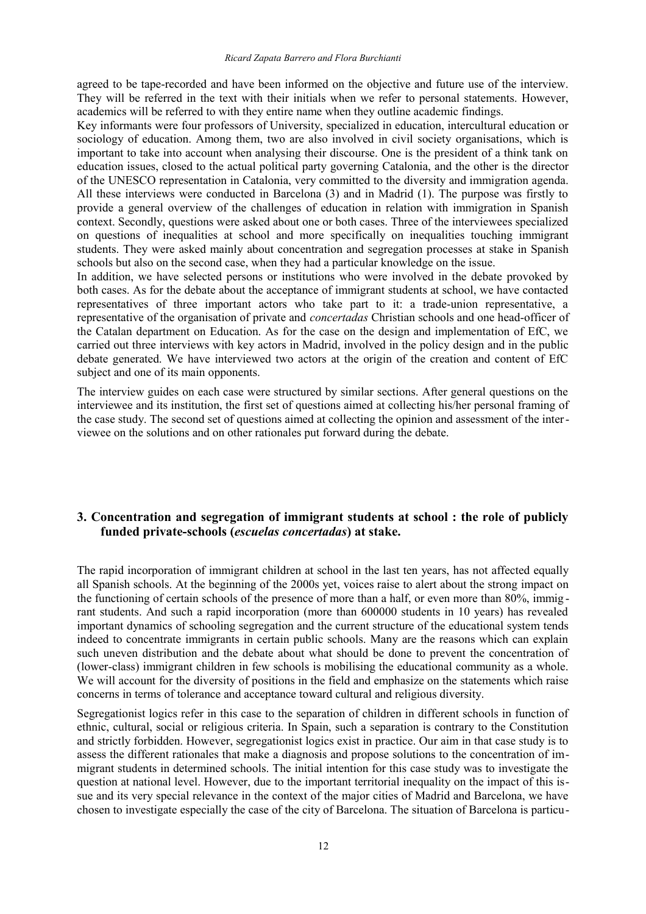agreed to be tape-recorded and have been informed on the objective and future use of the interview. They will be referred in the text with their initials when we refer to personal statements. However, academics will be referred to with they entire name when they outline academic findings.

Key informants were four professors of University, specialized in education, intercultural education or sociology of education. Among them, two are also involved in civil society organisations, which is important to take into account when analysing their discourse. One is the president of a think tank on education issues, closed to the actual political party governing Catalonia, and the other is the director of the UNESCO representation in Catalonia, very committed to the diversity and immigration agenda. All these interviews were conducted in Barcelona (3) and in Madrid (1). The purpose was firstly to provide a general overview of the challenges of education in relation with immigration in Spanish context. Secondly, questions were asked about one or both cases. Three of the interviewees specialized on questions of inequalities at school and more specifically on inequalities touching immigrant students. They were asked mainly about concentration and segregation processes at stake in Spanish schools but also on the second case, when they had a particular knowledge on the issue.

In addition, we have selected persons or institutions who were involved in the debate provoked by both cases. As for the debate about the acceptance of immigrant students at school, we have contacted representatives of three important actors who take part to it: a trade-union representative, a representative of the organisation of private and *concertadas* Christian schools and one head-officer of the Catalan department on Education. As for the case on the design and implementation of EfC, we carried out three interviews with key actors in Madrid, involved in the policy design and in the public debate generated. We have interviewed two actors at the origin of the creation and content of EfC subject and one of its main opponents.

The interview guides on each case were structured by similar sections. After general questions on the interviewee and its institution, the first set of questions aimed at collecting his/her personal framing of the case study. The second set of questions aimed at collecting the opinion and assessment of the interviewee on the solutions and on other rationales put forward during the debate.

## 3. Concentration and segregation of immigrant students at school : the role of publicly funded private-schools (*escuelas concertadas*) at stake.

The rapid incorporation of immigrant children at school in the last ten years, has not affected equally all Spanish schools. At the beginning of the 2000s yet, voices raise to alert about the strong impact on the functioning of certain schools of the presence of more than a half, or even more than 80%, immigrant students. And such a rapid incorporation (more than 600000 students in 10 years) has revealed important dynamics of schooling segregation and the current structure of the educational system tends indeed to concentrate immigrants in certain public schools. Many are the reasons which can explain such uneven distribution and the debate about what should be done to prevent the concentration of (lower-class) immigrant children in few schools is mobilising the educational community as a whole. We will account for the diversity of positions in the field and emphasize on the statements which raise concerns in terms of tolerance and acceptance toward cultural and religious diversity.

Segregationist logics refer in this case to the separation of children in different schools in function of ethnic, cultural, social or religious criteria. In Spain, such a separation is contrary to the Constitution and strictly forbidden. However, segregationist logics exist in practice. Our aim in that case study is to assess the different rationales that make a diagnosis and propose solutions to the concentration of immigrant students in determined schools. The initial intention for this case study was to investigate the question at national level. However, due to the important territorial inequality on the impact of this issue and its very special relevance in the context of the major cities of Madrid and Barcelona, we have chosen to investigate especially the case of the city of Barcelona. The situation of Barcelona is particu-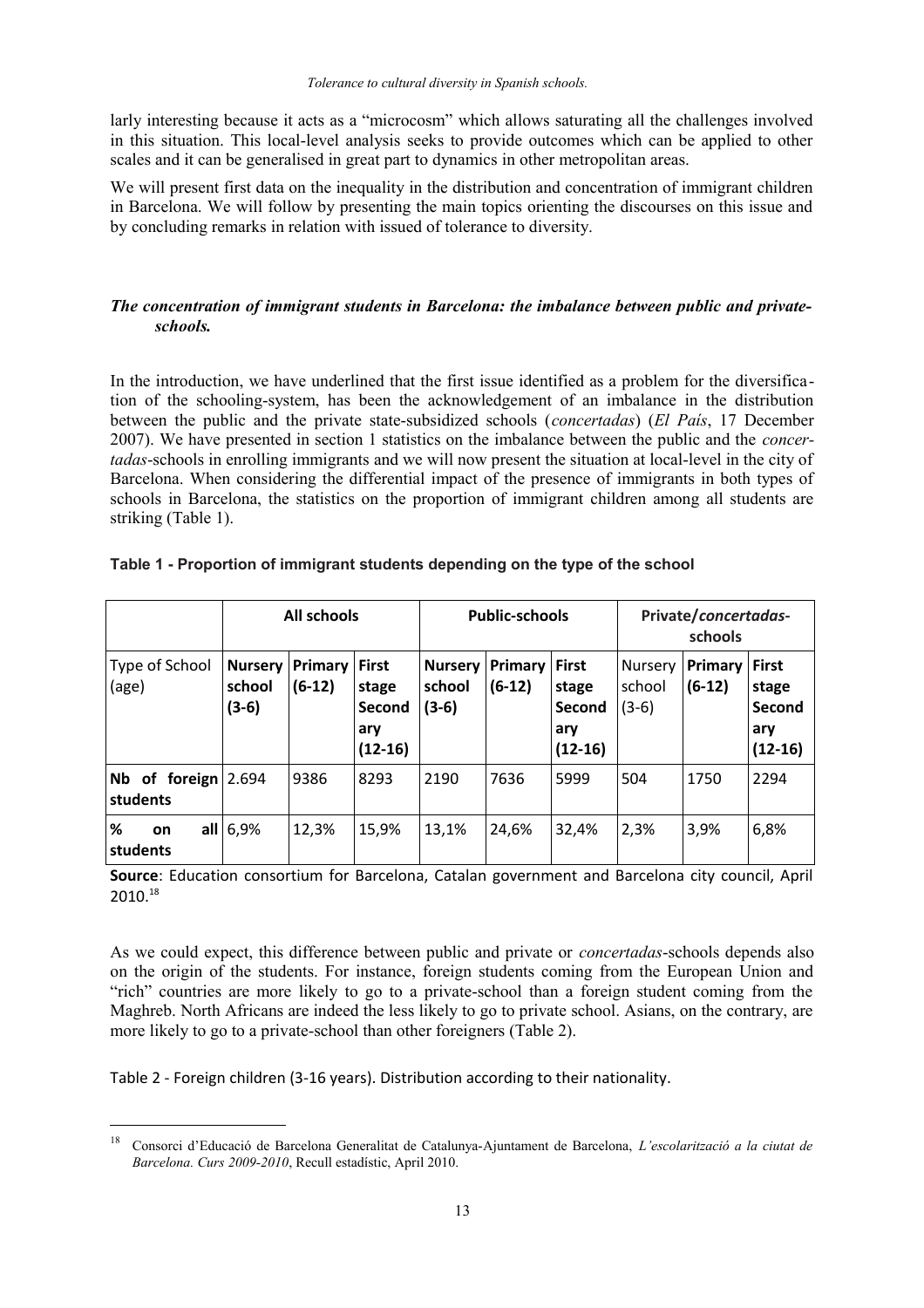larly interesting because it acts as a "microcosm" which allows saturating all the challenges involved in this situation. This local-level analysis seeks to provide outcomes which can be applied to other scales and it can be generalised in great part to dynamics in other metropolitan areas.

We will present first data on the inequality in the distribution and concentration of immigrant children in Barcelona. We will follow by presenting the main topics orienting the discourses on this issue and by concluding remarks in relation with issued of tolerance to diversity.

### *The concentration of immigrant students in Barcelona: the imbalance between public and private-schools.*

In the introduction, we have underlined that the first issue identified as a problem for the diversification of the schooling-system, has been the acknowledgement of an imbalance in the distribution between the public and the private state-subsidized schools (*concertadas*) (*El País*, 17 December 2007). We have presented in section 1 statistics on the imbalance between the public and the *concertadas*-schools in enrolling immigrants and we will now present the situation at local-level in the city of Barcelona. When considering the differential impact of the presence of immigrants in both types of schools in Barcelona, the statistics on the proportion of immigrant children among all students are striking (Table 1).

**Table 1 - Proportion of immigrant students depending on the type of the school**

| | All schools | | | Public-schools | | | Private/*concertadas*-schools | | |
|---|---|---|---|---|---|---|---|---|---|
| Type of School (age) | **Nursery school (3-6)** | **Primary (6-12)** | **First stage Secondary (12-16)** | **Nursery school (3-6)** | **Primary (6-12)** | **First stage Secondary (12-16)** | Nursery school (3-6) | **Primary (6-12)** | **First stage Secondary (12-16)** |
| **Nb of foreign students** | 2.694 | 9386 | 8293 | 2190 | 7636 | 5999 | 504 | 1750 | 2294 |
| **% on all students** | 6,9% | 12,3% | 15,9% | 13,1% | 24,6% | 32,4% | 2,3% | 3,9% | 6,8% |

**Source**: Education consortium for Barcelona, Catalan government and Barcelona city council, April 2010.[18]

As we could expect, this difference between public and private or *concertadas*-schools depends also on the origin of the students. For instance, foreign students coming from the European Union and "rich" countries are more likely to go to a private-school than a foreign student coming from the Maghreb. North Africans are indeed the less likely to go to private school. Asians, on the contrary, are more likely to go to a private-school than other foreigners (Table 2).

Table 2 - Foreign children (3-16 years). Distribution according to their nationality.

---

[18] Consorci d'Educació de Barcelona Generalitat de Catalunya-Ajuntament de Barcelona, *L'escolarització a la ciutat de Barcelona. Curs 2009-2010*, Recull estadístic, April 2010.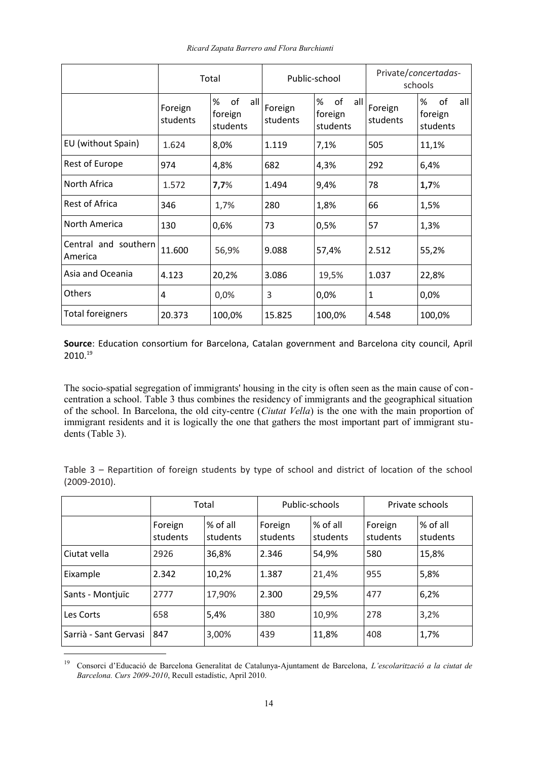| | Total | | Public-school | | Private/*concertadas*-schools | |
|---|---|---|---|---|---|---|
| | Foreign students | % of all foreign students | Foreign students | % of all foreign students | Foreign students | % of all foreign students |
| EU (without Spain) | 1.624 | 8,0% | 1.119 | 7,1% | 505 | 11,1% |
| Rest of Europe | 974 | 4,8% | 682 | 4,3% | 292 | 6,4% |
| North Africa | 1.572 | **7,7**% | 1.494 | 9,4% | 78 | **1,7**% |
| Rest of Africa | 346 | 1,7% | 280 | 1,8% | 66 | 1,5% |
| North America | 130 | 0,6% | 73 | 0,5% | 57 | 1,3% |
| Central and southern America | 11.600 | 56,9% | 9.088 | 57,4% | 2.512 | 55,2% |
| Asia and Oceania | 4.123 | 20,2% | 3.086 | 19,5% | 1.037 | 22,8% |
| Others | 4 | 0,0% | 3 | 0,0% | 1 | 0,0% |
| Total foreigners | 20.373 | 100,0% | 15.825 | 100,0% | 4.548 | 100,0% |

**Source**: Education consortium for Barcelona, Catalan government and Barcelona city council, April 2010.[19]

The socio-spatial segregation of immigrants' housing in the city is often seen as the main cause of concentration a school. Table 3 thus combines the residency of immigrants and the geographical situation of the school. In Barcelona, the old city-centre (*Ciutat Vella*) is the one with the main proportion of immigrant residents and it is logically the one that gathers the most important part of immigrant students (Table 3).

Table 3 – Repartition of foreign students by type of school and district of location of the school (2009-2010).

| | Total | | Public-schools | | Private schools | |
|---|---|---|---|---|---|---|
| | Foreign students | % of all students | Foreign students | % of all students | Foreign students | % of all students |
| Ciutat vella | 2926 | 36,8% | 2.346 | 54,9% | 580 | 15,8% |
| Eixample | 2.342 | 10,2% | 1.387 | 21,4% | 955 | 5,8% |
| Sants - Montjuïc | 2777 | 17,90% | 2.300 | 29,5% | 477 | 6,2% |
| Les Corts | 658 | 5,4% | 380 | 10,9% | 278 | 3,2% |
| Sarrià - Sant Gervasi | 847 | 3,00% | 439 | 11,8% | 408 | 1,7% |

[19] Consorci d'Educació de Barcelona Generalitat de Catalunya-Ajuntament de Barcelona, *L'escolarització a la ciutat de Barcelona. Curs 2009-2010*, Recull estadístic, April 2010.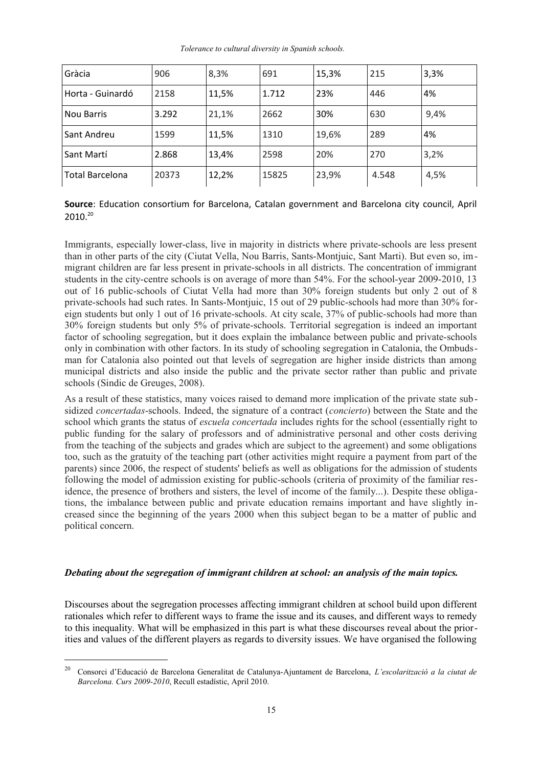| | | | | | | |
|---|---|---|---|---|---|---|
| Gràcia | 906 | 8,3% | 691 | 15,3% | 215 | 3,3% |
| Horta - Guinardó | 2158 | 11,5% | 1.712 | 23% | 446 | 4% |
| Nou Barris | 3.292 | 21,1% | 2662 | 30% | 630 | 9,4% |
| Sant Andreu | 1599 | 11,5% | 1310 | 19,6% | 289 | 4% |
| Sant Martí | 2.868 | 13,4% | 2598 | 20% | 270 | 3,2% |
| Total Barcelona | 20373 | 12,2% | 15825 | 23,9% | 4.548 | 4,5% |

**Source**: Education consortium for Barcelona, Catalan government and Barcelona city council, April 2010.[20]

Immigrants, especially lower-class, live in majority in districts where private-schools are less present than in other parts of the city (Ciutat Vella, Nou Barris, Sants-Montjuic, Sant Marti). But even so, immigrant children are far less present in private-schools in all districts. The concentration of immigrant students in the city-centre schools is on average of more than 54%. For the school-year 2009-2010, 13 out of 16 public-schools of Ciutat Vella had more than 30% foreign students but only 2 out of 8 private-schools had such rates. In Sants-Montjuic, 15 out of 29 public-schools had more than 30% foreign students but only 1 out of 16 private-schools. At city scale, 37% of public-schools had more than 30% foreign students but only 5% of private-schools. Territorial segregation is indeed an important factor of schooling segregation, but it does explain the imbalance between public and private-schools only in combination with other factors. In its study of schooling segregation in Catalonia, the Ombudsman for Catalonia also pointed out that levels of segregation are higher inside districts than among municipal districts and also inside the public and the private sector rather than public and private schools (Sindic de Greuges, 2008).

As a result of these statistics, many voices raised to demand more implication of the private state subsidized *concertadas*-schools. Indeed, the signature of a contract (*concierto*) between the State and the school which grants the status of *escuela concertada* includes rights for the school (essentially right to public funding for the salary of professors and of administrative personal and other costs deriving from the teaching of the subjects and grades which are subject to the agreement) and some obligations too, such as the gratuity of the teaching part (other activities might require a payment from part of the parents) since 2006, the respect of students' beliefs as well as obligations for the admission of students following the model of admission existing for public-schools (criteria of proximity of the familiar residence, the presence of brothers and sisters, the level of income of the family...). Despite these obligations, the imbalance between public and private education remains important and have slightly increased since the beginning of the years 2000 when this subject began to be a matter of public and political concern.

### *Debating about the segregation of immigrant children at school: an analysis of the main topics.*

Discourses about the segregation processes affecting immigrant children at school build upon different rationales which refer to different ways to frame the issue and its causes, and different ways to remedy to this inequality. What will be emphasized in this part is what these discourses reveal about the priorities and values of the different players as regards to diversity issues. We have organised the following

[20] Consorci d'Educació de Barcelona Generalitat de Catalunya-Ajuntament de Barcelona, *L'escolarització a la ciutat de Barcelona. Curs 2009-2010*, Recull estadístic, April 2010.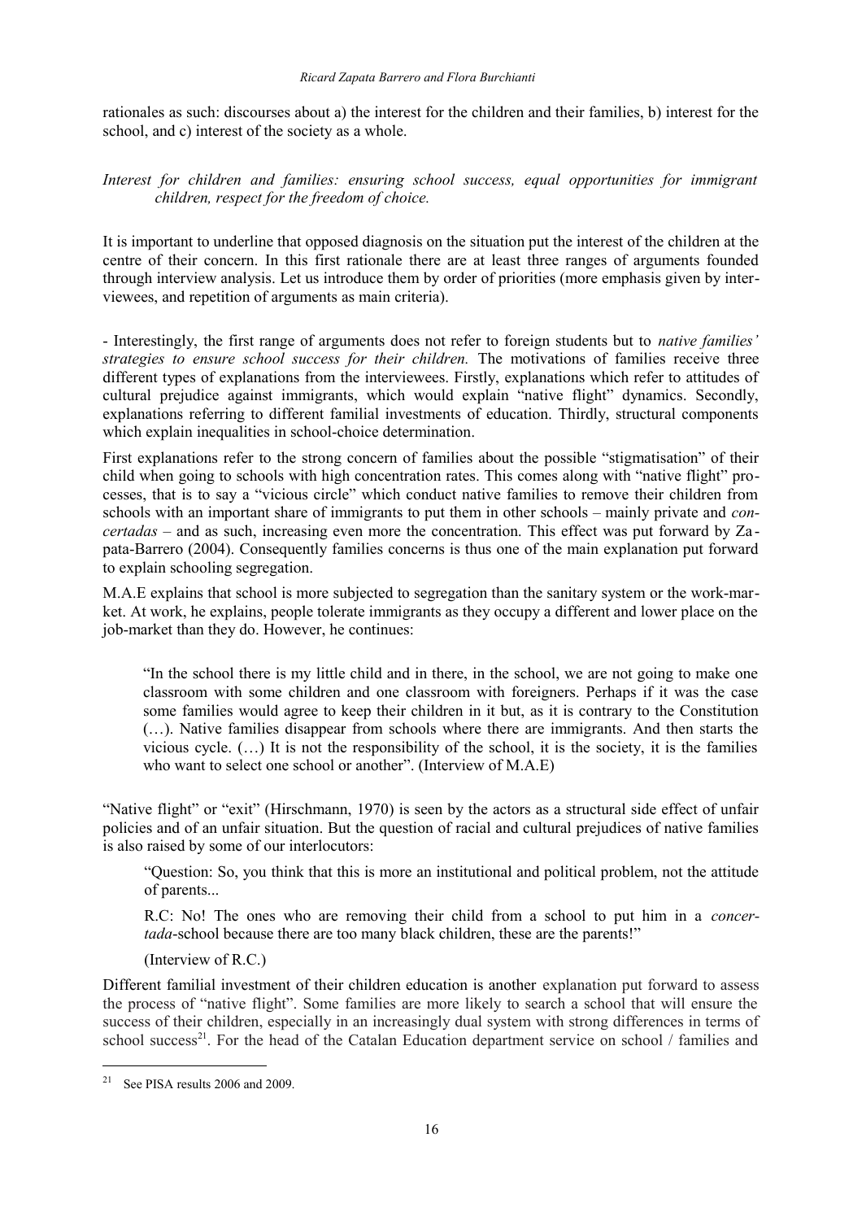rationales as such: discourses about a) the interest for the children and their families, b) interest for the school, and c) interest of the society as a whole.

*Interest for children and families: ensuring school success, equal opportunities for immigrant children, respect for the freedom of choice.*

It is important to underline that opposed diagnosis on the situation put the interest of the children at the centre of their concern. In this first rationale there are at least three ranges of arguments founded through interview analysis. Let us introduce them by order of priorities (more emphasis given by interviewees, and repetition of arguments as main criteria).

- Interestingly, the first range of arguments does not refer to foreign students but to *native families' strategies to ensure school success for their children.* The motivations of families receive three different types of explanations from the interviewees. Firstly, explanations which refer to attitudes of cultural prejudice against immigrants, which would explain "native flight" dynamics. Secondly, explanations referring to different familial investments of education. Thirdly, structural components which explain inequalities in school-choice determination.

First explanations refer to the strong concern of families about the possible "stigmatisation" of their child when going to schools with high concentration rates. This comes along with "native flight" processes, that is to say a "vicious circle" which conduct native families to remove their children from schools with an important share of immigrants to put them in other schools – mainly private and *concertadas* – and as such, increasing even more the concentration. This effect was put forward by Zapata-Barrero (2004). Consequently families concerns is thus one of the main explanation put forward to explain schooling segregation.

M.A.E explains that school is more subjected to segregation than the sanitary system or the work-market. At work, he explains, people tolerate immigrants as they occupy a different and lower place on the job-market than they do. However, he continues:

> "In the school there is my little child and in there, in the school, we are not going to make one classroom with some children and one classroom with foreigners. Perhaps if it was the case some families would agree to keep their children in it but, as it is contrary to the Constitution (…). Native families disappear from schools where there are immigrants. And then starts the vicious cycle. (…) It is not the responsibility of the school, it is the society, it is the families who want to select one school or another". (Interview of M.A.E)

"Native flight" or "exit" (Hirschmann, 1970) is seen by the actors as a structural side effect of unfair policies and of an unfair situation. But the question of racial and cultural prejudices of native families is also raised by some of our interlocutors:

> "Question: So, you think that this is more an institutional and political problem, not the attitude of parents...
>
> R.C: No! The ones who are removing their child from a school to put him in a *concertada*-school because there are too many black children, these are the parents!"
>
> (Interview of R.C.)

Different familial investment of their children education is another explanation put forward to assess the process of "native flight". Some families are more likely to search a school that will ensure the success of their children, especially in an increasingly dual system with strong differences in terms of school success[21]. For the head of the Catalan Education department service on school / families and

[21] See PISA results 2006 and 2009.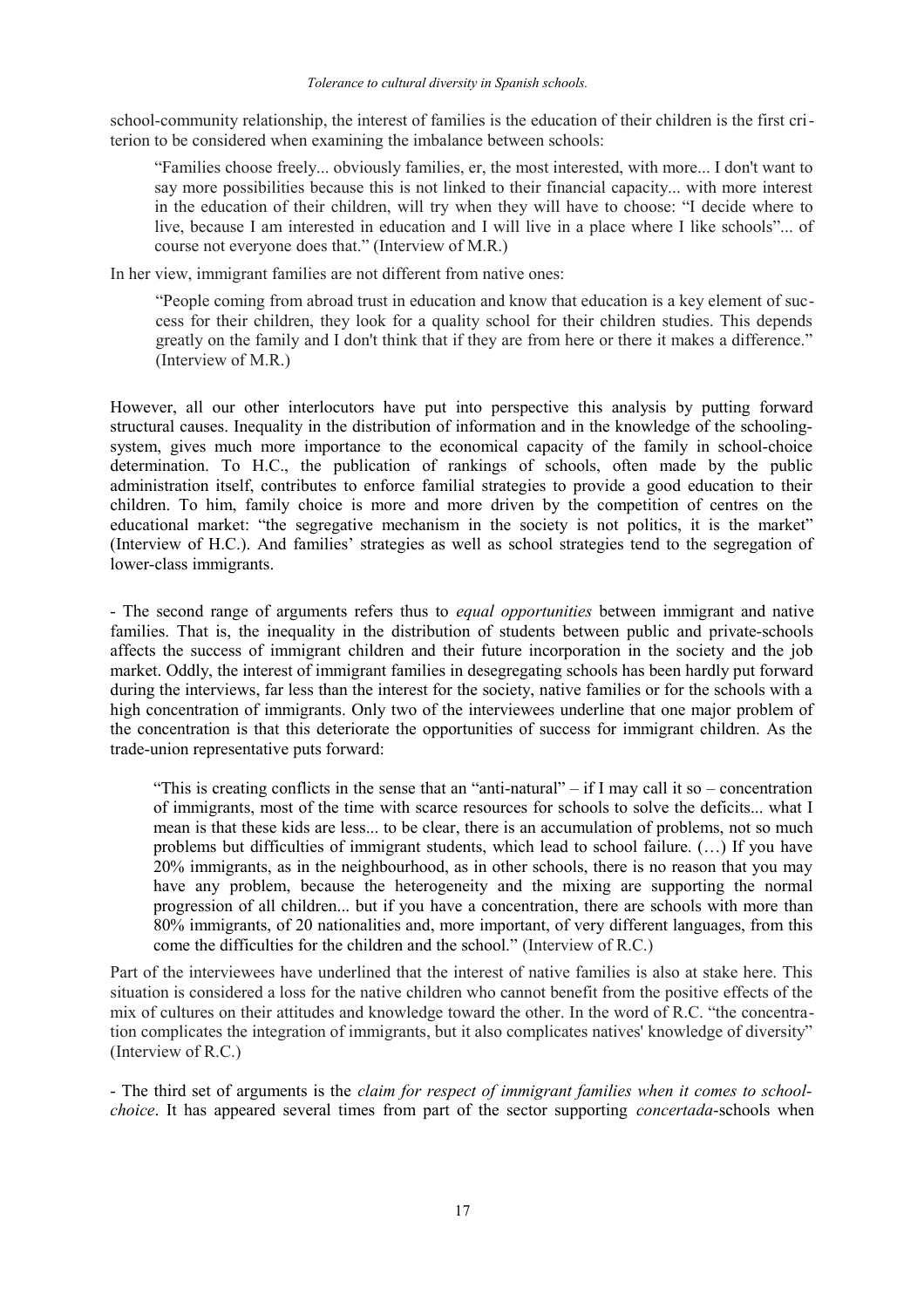school-community relationship, the interest of families is the education of their children is the first criterion to be considered when examining the imbalance between schools:

> "Families choose freely... obviously families, er, the most interested, with more... I don't want to say more possibilities because this is not linked to their financial capacity... with more interest in the education of their children, will try when they will have to choose: "I decide where to live, because I am interested in education and I will live in a place where I like schools"... of course not everyone does that." (Interview of M.R.)

In her view, immigrant families are not different from native ones:

> "People coming from abroad trust in education and know that education is a key element of success for their children, they look for a quality school for their children studies. This depends greatly on the family and I don't think that if they are from here or there it makes a difference." (Interview of M.R.)

However, all our other interlocutors have put into perspective this analysis by putting forward structural causes. Inequality in the distribution of information and in the knowledge of the schooling-system, gives much more importance to the economical capacity of the family in school-choice determination. To H.C., the publication of rankings of schools, often made by the public administration itself, contributes to enforce familial strategies to provide a good education to their children. To him, family choice is more and more driven by the competition of centres on the educational market: "the segregative mechanism in the society is not politics, it is the market" (Interview of H.C.). And families' strategies as well as school strategies tend to the segregation of lower-class immigrants.

- The second range of arguments refers thus to *equal opportunities* between immigrant and native families. That is, the inequality in the distribution of students between public and private-schools affects the success of immigrant children and their future incorporation in the society and the job market. Oddly, the interest of immigrant families in desegregating schools has been hardly put forward during the interviews, far less than the interest for the society, native families or for the schools with a high concentration of immigrants. Only two of the interviewees underline that one major problem of the concentration is that this deteriorate the opportunities of success for immigrant children. As the trade-union representative puts forward:

> "This is creating conflicts in the sense that an "anti-natural" – if I may call it so – concentration of immigrants, most of the time with scarce resources for schools to solve the deficits... what I mean is that these kids are less... to be clear, there is an accumulation of problems, not so much problems but difficulties of immigrant students, which lead to school failure. (…) If you have 20% immigrants, as in the neighbourhood, as in other schools, there is no reason that you may have any problem, because the heterogeneity and the mixing are supporting the normal progression of all children... but if you have a concentration, there are schools with more than 80% immigrants, of 20 nationalities and, more important, of very different languages, from this come the difficulties for the children and the school." (Interview of R.C.)

Part of the interviewees have underlined that the interest of native families is also at stake here. This situation is considered a loss for the native children who cannot benefit from the positive effects of the mix of cultures on their attitudes and knowledge toward the other. In the word of R.C. "the concentration complicates the integration of immigrants, but it also complicates natives' knowledge of diversity" (Interview of R.C.)

- The third set of arguments is the *claim for respect of immigrant families when it comes to school-choice*. It has appeared several times from part of the sector supporting *concertada*-schools when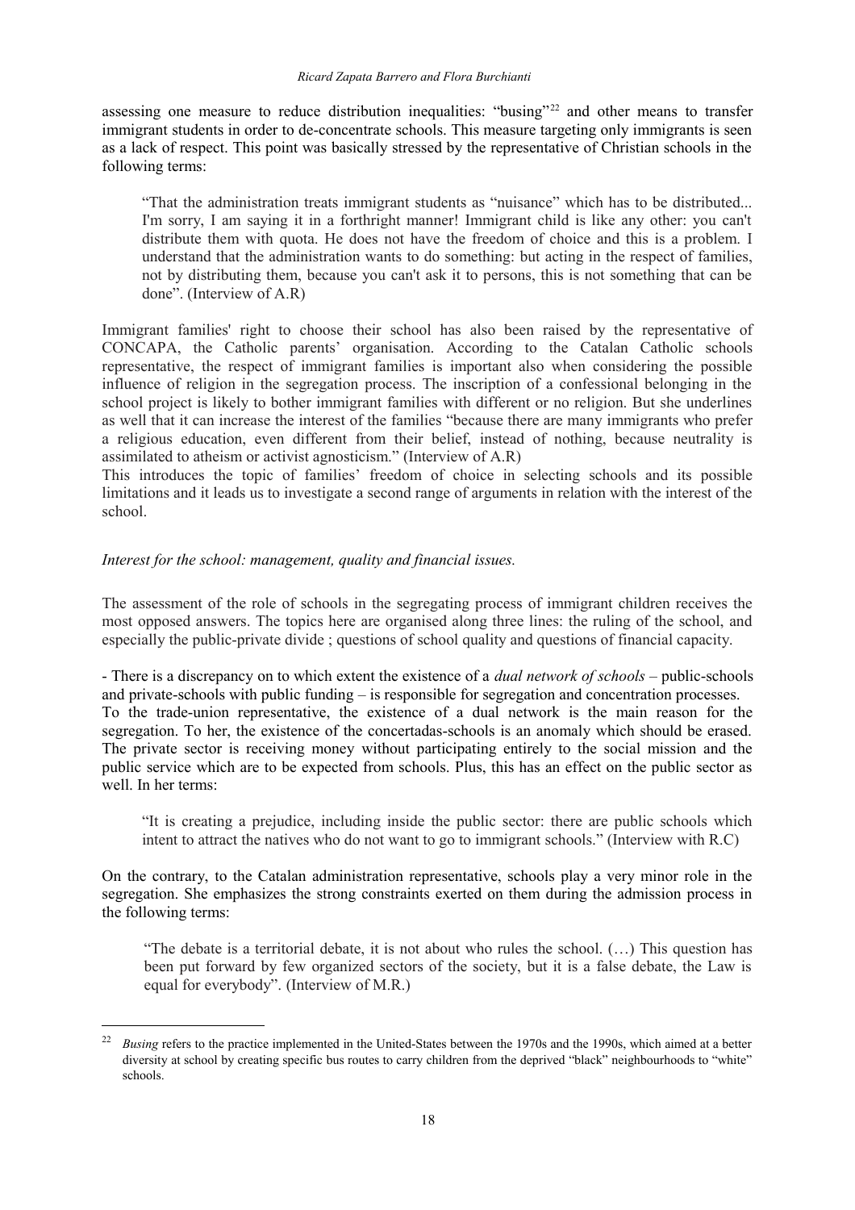assessing one measure to reduce distribution inequalities: "busing"[22] and other means to transfer immigrant students in order to de-concentrate schools. This measure targeting only immigrants is seen as a lack of respect. This point was basically stressed by the representative of Christian schools in the following terms:

> "That the administration treats immigrant students as "nuisance" which has to be distributed... I'm sorry, I am saying it in a forthright manner! Immigrant child is like any other: you can't distribute them with quota. He does not have the freedom of choice and this is a problem. I understand that the administration wants to do something: but acting in the respect of families, not by distributing them, because you can't ask it to persons, this is not something that can be done". (Interview of A.R)

Immigrant families' right to choose their school has also been raised by the representative of CONCAPA, the Catholic parents' organisation. According to the Catalan Catholic schools representative, the respect of immigrant families is important also when considering the possible influence of religion in the segregation process. The inscription of a confessional belonging in the school project is likely to bother immigrant families with different or no religion. But she underlines as well that it can increase the interest of the families "because there are many immigrants who prefer a religious education, even different from their belief, instead of nothing, because neutrality is assimilated to atheism or activist agnosticism." (Interview of A.R)
This introduces the topic of families' freedom of choice in selecting schools and its possible limitations and it leads us to investigate a second range of arguments in relation with the interest of the school.

*Interest for the school: management, quality and financial issues.*

The assessment of the role of schools in the segregating process of immigrant children receives the most opposed answers. The topics here are organised along three lines: the ruling of the school, and especially the public-private divide ; questions of school quality and questions of financial capacity.

- There is a discrepancy on to which extent the existence of a *dual network of schools* – public-schools and private-schools with public funding – is responsible for segregation and concentration processes.
To the trade-union representative, the existence of a dual network is the main reason for the segregation. To her, the existence of the concertadas-schools is an anomaly which should be erased. The private sector is receiving money without participating entirely to the social mission and the public service which are to be expected from schools. Plus, this has an effect on the public sector as well. In her terms:

> "It is creating a prejudice, including inside the public sector: there are public schools which intent to attract the natives who do not want to go to immigrant schools." (Interview with R.C)

On the contrary, to the Catalan administration representative, schools play a very minor role in the segregation. She emphasizes the strong constraints exerted on them during the admission process in the following terms:

> "The debate is a territorial debate, it is not about who rules the school. (…) This question has been put forward by few organized sectors of the society, but it is a false debate, the Law is equal for everybody". (Interview of M.R.)

[22] *Busing* refers to the practice implemented in the United-States between the 1970s and the 1990s, which aimed at a better diversity at school by creating specific bus routes to carry children from the deprived "black" neighbourhoods to "white" schools.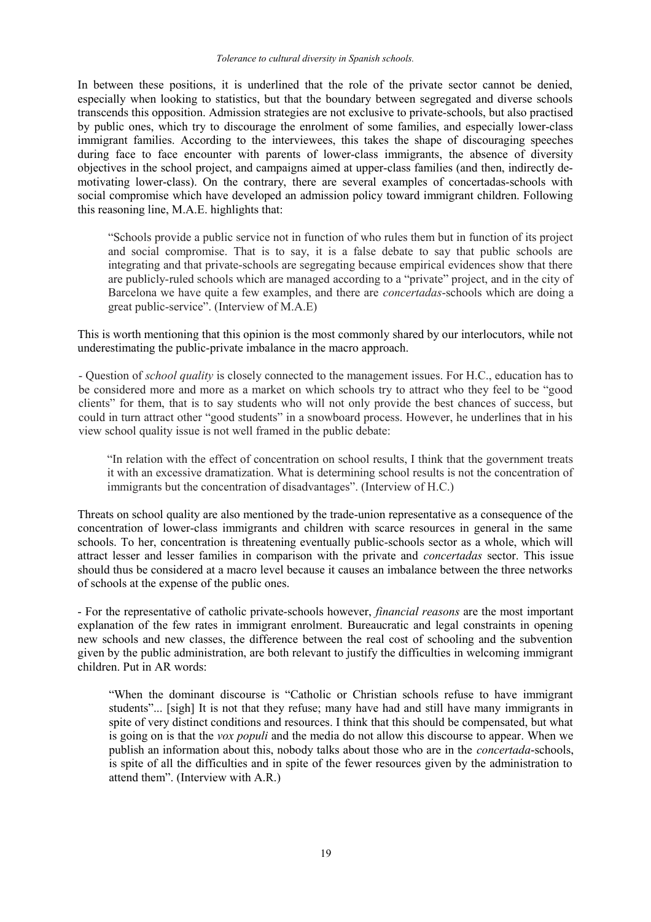In between these positions, it is underlined that the role of the private sector cannot be denied, especially when looking to statistics, but that the boundary between segregated and diverse schools transcends this opposition. Admission strategies are not exclusive to private-schools, but also practised by public ones, which try to discourage the enrolment of some families, and especially lower-class immigrant families. According to the interviewees, this takes the shape of discouraging speeches during face to face encounter with parents of lower-class immigrants, the absence of diversity objectives in the school project, and campaigns aimed at upper-class families (and then, indirectly de-motivating lower-class). On the contrary, there are several examples of concertadas-schools with social compromise which have developed an admission policy toward immigrant children. Following this reasoning line, M.A.E. highlights that:

> "Schools provide a public service not in function of who rules them but in function of its project and social compromise. That is to say, it is a false debate to say that public schools are integrating and that private-schools are segregating because empirical evidences show that there are publicly-ruled schools which are managed according to a "private" project, and in the city of Barcelona we have quite a few examples, and there are *concertadas*-schools which are doing a great public-service". (Interview of M.A.E)

This is worth mentioning that this opinion is the most commonly shared by our interlocutors, while not underestimating the public-private imbalance in the macro approach.

- Question of *school quality* is closely connected to the management issues. For H.C., education has to be considered more and more as a market on which schools try to attract who they feel to be "good clients" for them, that is to say students who will not only provide the best chances of success, but could in turn attract other "good students" in a snowboard process. However, he underlines that in his view school quality issue is not well framed in the public debate:

> "In relation with the effect of concentration on school results, I think that the government treats it with an excessive dramatization. What is determining school results is not the concentration of immigrants but the concentration of disadvantages". (Interview of H.C.)

Threats on school quality are also mentioned by the trade-union representative as a consequence of the concentration of lower-class immigrants and children with scarce resources in general in the same schools. To her, concentration is threatening eventually public-schools sector as a whole, which will attract lesser and lesser families in comparison with the private and *concertadas* sector. This issue should thus be considered at a macro level because it causes an imbalance between the three networks of schools at the expense of the public ones.

- For the representative of catholic private-schools however, *financial reasons* are the most important explanation of the few rates in immigrant enrolment. Bureaucratic and legal constraints in opening new schools and new classes, the difference between the real cost of schooling and the subvention given by the public administration, are both relevant to justify the difficulties in welcoming immigrant children. Put in AR words:

> "When the dominant discourse is "Catholic or Christian schools refuse to have immigrant students"... [sigh] It is not that they refuse; many have had and still have many immigrants in spite of very distinct conditions and resources. I think that this should be compensated, but what is going on is that the *vox populi* and the media do not allow this discourse to appear. When we publish an information about this, nobody talks about those who are in the *concertada*-schools, is spite of all the difficulties and in spite of the fewer resources given by the administration to attend them". (Interview with A.R.)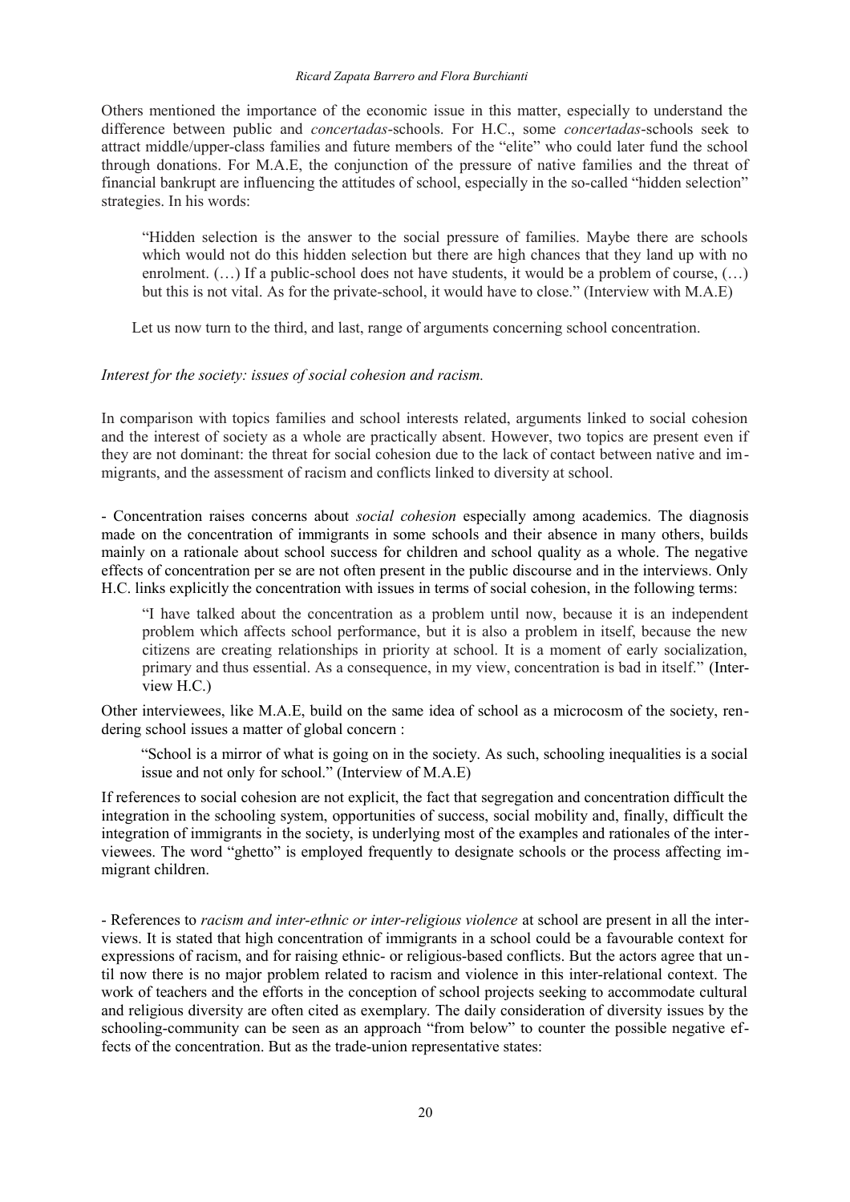Others mentioned the importance of the economic issue in this matter, especially to understand the difference between public and *concertadas*-schools. For H.C., some *concertadas*-schools seek to attract middle/upper-class families and future members of the "elite" who could later fund the school through donations. For M.A.E, the conjunction of the pressure of native families and the threat of financial bankrupt are influencing the attitudes of school, especially in the so-called "hidden selection" strategies. In his words:

> "Hidden selection is the answer to the social pressure of families. Maybe there are schools which would not do this hidden selection but there are high chances that they land up with no enrolment. (…) If a public-school does not have students, it would be a problem of course, (…) but this is not vital. As for the private-school, it would have to close." (Interview with M.A.E)

Let us now turn to the third, and last, range of arguments concerning school concentration.

*Interest for the society: issues of social cohesion and racism.*

In comparison with topics families and school interests related, arguments linked to social cohesion and the interest of society as a whole are practically absent. However, two topics are present even if they are not dominant: the threat for social cohesion due to the lack of contact between native and immigrants, and the assessment of racism and conflicts linked to diversity at school.

- Concentration raises concerns about *social cohesion* especially among academics. The diagnosis made on the concentration of immigrants in some schools and their absence in many others, builds mainly on a rationale about school success for children and school quality as a whole. The negative effects of concentration per se are not often present in the public discourse and in the interviews. Only H.C. links explicitly the concentration with issues in terms of social cohesion, in the following terms:

> "I have talked about the concentration as a problem until now, because it is an independent problem which affects school performance, but it is also a problem in itself, because the new citizens are creating relationships in priority at school. It is a moment of early socialization, primary and thus essential. As a consequence, in my view, concentration is bad in itself." (Interview H.C.)

Other interviewees, like M.A.E, build on the same idea of school as a microcosm of the society, rendering school issues a matter of global concern :

> "School is a mirror of what is going on in the society. As such, schooling inequalities is a social issue and not only for school." (Interview of M.A.E)

If references to social cohesion are not explicit, the fact that segregation and concentration difficult the integration in the schooling system, opportunities of success, social mobility and, finally, difficult the integration of immigrants in the society, is underlying most of the examples and rationales of the interviewees. The word "ghetto" is employed frequently to designate schools or the process affecting immigrant children.

- References to *racism and inter-ethnic or inter-religious violence* at school are present in all the interviews. It is stated that high concentration of immigrants in a school could be a favourable context for expressions of racism, and for raising ethnic- or religious-based conflicts. But the actors agree that until now there is no major problem related to racism and violence in this inter-relational context. The work of teachers and the efforts in the conception of school projects seeking to accommodate cultural and religious diversity are often cited as exemplary. The daily consideration of diversity issues by the schooling-community can be seen as an approach "from below" to counter the possible negative effects of the concentration. But as the trade-union representative states: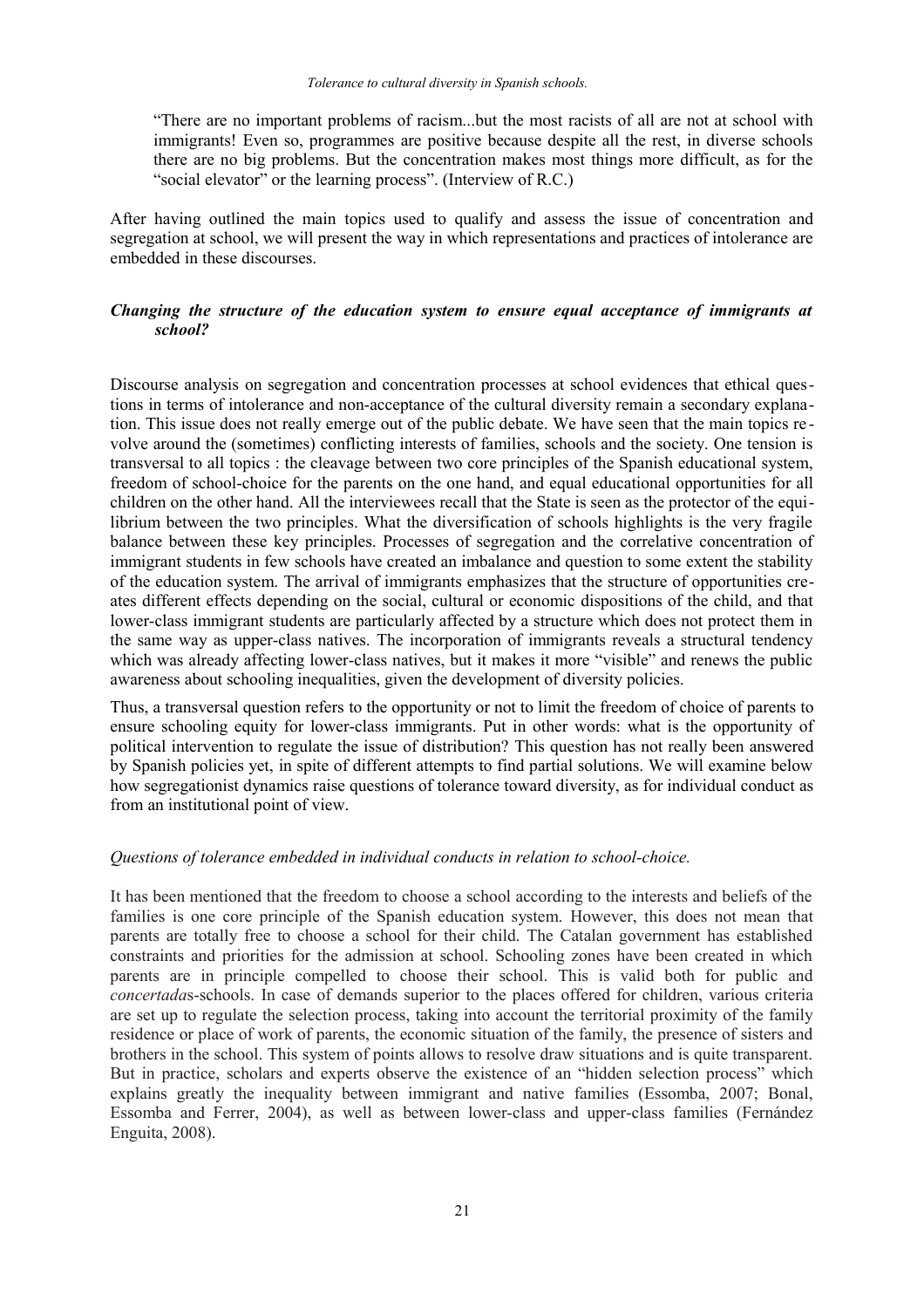> "There are no important problems of racism...but the most racists of all are not at school with immigrants! Even so, programmes are positive because despite all the rest, in diverse schools there are no big problems. But the concentration makes most things more difficult, as for the "social elevator" or the learning process". (Interview of R.C.)

After having outlined the main topics used to qualify and assess the issue of concentration and segregation at school, we will present the way in which representations and practices of intolerance are embedded in these discourses.

### *Changing the structure of the education system to ensure equal acceptance of immigrants at school?*

Discourse analysis on segregation and concentration processes at school evidences that ethical questions in terms of intolerance and non-acceptance of the cultural diversity remain a secondary explanation. This issue does not really emerge out of the public debate. We have seen that the main topics revolve around the (sometimes) conflicting interests of families, schools and the society. One tension is transversal to all topics : the cleavage between two core principles of the Spanish educational system, freedom of school-choice for the parents on the one hand, and equal educational opportunities for all children on the other hand. All the interviewees recall that the State is seen as the protector of the equilibrium between the two principles. What the diversification of schools highlights is the very fragile balance between these key principles. Processes of segregation and the correlative concentration of immigrant students in few schools have created an imbalance and question to some extent the stability of the education system. The arrival of immigrants emphasizes that the structure of opportunities creates different effects depending on the social, cultural or economic dispositions of the child, and that lower-class immigrant students are particularly affected by a structure which does not protect them in the same way as upper-class natives. The incorporation of immigrants reveals a structural tendency which was already affecting lower-class natives, but it makes it more "visible" and renews the public awareness about schooling inequalities, given the development of diversity policies.

Thus, a transversal question refers to the opportunity or not to limit the freedom of choice of parents to ensure schooling equity for lower-class immigrants. Put in other words: what is the opportunity of political intervention to regulate the issue of distribution? This question has not really been answered by Spanish policies yet, in spite of different attempts to find partial solutions. We will examine below how segregationist dynamics raise questions of tolerance toward diversity, as for individual conduct as from an institutional point of view.

#### *Questions of tolerance embedded in individual conducts in relation to school-choice.*

It has been mentioned that the freedom to choose a school according to the interests and beliefs of the families is one core principle of the Spanish education system. However, this does not mean that parents are totally free to choose a school for their child. The Catalan government has established constraints and priorities for the admission at school. Schooling zones have been created in which parents are in principle compelled to choose their school. This is valid both for public and *concertada*s-schools. In case of demands superior to the places offered for children, various criteria are set up to regulate the selection process, taking into account the territorial proximity of the family residence or place of work of parents, the economic situation of the family, the presence of sisters and brothers in the school. This system of points allows to resolve draw situations and is quite transparent. But in practice, scholars and experts observe the existence of an "hidden selection process" which explains greatly the inequality between immigrant and native families (Essomba, 2007; Bonal, Essomba and Ferrer, 2004), as well as between lower-class and upper-class families (Fernández Enguita, 2008).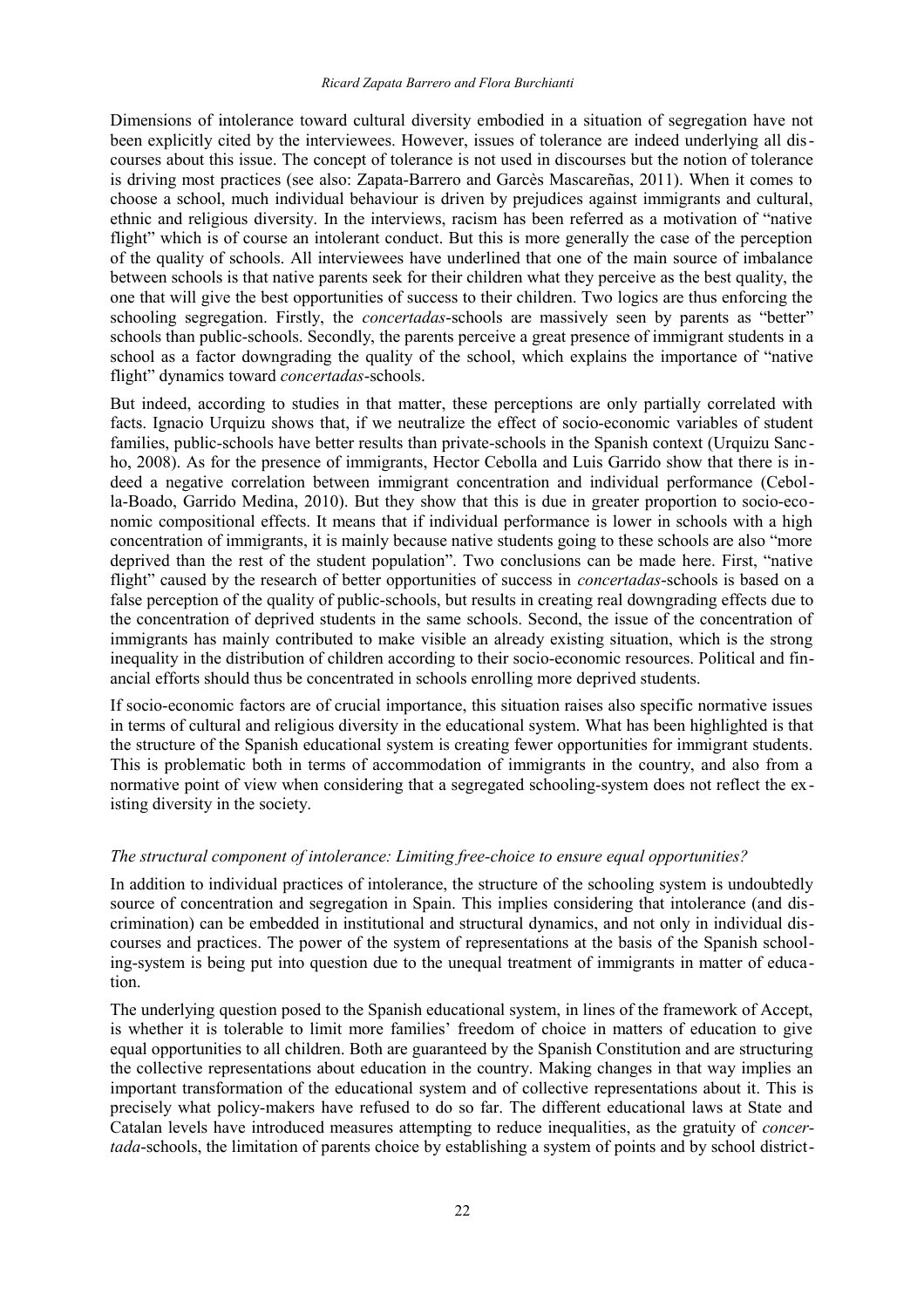Dimensions of intolerance toward cultural diversity embodied in a situation of segregation have not been explicitly cited by the interviewees. However, issues of tolerance are indeed underlying all discourses about this issue. The concept of tolerance is not used in discourses but the notion of tolerance is driving most practices (see also: Zapata-Barrero and Garcès Mascareñas, 2011). When it comes to choose a school, much individual behaviour is driven by prejudices against immigrants and cultural, ethnic and religious diversity. In the interviews, racism has been referred as a motivation of "native flight" which is of course an intolerant conduct. But this is more generally the case of the perception of the quality of schools. All interviewees have underlined that one of the main source of imbalance between schools is that native parents seek for their children what they perceive as the best quality, the one that will give the best opportunities of success to their children. Two logics are thus enforcing the schooling segregation. Firstly, the *concertadas*-schools are massively seen by parents as "better" schools than public-schools. Secondly, the parents perceive a great presence of immigrant students in a school as a factor downgrading the quality of the school, which explains the importance of "native flight" dynamics toward *concertadas*-schools.

But indeed, according to studies in that matter, these perceptions are only partially correlated with facts. Ignacio Urquizu shows that, if we neutralize the effect of socio-economic variables of student families, public-schools have better results than private-schools in the Spanish context (Urquizu Sancho, 2008). As for the presence of immigrants, Hector Cebolla and Luis Garrido show that there is indeed a negative correlation between immigrant concentration and individual performance (Cebolla-Boado, Garrido Medina, 2010). But they show that this is due in greater proportion to socio-economic compositional effects. It means that if individual performance is lower in schools with a high concentration of immigrants, it is mainly because native students going to these schools are also "more deprived than the rest of the student population". Two conclusions can be made here. First, "native flight" caused by the research of better opportunities of success in *concertadas*-schools is based on a false perception of the quality of public-schools, but results in creating real downgrading effects due to the concentration of deprived students in the same schools. Second, the issue of the concentration of immigrants has mainly contributed to make visible an already existing situation, which is the strong inequality in the distribution of children according to their socio-economic resources. Political and financial efforts should thus be concentrated in schools enrolling more deprived students.

If socio-economic factors are of crucial importance, this situation raises also specific normative issues in terms of cultural and religious diversity in the educational system. What has been highlighted is that the structure of the Spanish educational system is creating fewer opportunities for immigrant students. This is problematic both in terms of accommodation of immigrants in the country, and also from a normative point of view when considering that a segregated schooling-system does not reflect the existing diversity in the society.

### *The structural component of intolerance: Limiting free-choice to ensure equal opportunities?*

In addition to individual practices of intolerance, the structure of the schooling system is undoubtedly source of concentration and segregation in Spain. This implies considering that intolerance (and discrimination) can be embedded in institutional and structural dynamics, and not only in individual discourses and practices. The power of the system of representations at the basis of the Spanish schooling-system is being put into question due to the unequal treatment of immigrants in matter of education.

The underlying question posed to the Spanish educational system, in lines of the framework of Accept, is whether it is tolerable to limit more families' freedom of choice in matters of education to give equal opportunities to all children. Both are guaranteed by the Spanish Constitution and are structuring the collective representations about education in the country. Making changes in that way implies an important transformation of the educational system and of collective representations about it. This is precisely what policy-makers have refused to do so far. The different educational laws at State and Catalan levels have introduced measures attempting to reduce inequalities, as the gratuity of *concertada*-schools, the limitation of parents choice by establishing a system of points and by school district-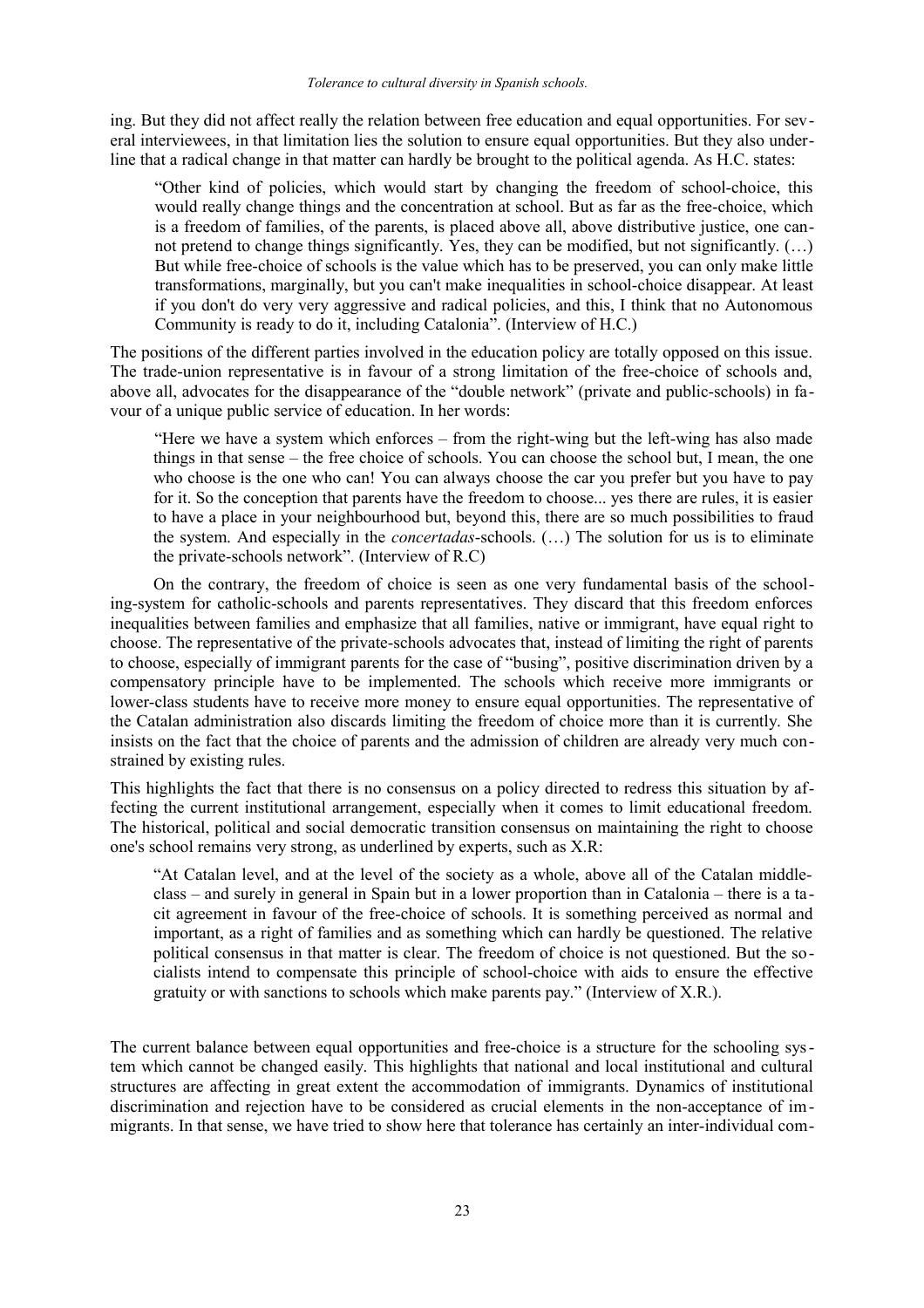ing. But they did not affect really the relation between free education and equal opportunities. For several interviewees, in that limitation lies the solution to ensure equal opportunities. But they also underline that a radical change in that matter can hardly be brought to the political agenda. As H.C. states:

> "Other kind of policies, which would start by changing the freedom of school-choice, this would really change things and the concentration at school. But as far as the free-choice, which is a freedom of families, of the parents, is placed above all, above distributive justice, one cannot pretend to change things significantly. Yes, they can be modified, but not significantly. (…) But while free-choice of schools is the value which has to be preserved, you can only make little transformations, marginally, but you can't make inequalities in school-choice disappear. At least if you don't do very very aggressive and radical policies, and this, I think that no Autonomous Community is ready to do it, including Catalonia". (Interview of H.C.)

The positions of the different parties involved in the education policy are totally opposed on this issue. The trade-union representative is in favour of a strong limitation of the free-choice of schools and, above all, advocates for the disappearance of the "double network" (private and public-schools) in favour of a unique public service of education. In her words:

> "Here we have a system which enforces – from the right-wing but the left-wing has also made things in that sense – the free choice of schools. You can choose the school but, I mean, the one who choose is the one who can! You can always choose the car you prefer but you have to pay for it. So the conception that parents have the freedom to choose... yes there are rules, it is easier to have a place in your neighbourhood but, beyond this, there are so much possibilities to fraud the system. And especially in the *concertadas*-schools. (…) The solution for us is to eliminate the private-schools network". (Interview of R.C)

On the contrary, the freedom of choice is seen as one very fundamental basis of the schooling-system for catholic-schools and parents representatives. They discard that this freedom enforces inequalities between families and emphasize that all families, native or immigrant, have equal right to choose. The representative of the private-schools advocates that, instead of limiting the right of parents to choose, especially of immigrant parents for the case of "busing", positive discrimination driven by a compensatory principle have to be implemented. The schools which receive more immigrants or lower-class students have to receive more money to ensure equal opportunities. The representative of the Catalan administration also discards limiting the freedom of choice more than it is currently. She insists on the fact that the choice of parents and the admission of children are already very much constrained by existing rules.

This highlights the fact that there is no consensus on a policy directed to redress this situation by affecting the current institutional arrangement, especially when it comes to limit educational freedom. The historical, political and social democratic transition consensus on maintaining the right to choose one's school remains very strong, as underlined by experts, such as X.R:

> "At Catalan level, and at the level of the society as a whole, above all of the Catalan middle-class – and surely in general in Spain but in a lower proportion than in Catalonia – there is a tacit agreement in favour of the free-choice of schools. It is something perceived as normal and important, as a right of families and as something which can hardly be questioned. The relative political consensus in that matter is clear. The freedom of choice is not questioned. But the socialists intend to compensate this principle of school-choice with aids to ensure the effective gratuity or with sanctions to schools which make parents pay." (Interview of X.R.).

The current balance between equal opportunities and free-choice is a structure for the schooling system which cannot be changed easily. This highlights that national and local institutional and cultural structures are affecting in great extent the accommodation of immigrants. Dynamics of institutional discrimination and rejection have to be considered as crucial elements in the non-acceptance of immigrants. In that sense, we have tried to show here that tolerance has certainly an inter-individual com-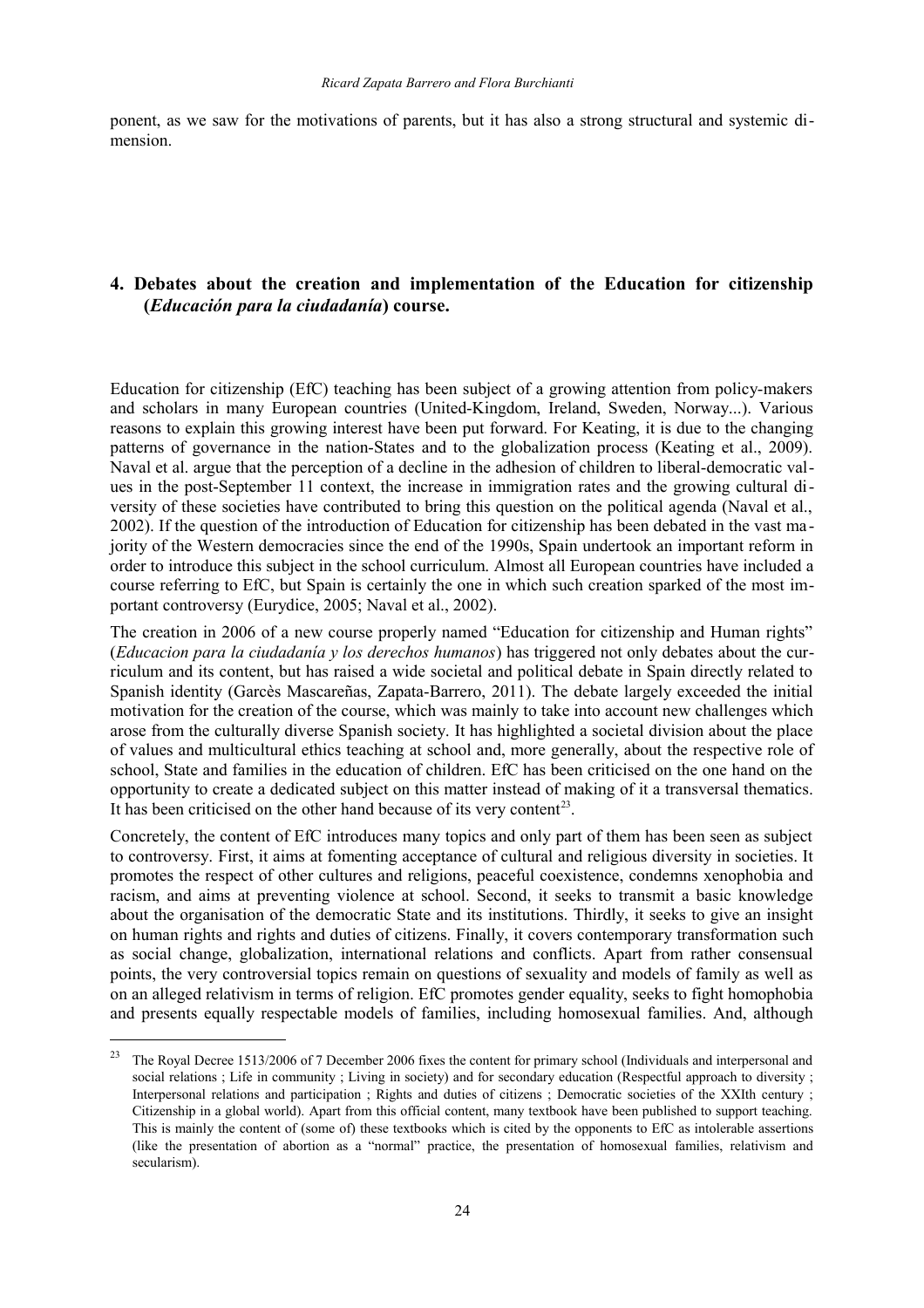ponent, as we saw for the motivations of parents, but it has also a strong structural and systemic dimension.

## 4. Debates about the creation and implementation of the Education for citizenship (*Educación para la ciudadanía*) course.

Education for citizenship (EfC) teaching has been subject of a growing attention from policy-makers and scholars in many European countries (United-Kingdom, Ireland, Sweden, Norway...). Various reasons to explain this growing interest have been put forward. For Keating, it is due to the changing patterns of governance in the nation-States and to the globalization process (Keating et al., 2009). Naval et al. argue that the perception of a decline in the adhesion of children to liberal-democratic values in the post-September 11 context, the increase in immigration rates and the growing cultural diversity of these societies have contributed to bring this question on the political agenda (Naval et al., 2002). If the question of the introduction of Education for citizenship has been debated in the vast majority of the Western democracies since the end of the 1990s, Spain undertook an important reform in order to introduce this subject in the school curriculum. Almost all European countries have included a course referring to EfC, but Spain is certainly the one in which such creation sparked of the most important controversy (Eurydice, 2005; Naval et al., 2002).

The creation in 2006 of a new course properly named "Education for citizenship and Human rights" (*Educacion para la ciudadanía y los derechos humanos*) has triggered not only debates about the curriculum and its content, but has raised a wide societal and political debate in Spain directly related to Spanish identity (Garcès Mascareñas, Zapata-Barrero, 2011). The debate largely exceeded the initial motivation for the creation of the course, which was mainly to take into account new challenges which arose from the culturally diverse Spanish society. It has highlighted a societal division about the place of values and multicultural ethics teaching at school and, more generally, about the respective role of school, State and families in the education of children. EfC has been criticised on the one hand on the opportunity to create a dedicated subject on this matter instead of making of it a transversal thematics. It has been criticised on the other hand because of its very content[23].

Concretely, the content of EfC introduces many topics and only part of them has been seen as subject to controversy. First, it aims at fomenting acceptance of cultural and religious diversity in societies. It promotes the respect of other cultures and religions, peaceful coexistence, condemns xenophobia and racism, and aims at preventing violence at school. Second, it seeks to transmit a basic knowledge about the organisation of the democratic State and its institutions. Thirdly, it seeks to give an insight on human rights and rights and duties of citizens. Finally, it covers contemporary transformation such as social change, globalization, international relations and conflicts. Apart from rather consensual points, the very controversial topics remain on questions of sexuality and models of family as well as on an alleged relativism in terms of religion. EfC promotes gender equality, seeks to fight homophobia and presents equally respectable models of families, including homosexual families. And, although

[23] The Royal Decree 1513/2006 of 7 December 2006 fixes the content for primary school (Individuals and interpersonal and social relations ; Life in community ; Living in society) and for secondary education (Respectful approach to diversity ; Interpersonal relations and participation ; Rights and duties of citizens ; Democratic societies of the XXIth century ; Citizenship in a global world). Apart from this official content, many textbook have been published to support teaching. This is mainly the content of (some of) these textbooks which is cited by the opponents to EfC as intolerable assertions (like the presentation of abortion as a "normal" practice, the presentation of homosexual families, relativism and secularism).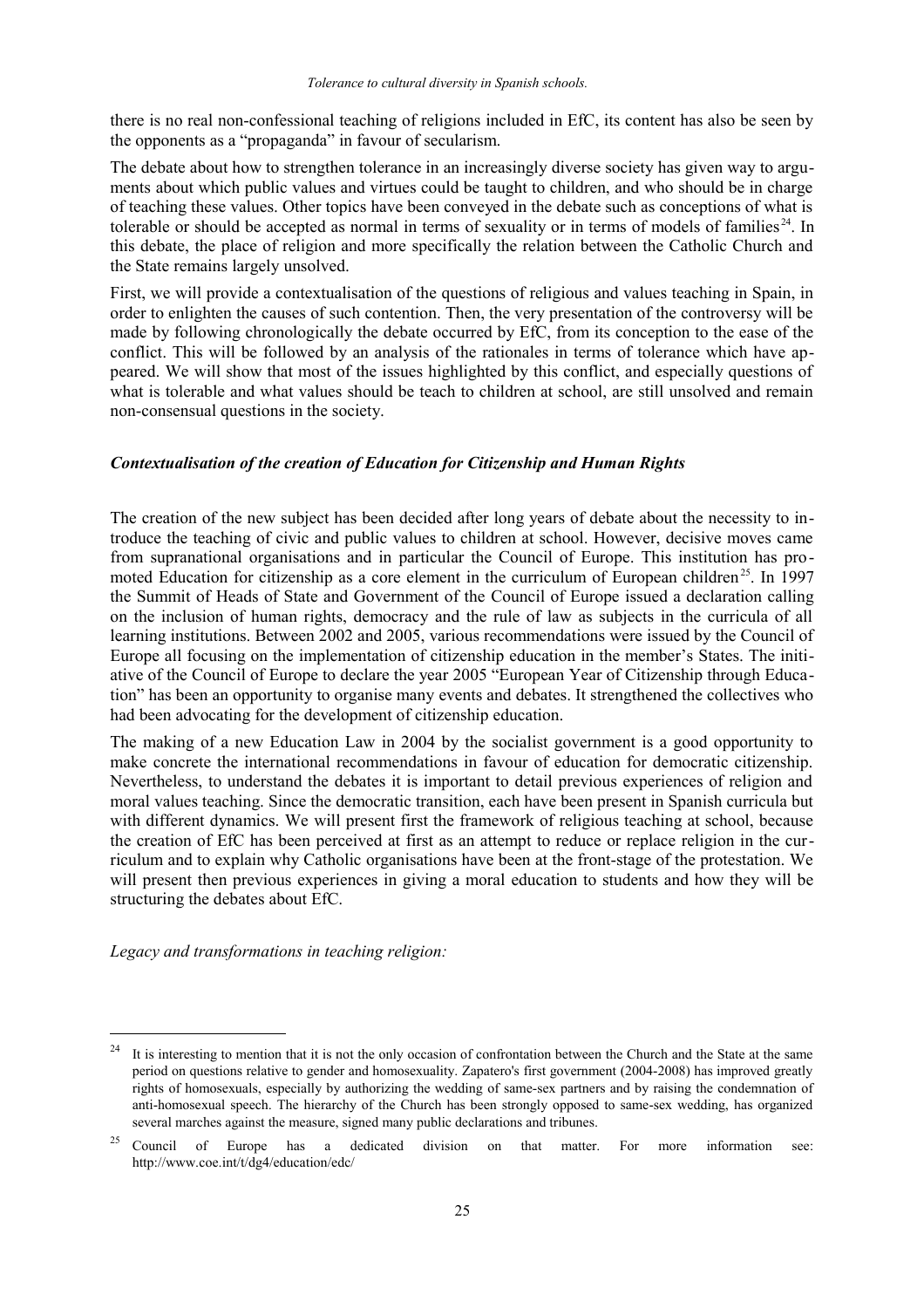there is no real non-confessional teaching of religions included in EfC, its content has also be seen by the opponents as a "propaganda" in favour of secularism.

The debate about how to strengthen tolerance in an increasingly diverse society has given way to arguments about which public values and virtues could be taught to children, and who should be in charge of teaching these values. Other topics have been conveyed in the debate such as conceptions of what is tolerable or should be accepted as normal in terms of sexuality or in terms of models of families[24]. In this debate, the place of religion and more specifically the relation between the Catholic Church and the State remains largely unsolved.

First, we will provide a contextualisation of the questions of religious and values teaching in Spain, in order to enlighten the causes of such contention. Then, the very presentation of the controversy will be made by following chronologically the debate occurred by EfC, from its conception to the ease of the conflict. This will be followed by an analysis of the rationales in terms of tolerance which have appeared. We will show that most of the issues highlighted by this conflict, and especially questions of what is tolerable and what values should be teach to children at school, are still unsolved and remain non-consensual questions in the society.

### *Contextualisation of the creation of Education for Citizenship and Human Rights*

The creation of the new subject has been decided after long years of debate about the necessity to introduce the teaching of civic and public values to children at school. However, decisive moves came from supranational organisations and in particular the Council of Europe. This institution has promoted Education for citizenship as a core element in the curriculum of European children[25]. In 1997 the Summit of Heads of State and Government of the Council of Europe issued a declaration calling on the inclusion of human rights, democracy and the rule of law as subjects in the curricula of all learning institutions. Between 2002 and 2005, various recommendations were issued by the Council of Europe all focusing on the implementation of citizenship education in the member's States. The initiative of the Council of Europe to declare the year 2005 "European Year of Citizenship through Education" has been an opportunity to organise many events and debates. It strengthened the collectives who had been advocating for the development of citizenship education.

The making of a new Education Law in 2004 by the socialist government is a good opportunity to make concrete the international recommendations in favour of education for democratic citizenship. Nevertheless, to understand the debates it is important to detail previous experiences of religion and moral values teaching. Since the democratic transition, each have been present in Spanish curricula but with different dynamics. We will present first the framework of religious teaching at school, because the creation of EfC has been perceived at first as an attempt to reduce or replace religion in the curriculum and to explain why Catholic organisations have been at the front-stage of the protestation. We will present then previous experiences in giving a moral education to students and how they will be structuring the debates about EfC.

*Legacy and transformations in teaching religion:*

---

[24] It is interesting to mention that it is not the only occasion of confrontation between the Church and the State at the same period on questions relative to gender and homosexuality. Zapatero's first government (2004-2008) has improved greatly rights of homosexuals, especially by authorizing the wedding of same-sex partners and by raising the condemnation of anti-homosexual speech. The hierarchy of the Church has been strongly opposed to same-sex wedding, has organized several marches against the measure, signed many public declarations and tribunes.

[25] Council of Europe has a dedicated division on that matter. For more information see: http://www.coe.int/t/dg4/education/edc/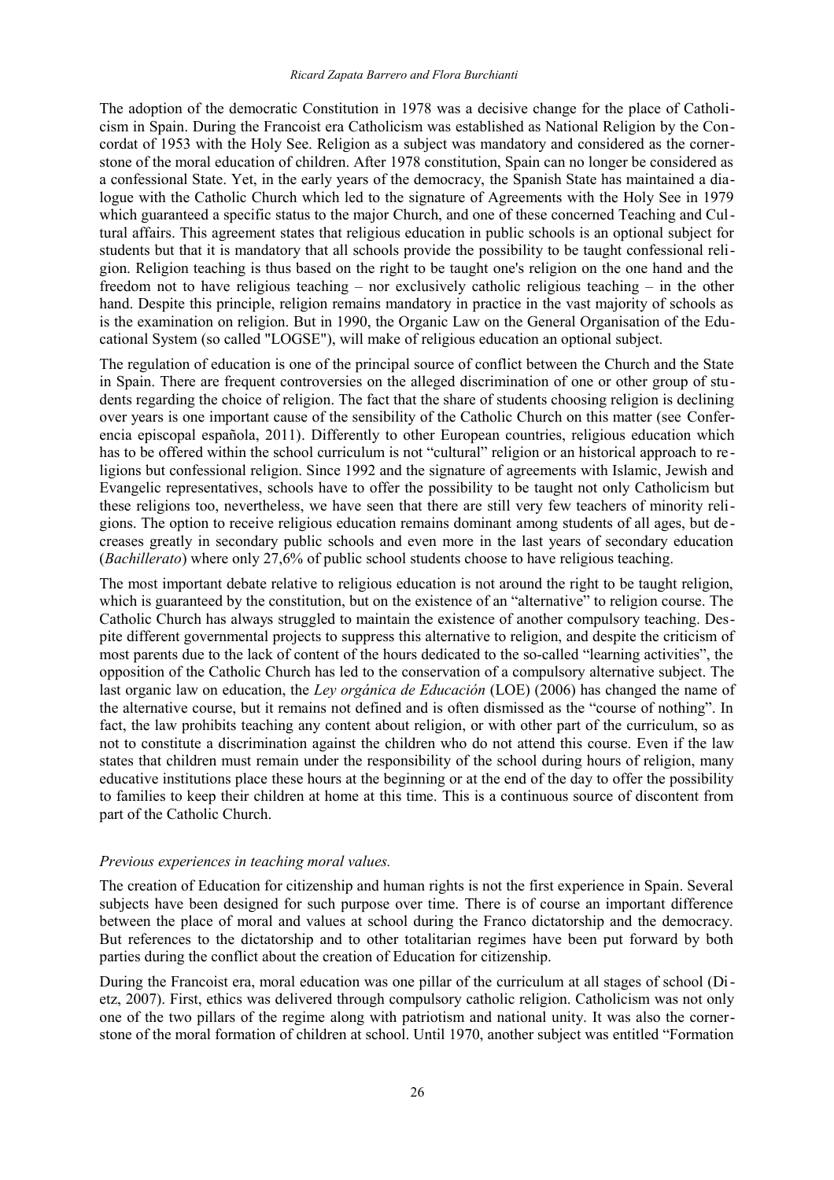The adoption of the democratic Constitution in 1978 was a decisive change for the place of Catholicism in Spain. During the Francoist era Catholicism was established as National Religion by the Concordat of 1953 with the Holy See. Religion as a subject was mandatory and considered as the cornerstone of the moral education of children. After 1978 constitution, Spain can no longer be considered as a confessional State. Yet, in the early years of the democracy, the Spanish State has maintained a dialogue with the Catholic Church which led to the signature of Agreements with the Holy See in 1979 which guaranteed a specific status to the major Church, and one of these concerned Teaching and Cultural affairs. This agreement states that religious education in public schools is an optional subject for students but that it is mandatory that all schools provide the possibility to be taught confessional religion. Religion teaching is thus based on the right to be taught one's religion on the one hand and the freedom not to have religious teaching – nor exclusively catholic religious teaching – in the other hand. Despite this principle, religion remains mandatory in practice in the vast majority of schools as is the examination on religion. But in 1990, the Organic Law on the General Organisation of the Educational System (so called "LOGSE"), will make of religious education an optional subject.

The regulation of education is one of the principal source of conflict between the Church and the State in Spain. There are frequent controversies on the alleged discrimination of one or other group of students regarding the choice of religion. The fact that the share of students choosing religion is declining over years is one important cause of the sensibility of the Catholic Church on this matter (see Conferencia episcopal española, 2011). Differently to other European countries, religious education which has to be offered within the school curriculum is not "cultural" religion or an historical approach to religions but confessional religion. Since 1992 and the signature of agreements with Islamic, Jewish and Evangelic representatives, schools have to offer the possibility to be taught not only Catholicism but these religions too, nevertheless, we have seen that there are still very few teachers of minority religions. The option to receive religious education remains dominant among students of all ages, but decreases greatly in secondary public schools and even more in the last years of secondary education (*Bachillerato*) where only 27,6% of public school students choose to have religious teaching.

The most important debate relative to religious education is not around the right to be taught religion, which is guaranteed by the constitution, but on the existence of an "alternative" to religion course. The Catholic Church has always struggled to maintain the existence of another compulsory teaching. Despite different governmental projects to suppress this alternative to religion, and despite the criticism of most parents due to the lack of content of the hours dedicated to the so-called "learning activities", the opposition of the Catholic Church has led to the conservation of a compulsory alternative subject. The last organic law on education, the *Ley orgánica de Educación* (LOE) (2006) has changed the name of the alternative course, but it remains not defined and is often dismissed as the "course of nothing". In fact, the law prohibits teaching any content about religion, or with other part of the curriculum, so as not to constitute a discrimination against the children who do not attend this course. Even if the law states that children must remain under the responsibility of the school during hours of religion, many educative institutions place these hours at the beginning or at the end of the day to offer the possibility to families to keep their children at home at this time. This is a continuous source of discontent from part of the Catholic Church.

*Previous experiences in teaching moral values.*

The creation of Education for citizenship and human rights is not the first experience in Spain. Several subjects have been designed for such purpose over time. There is of course an important difference between the place of moral and values at school during the Franco dictatorship and the democracy. But references to the dictatorship and to other totalitarian regimes have been put forward by both parties during the conflict about the creation of Education for citizenship.

During the Francoist era, moral education was one pillar of the curriculum at all stages of school (Dietz, 2007). First, ethics was delivered through compulsory catholic religion. Catholicism was not only one of the two pillars of the regime along with patriotism and national unity. It was also the cornerstone of the moral formation of children at school. Until 1970, another subject was entitled "Formation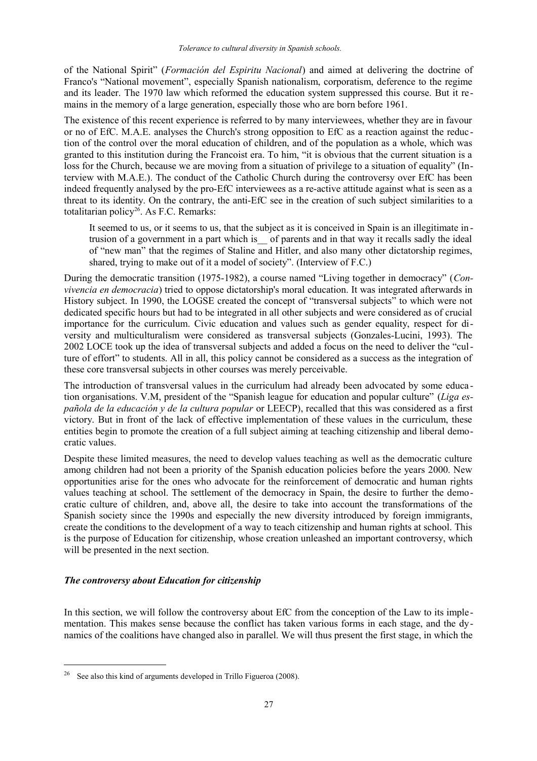of the National Spirit" (*Formación del Espiritu Nacional*) and aimed at delivering the doctrine of Franco's "National movement", especially Spanish nationalism, corporatism, deference to the regime and its leader. The 1970 law which reformed the education system suppressed this course. But it remains in the memory of a large generation, especially those who are born before 1961.

The existence of this recent experience is referred to by many interviewees, whether they are in favour or no of EfC. M.A.E. analyses the Church's strong opposition to EfC as a reaction against the reduction of the control over the moral education of children, and of the population as a whole, which was granted to this institution during the Francoist era. To him, "it is obvious that the current situation is a loss for the Church, because we are moving from a situation of privilege to a situation of equality" (Interview with M.A.E.). The conduct of the Catholic Church during the controversy over EfC has been indeed frequently analysed by the pro-EfC interviewees as a re-active attitude against what is seen as a threat to its identity. On the contrary, the anti-EfC see in the creation of such subject similarities to a totalitarian policy[26]. As F.C. Remarks:

> It seemed to us, or it seems to us, that the subject as it is conceived in Spain is an illegitimate intrusion of a government in a part which is__ of parents and in that way it recalls sadly the ideal of "new man" that the regimes of Staline and Hitler, and also many other dictatorship regimes, shared, trying to make out of it a model of society". (Interview of F.C.)

During the democratic transition (1975-1982), a course named "Living together in democracy" (*Convivencia en democracia*) tried to oppose dictatorship's moral education. It was integrated afterwards in History subject. In 1990, the LOGSE created the concept of "transversal subjects" to which were not dedicated specific hours but had to be integrated in all other subjects and were considered as of crucial importance for the curriculum. Civic education and values such as gender equality, respect for diversity and multiculturalism were considered as transversal subjects (Gonzales-Lucini, 1993). The 2002 LOCE took up the idea of transversal subjects and added a focus on the need to deliver the "culture of effort" to students. All in all, this policy cannot be considered as a success as the integration of these core transversal subjects in other courses was merely perceivable.

The introduction of transversal values in the curriculum had already been advocated by some education organisations. V.M, president of the "Spanish league for education and popular culture" (*Liga española de la educación y de la cultura popular* or LEECP), recalled that this was considered as a first victory. But in front of the lack of effective implementation of these values in the curriculum, these entities begin to promote the creation of a full subject aiming at teaching citizenship and liberal democratic values.

Despite these limited measures, the need to develop values teaching as well as the democratic culture among children had not been a priority of the Spanish education policies before the years 2000. New opportunities arise for the ones who advocate for the reinforcement of democratic and human rights values teaching at school. The settlement of the democracy in Spain, the desire to further the democratic culture of children, and, above all, the desire to take into account the transformations of the Spanish society since the 1990s and especially the new diversity introduced by foreign immigrants, create the conditions to the development of a way to teach citizenship and human rights at school. This is the purpose of Education for citizenship, whose creation unleashed an important controversy, which will be presented in the next section.

### *The controversy about Education for citizenship*

In this section, we will follow the controversy about EfC from the conception of the Law to its implementation. This makes sense because the conflict has taken various forms in each stage, and the dynamics of the coalitions have changed also in parallel. We will thus present the first stage, in which the

[26] See also this kind of arguments developed in Trillo Figueroa (2008).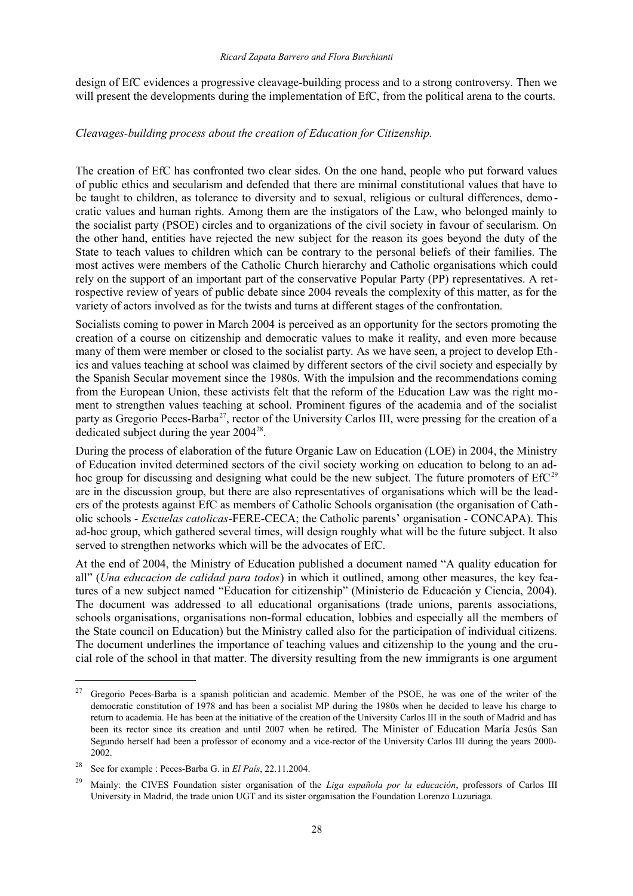design of EfC evidences a progressive cleavage-building process and to a strong controversy. Then we will present the developments during the implementation of EfC, from the political arena to the courts.

*Cleavages-building process about the creation of Education for Citizenship.*

The creation of EfC has confronted two clear sides. On the one hand, people who put forward values of public ethics and secularism and defended that there are minimal constitutional values that have to be taught to children, as tolerance to diversity and to sexual, religious or cultural differences, democratic values and human rights. Among them are the instigators of the Law, who belonged mainly to the socialist party (PSOE) circles and to organizations of the civil society in favour of secularism. On the other hand, entities have rejected the new subject for the reason its goes beyond the duty of the State to teach values to children which can be contrary to the personal beliefs of their families. The most actives were members of the Catholic Church hierarchy and Catholic organisations which could rely on the support of an important part of the conservative Popular Party (PP) representatives. A retrospective review of years of public debate since 2004 reveals the complexity of this matter, as for the variety of actors involved as for the twists and turns at different stages of the confrontation.

Socialists coming to power in March 2004 is perceived as an opportunity for the sectors promoting the creation of a course on citizenship and democratic values to make it reality, and even more because many of them were member or closed to the socialist party. As we have seen, a project to develop Ethics and values teaching at school was claimed by different sectors of the civil society and especially by the Spanish Secular movement since the 1980s. With the impulsion and the recommendations coming from the European Union, these activists felt that the reform of the Education Law was the right moment to strengthen values teaching at school. Prominent figures of the academia and of the socialist party as Gregorio Peces-Barba[27], rector of the University Carlos III, were pressing for the creation of a dedicated subject during the year 2004[28].

During the process of elaboration of the future Organic Law on Education (LOE) in 2004, the Ministry of Education invited determined sectors of the civil society working on education to belong to an ad-hoc group for discussing and designing what could be the new subject. The future promoters of EfC[29] are in the discussion group, but there are also representatives of organisations which will be the leaders of the protests against EfC as members of Catholic Schools organisation (the organisation of Catholic schools - *Escuelas catolicas*-FERE-CECA; the Catholic parents' organisation - CONCAPA). This ad-hoc group, which gathered several times, will design roughly what will be the future subject. It also served to strengthen networks which will be the advocates of EfC.

At the end of 2004, the Ministry of Education published a document named "A quality education for all" (*Una educacion de calidad para todos*) in which it outlined, among other measures, the key features of a new subject named "Education for citizenship" (Ministerio de Educación y Ciencia, 2004). The document was addressed to all educational organisations (trade unions, parents associations, schools organisations, organisations non-formal education, lobbies and especially all the members of the State council on Education) but the Ministry called also for the participation of individual citizens. The document underlines the importance of teaching values and citizenship to the young and the crucial role of the school in that matter. The diversity resulting from the new immigrants is one argument

---

[27] Gregorio Peces-Barba is a spanish politician and academic. Member of the PSOE, he was one of the writer of the democratic constitution of 1978 and has been a socialist MP during the 1980s when he decided to leave his charge to return to academia. He has been at the initiative of the creation of the University Carlos III in the south of Madrid and has been its rector since its creation and until 2007 when he retired. The Minister of Education María Jesús San Segundo herself had been a professor of economy and a vice-rector of the University Carlos III during the years 2000-2002.

[28] See for example : Peces-Barba G. in *El País*, 22.11.2004.

[29] Mainly: the CIVES Foundation sister organisation of the *Liga española por la educación*, professors of Carlos III University in Madrid, the trade union UGT and its sister organisation the Foundation Lorenzo Luzuriaga.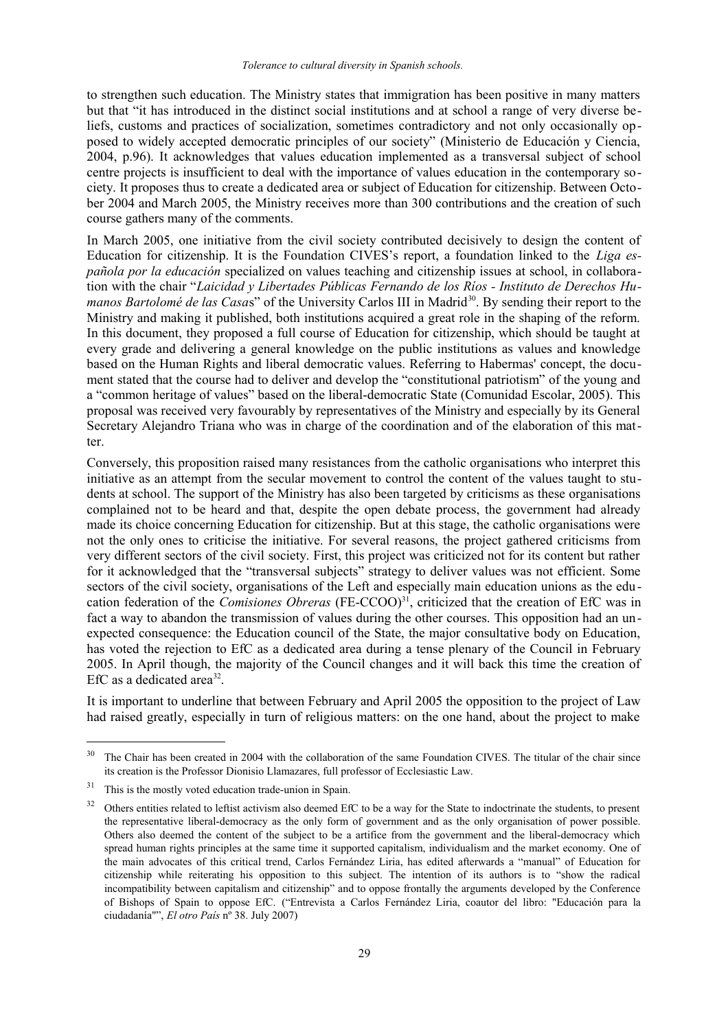to strengthen such education. The Ministry states that immigration has been positive in many matters but that "it has introduced in the distinct social institutions and at school a range of very diverse beliefs, customs and practices of socialization, sometimes contradictory and not only occasionally opposed to widely accepted democratic principles of our society" (Ministerio de Educación y Ciencia, 2004, p.96). It acknowledges that values education implemented as a transversal subject of school centre projects is insufficient to deal with the importance of values education in the contemporary society. It proposes thus to create a dedicated area or subject of Education for citizenship. Between October 2004 and March 2005, the Ministry receives more than 300 contributions and the creation of such course gathers many of the comments.

In March 2005, one initiative from the civil society contributed decisively to design the content of Education for citizenship. It is the Foundation CIVES's report, a foundation linked to the *Liga española por la educación* specialized on values teaching and citizenship issues at school, in collaboration with the chair "*Laicidad y Libertades Públicas Fernando de los Ríos - Instituto de Derechos Humanos Bartolomé de las Casas*" of the University Carlos III in Madrid[30]. By sending their report to the Ministry and making it published, both institutions acquired a great role in the shaping of the reform. In this document, they proposed a full course of Education for citizenship, which should be taught at every grade and delivering a general knowledge on the public institutions as values and knowledge based on the Human Rights and liberal democratic values. Referring to Habermas' concept, the document stated that the course had to deliver and develop the "constitutional patriotism" of the young and a "common heritage of values" based on the liberal-democratic State (Comunidad Escolar, 2005). This proposal was received very favourably by representatives of the Ministry and especially by its General Secretary Alejandro Triana who was in charge of the coordination and of the elaboration of this matter.

Conversely, this proposition raised many resistances from the catholic organisations who interpret this initiative as an attempt from the secular movement to control the content of the values taught to students at school. The support of the Ministry has also been targeted by criticisms as these organisations complained not to be heard and that, despite the open debate process, the government had already made its choice concerning Education for citizenship. But at this stage, the catholic organisations were not the only ones to criticise the initiative. For several reasons, the project gathered criticisms from very different sectors of the civil society. First, this project was criticized not for its content but rather for it acknowledged that the "transversal subjects" strategy to deliver values was not efficient. Some sectors of the civil society, organisations of the Left and especially main education unions as the education federation of the *Comisiones Obreras* (FE-CCOO)[31], criticized that the creation of EfC was in fact a way to abandon the transmission of values during the other courses. This opposition had an unexpected consequence: the Education council of the State, the major consultative body on Education, has voted the rejection to EfC as a dedicated area during a tense plenary of the Council in February 2005. In April though, the majority of the Council changes and it will back this time the creation of EfC as a dedicated area[32].

It is important to underline that between February and April 2005 the opposition to the project of Law had raised greatly, especially in turn of religious matters: on the one hand, about the project to make

---

[30] The Chair has been created in 2004 with the collaboration of the same Foundation CIVES. The titular of the chair since its creation is the Professor Dionisio Llamazares, full professor of Ecclesiastic Law.

[31] This is the mostly voted education trade-union in Spain.

[32] Others entities related to leftist activism also deemed EfC to be a way for the State to indoctrinate the students, to present the representative liberal-democracy as the only form of government and as the only organisation of power possible. Others also deemed the content of the subject to be a artifice from the government and the liberal-democracy which spread human rights principles at the same time it supported capitalism, individualism and the market economy. One of the main advocates of this critical trend, Carlos Fernández Liria, has edited afterwards a "manual" of Education for citizenship while reiterating his opposition to this subject. The intention of its authors is to "show the radical incompatibility between capitalism and citizenship" and to oppose frontally the arguments developed by the Conference of Bishops of Spain to oppose EfC. ("Entrevista a Carlos Fernández Liria, coautor del libro: "Educación para la ciudadanía"", *El otro País* nº 38. July 2007)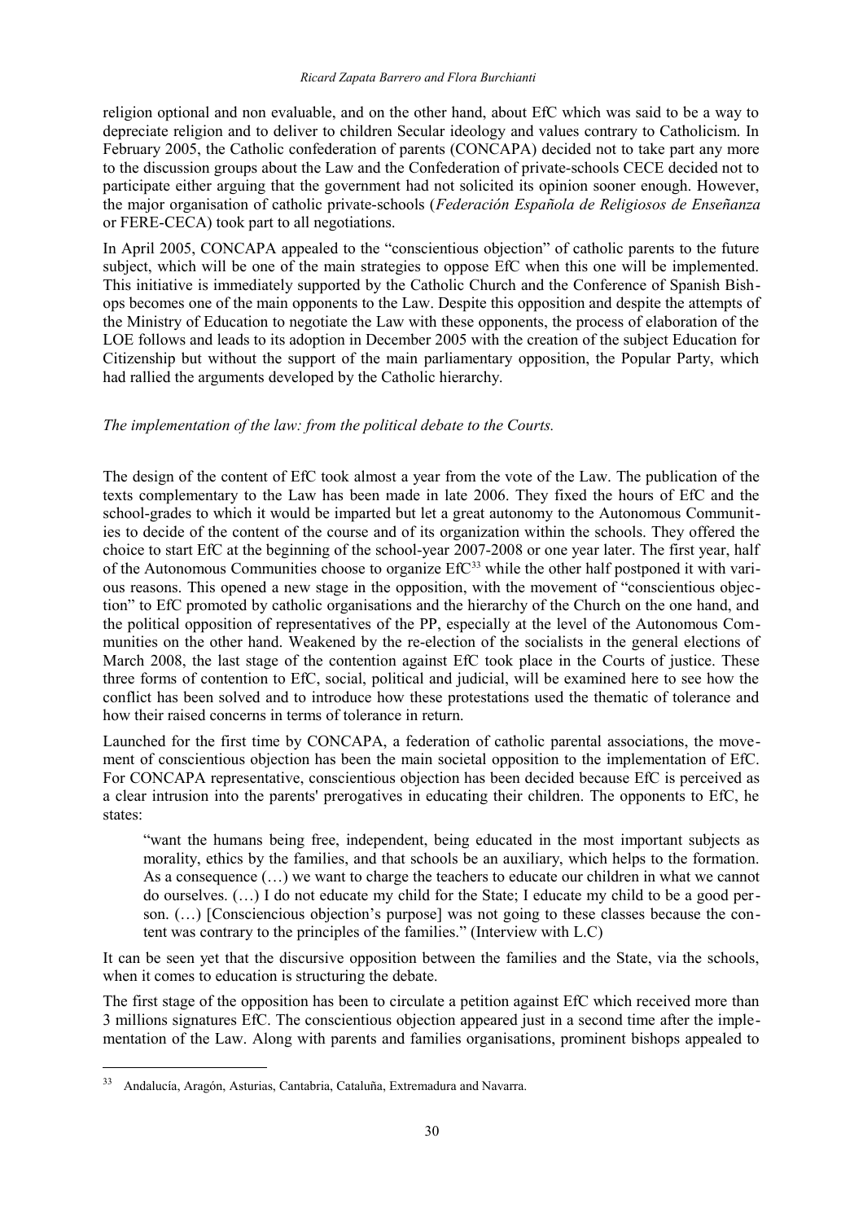religion optional and non evaluable, and on the other hand, about EfC which was said to be a way to depreciate religion and to deliver to children Secular ideology and values contrary to Catholicism. In February 2005, the Catholic confederation of parents (CONCAPA) decided not to take part any more to the discussion groups about the Law and the Confederation of private-schools CECE decided not to participate either arguing that the government had not solicited its opinion sooner enough. However, the major organisation of catholic private-schools (*Federación Española de Religiosos de Enseñanza* or FERE-CECA) took part to all negotiations.

In April 2005, CONCAPA appealed to the "conscientious objection" of catholic parents to the future subject, which will be one of the main strategies to oppose EfC when this one will be implemented. This initiative is immediately supported by the Catholic Church and the Conference of Spanish Bishops becomes one of the main opponents to the Law. Despite this opposition and despite the attempts of the Ministry of Education to negotiate the Law with these opponents, the process of elaboration of the LOE follows and leads to its adoption in December 2005 with the creation of the subject Education for Citizenship but without the support of the main parliamentary opposition, the Popular Party, which had rallied the arguments developed by the Catholic hierarchy.

*The implementation of the law: from the political debate to the Courts.*

The design of the content of EfC took almost a year from the vote of the Law. The publication of the texts complementary to the Law has been made in late 2006. They fixed the hours of EfC and the school-grades to which it would be imparted but let a great autonomy to the Autonomous Communities to decide of the content of the course and of its organization within the schools. They offered the choice to start EfC at the beginning of the school-year 2007-2008 or one year later. The first year, half of the Autonomous Communities choose to organize EfC[33] while the other half postponed it with various reasons. This opened a new stage in the opposition, with the movement of "conscientious objection" to EfC promoted by catholic organisations and the hierarchy of the Church on the one hand, and the political opposition of representatives of the PP, especially at the level of the Autonomous Communities on the other hand. Weakened by the re-election of the socialists in the general elections of March 2008, the last stage of the contention against EfC took place in the Courts of justice. These three forms of contention to EfC, social, political and judicial, will be examined here to see how the conflict has been solved and to introduce how these protestations used the thematic of tolerance and how their raised concerns in terms of tolerance in return.

Launched for the first time by CONCAPA, a federation of catholic parental associations, the movement of conscientious objection has been the main societal opposition to the implementation of EfC. For CONCAPA representative, conscientious objection has been decided because EfC is perceived as a clear intrusion into the parents' prerogatives in educating their children. The opponents to EfC, he states:

> "want the humans being free, independent, being educated in the most important subjects as morality, ethics by the families, and that schools be an auxiliary, which helps to the formation. As a consequence (…) we want to charge the teachers to educate our children in what we cannot do ourselves. (…) I do not educate my child for the State; I educate my child to be a good person. (…) [Consciencious objection's purpose] was not going to these classes because the content was contrary to the principles of the families." (Interview with L.C)

It can be seen yet that the discursive opposition between the families and the State, via the schools, when it comes to education is structuring the debate.

The first stage of the opposition has been to circulate a petition against EfC which received more than 3 millions signatures EfC. The conscientious objection appeared just in a second time after the implementation of the Law. Along with parents and families organisations, prominent bishops appealed to

[33] Andalucía, Aragón, Asturias, Cantabria, Cataluña, Extremadura and Navarra.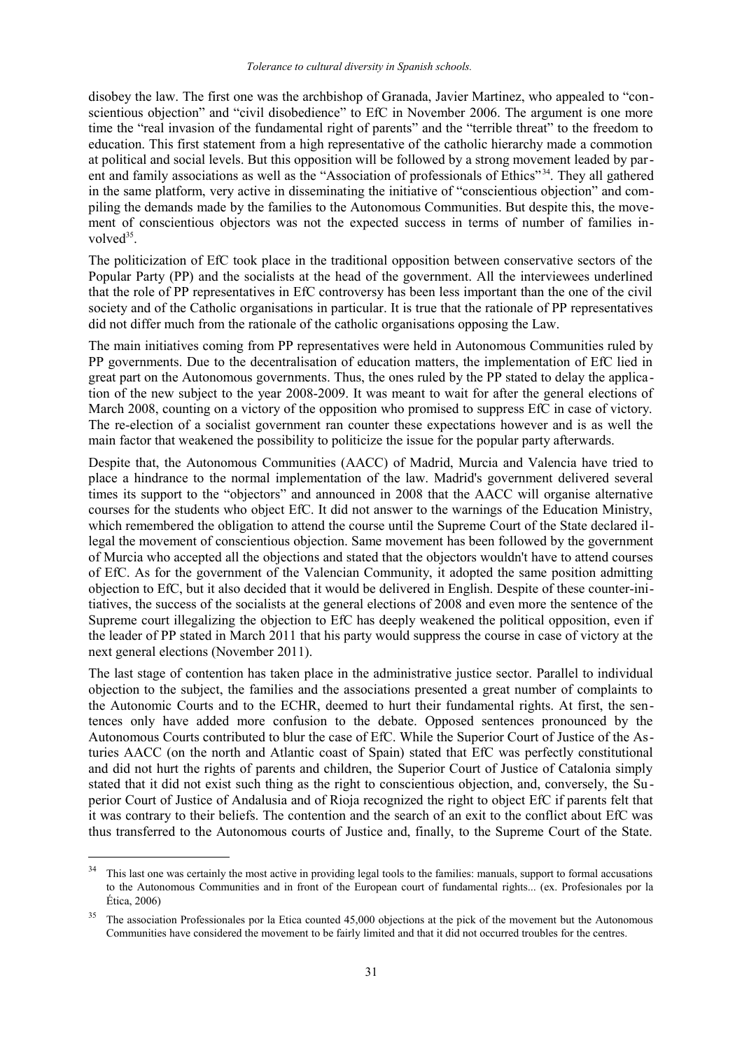disobey the law. The first one was the archbishop of Granada, Javier Martinez, who appealed to "conscientious objection" and "civil disobedience" to EfC in November 2006. The argument is one more time the "real invasion of the fundamental right of parents" and the "terrible threat" to the freedom to education. This first statement from a high representative of the catholic hierarchy made a commotion at political and social levels. But this opposition will be followed by a strong movement leaded by parent and family associations as well as the "Association of professionals of Ethics"[34]. They all gathered in the same platform, very active in disseminating the initiative of "conscientious objection" and compiling the demands made by the families to the Autonomous Communities. But despite this, the movement of conscientious objectors was not the expected success in terms of number of families involved[35].

The politicization of EfC took place in the traditional opposition between conservative sectors of the Popular Party (PP) and the socialists at the head of the government. All the interviewees underlined that the role of PP representatives in EfC controversy has been less important than the one of the civil society and of the Catholic organisations in particular. It is true that the rationale of PP representatives did not differ much from the rationale of the catholic organisations opposing the Law.

The main initiatives coming from PP representatives were held in Autonomous Communities ruled by PP governments. Due to the decentralisation of education matters, the implementation of EfC lied in great part on the Autonomous governments. Thus, the ones ruled by the PP stated to delay the application of the new subject to the year 2008-2009. It was meant to wait for after the general elections of March 2008, counting on a victory of the opposition who promised to suppress EfC in case of victory. The re-election of a socialist government ran counter these expectations however and is as well the main factor that weakened the possibility to politicize the issue for the popular party afterwards.

Despite that, the Autonomous Communities (AACC) of Madrid, Murcia and Valencia have tried to place a hindrance to the normal implementation of the law. Madrid's government delivered several times its support to the "objectors" and announced in 2008 that the AACC will organise alternative courses for the students who object EfC. It did not answer to the warnings of the Education Ministry, which remembered the obligation to attend the course until the Supreme Court of the State declared illegal the movement of conscientious objection. Same movement has been followed by the government of Murcia who accepted all the objections and stated that the objectors wouldn't have to attend courses of EfC. As for the government of the Valencian Community, it adopted the same position admitting objection to EfC, but it also decided that it would be delivered in English. Despite of these counter-initiatives, the success of the socialists at the general elections of 2008 and even more the sentence of the Supreme court illegalizing the objection to EfC has deeply weakened the political opposition, even if the leader of PP stated in March 2011 that his party would suppress the course in case of victory at the next general elections (November 2011).

The last stage of contention has taken place in the administrative justice sector. Parallel to individual objection to the subject, the families and the associations presented a great number of complaints to the Autonomic Courts and to the ECHR, deemed to hurt their fundamental rights. At first, the sentences only have added more confusion to the debate. Opposed sentences pronounced by the Autonomous Courts contributed to blur the case of EfC. While the Superior Court of Justice of the Asturies AACC (on the north and Atlantic coast of Spain) stated that EfC was perfectly constitutional and did not hurt the rights of parents and children, the Superior Court of Justice of Catalonia simply stated that it did not exist such thing as the right to conscientious objection, and, conversely, the Superior Court of Justice of Andalusia and of Rioja recognized the right to object EfC if parents felt that it was contrary to their beliefs. The contention and the search of an exit to the conflict about EfC was thus transferred to the Autonomous courts of Justice and, finally, to the Supreme Court of the State.

[34] This last one was certainly the most active in providing legal tools to the families: manuals, support to formal accusations to the Autonomous Communities and in front of the European court of fundamental rights... (ex. Profesionales por la Ética, 2006)

[35] The association Professionales por la Etica counted 45,000 objections at the pick of the movement but the Autonomous Communities have considered the movement to be fairly limited and that it did not occurred troubles for the centres.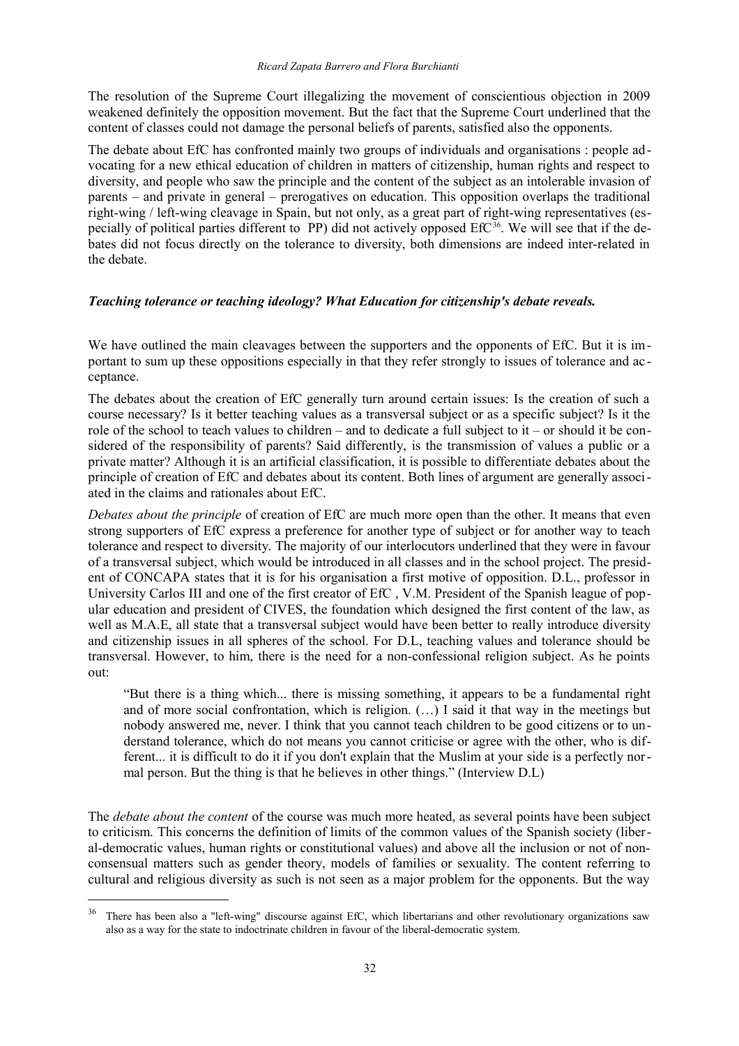The resolution of the Supreme Court illegalizing the movement of conscientious objection in 2009 weakened definitely the opposition movement. But the fact that the Supreme Court underlined that the content of classes could not damage the personal beliefs of parents, satisfied also the opponents.

The debate about EfC has confronted mainly two groups of individuals and organisations : people advocating for a new ethical education of children in matters of citizenship, human rights and respect to diversity, and people who saw the principle and the content of the subject as an intolerable invasion of parents – and private in general – prerogatives on education. This opposition overlaps the traditional right-wing / left-wing cleavage in Spain, but not only, as a great part of right-wing representatives (especially of political parties different to PP) did not actively opposed EfC[36]. We will see that if the debates did not focus directly on the tolerance to diversity, both dimensions are indeed inter-related in the debate.

### *Teaching tolerance or teaching ideology? What Education for citizenship's debate reveals.*

We have outlined the main cleavages between the supporters and the opponents of EfC. But it is important to sum up these oppositions especially in that they refer strongly to issues of tolerance and acceptance.

The debates about the creation of EfC generally turn around certain issues: Is the creation of such a course necessary? Is it better teaching values as a transversal subject or as a specific subject? Is it the role of the school to teach values to children – and to dedicate a full subject to it – or should it be considered of the responsibility of parents? Said differently, is the transmission of values a public or a private matter? Although it is an artificial classification, it is possible to differentiate debates about the principle of creation of EfC and debates about its content. Both lines of argument are generally associated in the claims and rationales about EfC.

*Debates about the principle* of creation of EfC are much more open than the other. It means that even strong supporters of EfC express a preference for another type of subject or for another way to teach tolerance and respect to diversity. The majority of our interlocutors underlined that they were in favour of a transversal subject, which would be introduced in all classes and in the school project. The president of CONCAPA states that it is for his organisation a first motive of opposition. D.L., professor in University Carlos III and one of the first creator of EfC , V.M. President of the Spanish league of popular education and president of CIVES, the foundation which designed the first content of the law, as well as M.A.E, all state that a transversal subject would have been better to really introduce diversity and citizenship issues in all spheres of the school. For D.L, teaching values and tolerance should be transversal. However, to him, there is the need for a non-confessional religion subject. As he points out:

> "But there is a thing which... there is missing something, it appears to be a fundamental right and of more social confrontation, which is religion. (…) I said it that way in the meetings but nobody answered me, never. I think that you cannot teach children to be good citizens or to understand tolerance, which do not means you cannot criticise or agree with the other, who is different... it is difficult to do it if you don't explain that the Muslim at your side is a perfectly normal person. But the thing is that he believes in other things." (Interview D.L)

The *debate about the content* of the course was much more heated, as several points have been subject to criticism. This concerns the definition of limits of the common values of the Spanish society (liberal-democratic values, human rights or constitutional values) and above all the inclusion or not of non-consensual matters such as gender theory, models of families or sexuality. The content referring to cultural and religious diversity as such is not seen as a major problem for the opponents. But the way

[36] There has been also a "left-wing" discourse against EfC, which libertarians and other revolutionary organizations saw also as a way for the state to indoctrinate children in favour of the liberal-democratic system.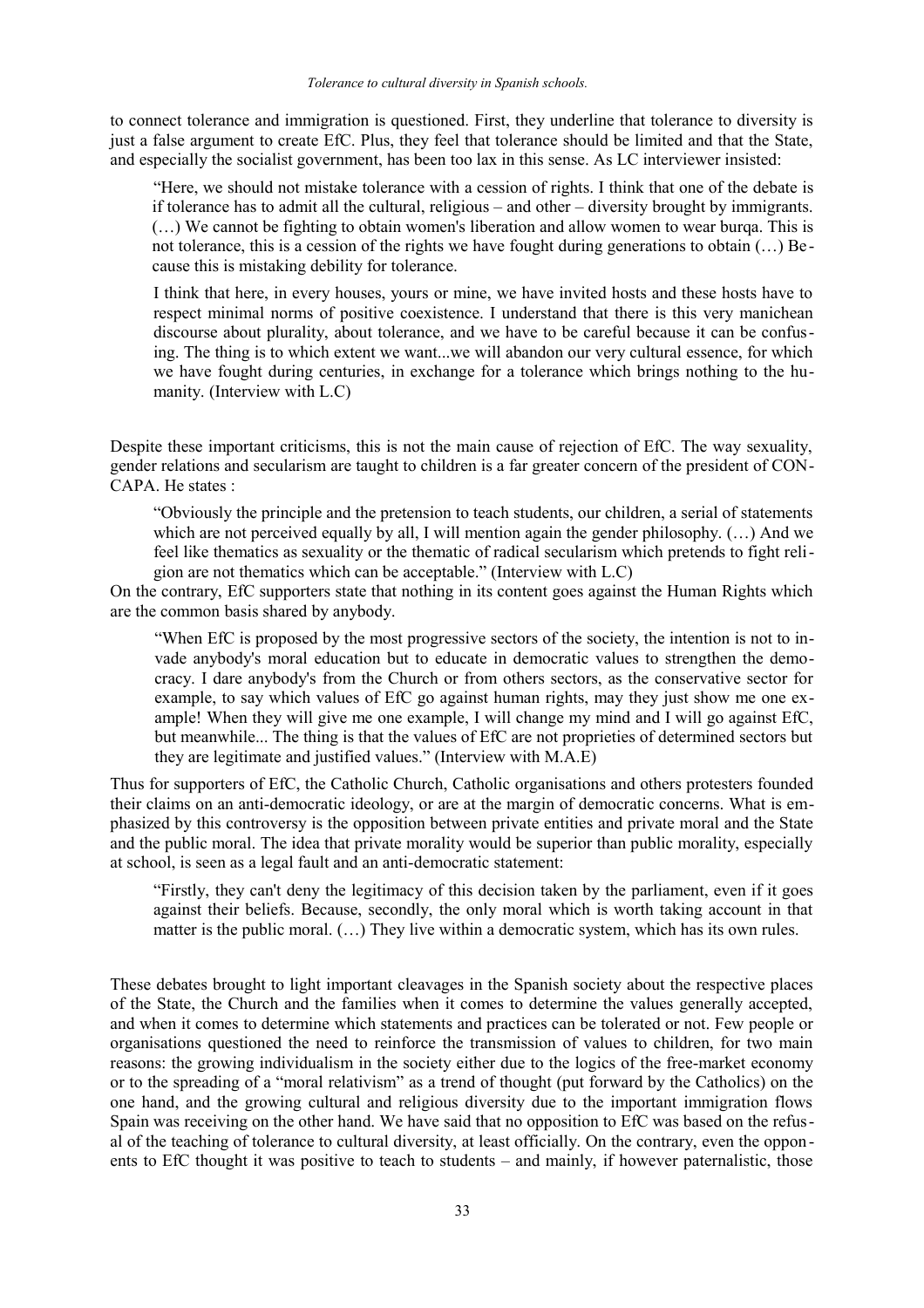to connect tolerance and immigration is questioned. First, they underline that tolerance to diversity is just a false argument to create EfC. Plus, they feel that tolerance should be limited and that the State, and especially the socialist government, has been too lax in this sense. As LC interviewer insisted:

> "Here, we should not mistake tolerance with a cession of rights. I think that one of the debate is if tolerance has to admit all the cultural, religious – and other – diversity brought by immigrants. (…) We cannot be fighting to obtain women's liberation and allow women to wear burqa. This is not tolerance, this is a cession of the rights we have fought during generations to obtain (…) Because this is mistaking debility for tolerance.
>
> I think that here, in every houses, yours or mine, we have invited hosts and these hosts have to respect minimal norms of positive coexistence. I understand that there is this very manichean discourse about plurality, about tolerance, and we have to be careful because it can be confusing. The thing is to which extent we want...we will abandon our very cultural essence, for which we have fought during centuries, in exchange for a tolerance which brings nothing to the humanity. (Interview with L.C)

Despite these important criticisms, this is not the main cause of rejection of EfC. The way sexuality, gender relations and secularism are taught to children is a far greater concern of the president of CONCAPA. He states :

> "Obviously the principle and the pretension to teach students, our children, a serial of statements which are not perceived equally by all, I will mention again the gender philosophy. (…) And we feel like thematics as sexuality or the thematic of radical secularism which pretends to fight religion are not thematics which can be acceptable." (Interview with L.C)

On the contrary, EfC supporters state that nothing in its content goes against the Human Rights which are the common basis shared by anybody.

> "When EfC is proposed by the most progressive sectors of the society, the intention is not to invade anybody's moral education but to educate in democratic values to strengthen the democracy. I dare anybody's from the Church or from others sectors, as the conservative sector for example, to say which values of EfC go against human rights, may they just show me one example! When they will give me one example, I will change my mind and I will go against EfC, but meanwhile... The thing is that the values of EfC are not proprieties of determined sectors but they are legitimate and justified values." (Interview with M.A.E)

Thus for supporters of EfC, the Catholic Church, Catholic organisations and others protesters founded their claims on an anti-democratic ideology, or are at the margin of democratic concerns. What is emphasized by this controversy is the opposition between private entities and private moral and the State and the public moral. The idea that private morality would be superior than public morality, especially at school, is seen as a legal fault and an anti-democratic statement:

> "Firstly, they can't deny the legitimacy of this decision taken by the parliament, even if it goes against their beliefs. Because, secondly, the only moral which is worth taking account in that matter is the public moral. (…) They live within a democratic system, which has its own rules.

These debates brought to light important cleavages in the Spanish society about the respective places of the State, the Church and the families when it comes to determine the values generally accepted, and when it comes to determine which statements and practices can be tolerated or not. Few people or organisations questioned the need to reinforce the transmission of values to children, for two main reasons: the growing individualism in the society either due to the logics of the free-market economy or to the spreading of a "moral relativism" as a trend of thought (put forward by the Catholics) on the one hand, and the growing cultural and religious diversity due to the important immigration flows Spain was receiving on the other hand. We have said that no opposition to EfC was based on the refusal of the teaching of tolerance to cultural diversity, at least officially. On the contrary, even the opponents to EfC thought it was positive to teach to students – and mainly, if however paternalistic, those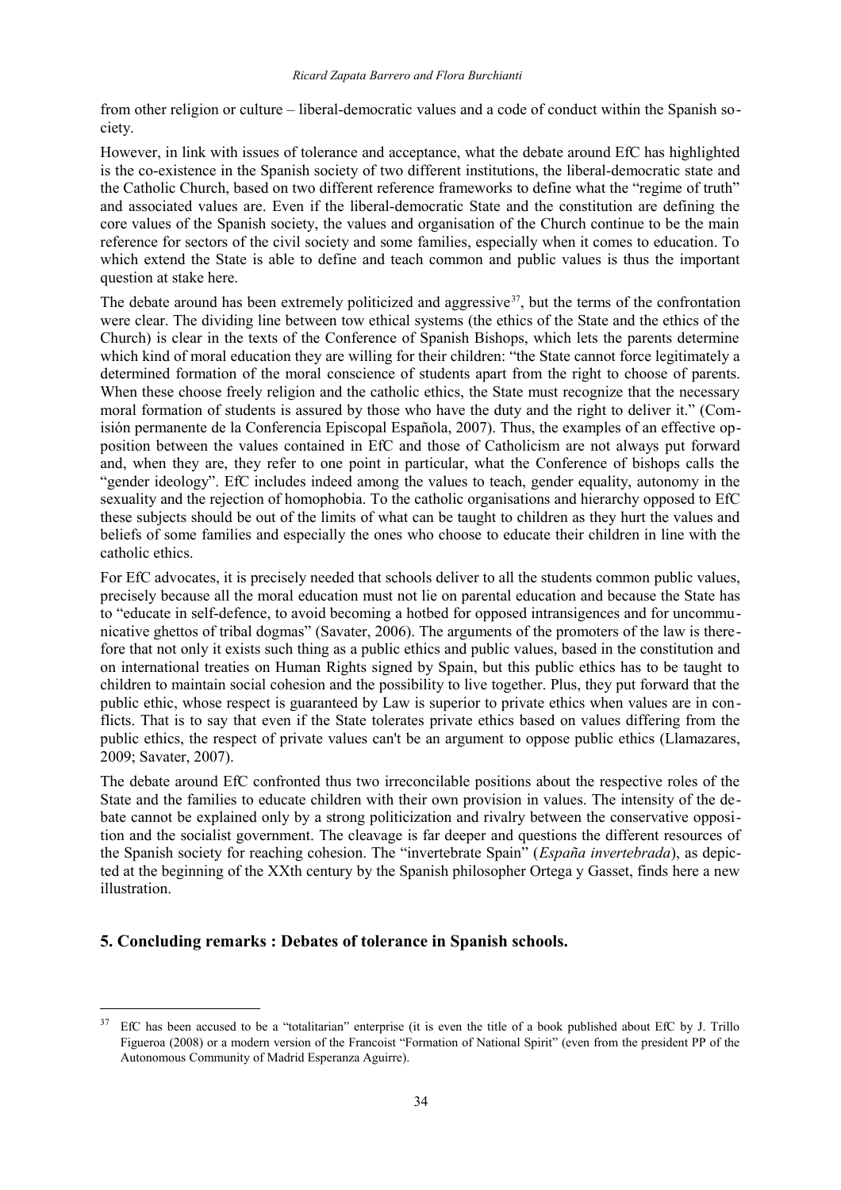from other religion or culture – liberal-democratic values and a code of conduct within the Spanish society.

However, in link with issues of tolerance and acceptance, what the debate around EfC has highlighted is the co-existence in the Spanish society of two different institutions, the liberal-democratic state and the Catholic Church, based on two different reference frameworks to define what the "regime of truth" and associated values are. Even if the liberal-democratic State and the constitution are defining the core values of the Spanish society, the values and organisation of the Church continue to be the main reference for sectors of the civil society and some families, especially when it comes to education. To which extend the State is able to define and teach common and public values is thus the important question at stake here.

The debate around has been extremely politicized and aggressive[37], but the terms of the confrontation were clear. The dividing line between tow ethical systems (the ethics of the State and the ethics of the Church) is clear in the texts of the Conference of Spanish Bishops, which lets the parents determine which kind of moral education they are willing for their children: "the State cannot force legitimately a determined formation of the moral conscience of students apart from the right to choose of parents. When these choose freely religion and the catholic ethics, the State must recognize that the necessary moral formation of students is assured by those who have the duty and the right to deliver it." (Comisión permanente de la Conferencia Episcopal Española, 2007). Thus, the examples of an effective opposition between the values contained in EfC and those of Catholicism are not always put forward and, when they are, they refer to one point in particular, what the Conference of bishops calls the "gender ideology". EfC includes indeed among the values to teach, gender equality, autonomy in the sexuality and the rejection of homophobia. To the catholic organisations and hierarchy opposed to EfC these subjects should be out of the limits of what can be taught to children as they hurt the values and beliefs of some families and especially the ones who choose to educate their children in line with the catholic ethics.

For EfC advocates, it is precisely needed that schools deliver to all the students common public values, precisely because all the moral education must not lie on parental education and because the State has to "educate in self-defence, to avoid becoming a hotbed for opposed intransigences and for uncommunicative ghettos of tribal dogmas" (Savater, 2006). The arguments of the promoters of the law is therefore that not only it exists such thing as a public ethics and public values, based in the constitution and on international treaties on Human Rights signed by Spain, but this public ethics has to be taught to children to maintain social cohesion and the possibility to live together. Plus, they put forward that the public ethic, whose respect is guaranteed by Law is superior to private ethics when values are in conflicts. That is to say that even if the State tolerates private ethics based on values differing from the public ethics, the respect of private values can't be an argument to oppose public ethics (Llamazares, 2009; Savater, 2007).

The debate around EfC confronted thus two irreconcilable positions about the respective roles of the State and the families to educate children with their own provision in values. The intensity of the debate cannot be explained only by a strong politicization and rivalry between the conservative opposition and the socialist government. The cleavage is far deeper and questions the different resources of the Spanish society for reaching cohesion. The "invertebrate Spain" (*España invertebrada*), as depicted at the beginning of the XXth century by the Spanish philosopher Ortega y Gasset, finds here a new illustration.

## 5. Concluding remarks : Debates of tolerance in Spanish schools.

[37] EfC has been accused to be a "totalitarian" enterprise (it is even the title of a book published about EfC by J. Trillo Figueroa (2008) or a modern version of the Francoist "Formation of National Spirit" (even from the president PP of the Autonomous Community of Madrid Esperanza Aguirre).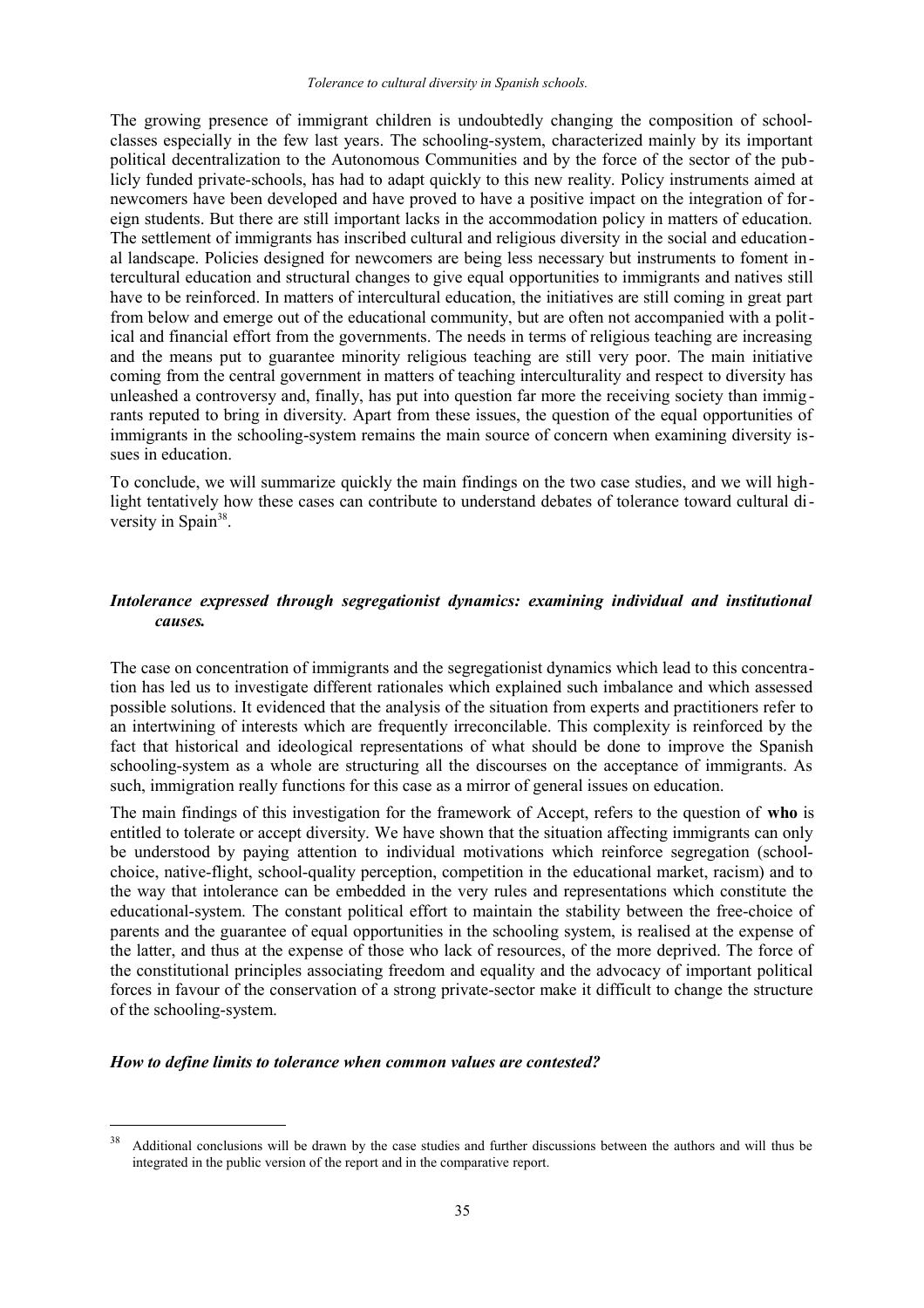The growing presence of immigrant children is undoubtedly changing the composition of school-classes especially in the few last years. The schooling-system, characterized mainly by its important political decentralization to the Autonomous Communities and by the force of the sector of the publicly funded private-schools, has had to adapt quickly to this new reality. Policy instruments aimed at newcomers have been developed and have proved to have a positive impact on the integration of foreign students. But there are still important lacks in the accommodation policy in matters of education. The settlement of immigrants has inscribed cultural and religious diversity in the social and educational landscape. Policies designed for newcomers are being less necessary but instruments to foment intercultural education and structural changes to give equal opportunities to immigrants and natives still have to be reinforced. In matters of intercultural education, the initiatives are still coming in great part from below and emerge out of the educational community, but are often not accompanied with a political and financial effort from the governments. The needs in terms of religious teaching are increasing and the means put to guarantee minority religious teaching are still very poor. The main initiative coming from the central government in matters of teaching interculturality and respect to diversity has unleashed a controversy and, finally, has put into question far more the receiving society than immigrants reputed to bring in diversity. Apart from these issues, the question of the equal opportunities of immigrants in the schooling-system remains the main source of concern when examining diversity issues in education.

To conclude, we will summarize quickly the main findings on the two case studies, and we will highlight tentatively how these cases can contribute to understand debates of tolerance toward cultural diversity in Spain[38].

### *Intolerance expressed through segregationist dynamics: examining individual and institutional causes.*

The case on concentration of immigrants and the segregationist dynamics which lead to this concentration has led us to investigate different rationales which explained such imbalance and which assessed possible solutions. It evidenced that the analysis of the situation from experts and practitioners refer to an intertwining of interests which are frequently irreconcilable. This complexity is reinforced by the fact that historical and ideological representations of what should be done to improve the Spanish schooling-system as a whole are structuring all the discourses on the acceptance of immigrants. As such, immigration really functions for this case as a mirror of general issues on education.

The main findings of this investigation for the framework of Accept, refers to the question of **who** is entitled to tolerate or accept diversity. We have shown that the situation affecting immigrants can only be understood by paying attention to individual motivations which reinforce segregation (school-choice, native-flight, school-quality perception, competition in the educational market, racism) and to the way that intolerance can be embedded in the very rules and representations which constitute the educational-system. The constant political effort to maintain the stability between the free-choice of parents and the guarantee of equal opportunities in the schooling system, is realised at the expense of the latter, and thus at the expense of those who lack of resources, of the more deprived. The force of the constitutional principles associating freedom and equality and the advocacy of important political forces in favour of the conservation of a strong private-sector make it difficult to change the structure of the schooling-system.

### *How to define limits to tolerance when common values are contested?*

[38] Additional conclusions will be drawn by the case studies and further discussions between the authors and will thus be integrated in the public version of the report and in the comparative report.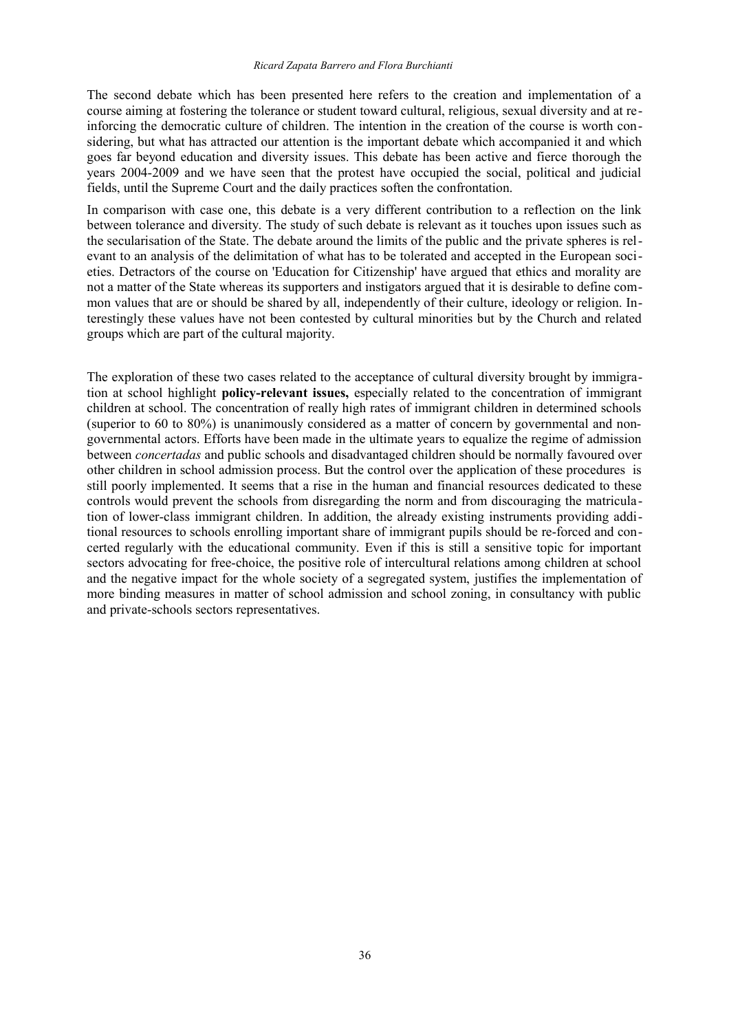The second debate which has been presented here refers to the creation and implementation of a course aiming at fostering the tolerance or student toward cultural, religious, sexual diversity and at reinforcing the democratic culture of children. The intention in the creation of the course is worth considering, but what has attracted our attention is the important debate which accompanied it and which goes far beyond education and diversity issues. This debate has been active and fierce thorough the years 2004-2009 and we have seen that the protest have occupied the social, political and judicial fields, until the Supreme Court and the daily practices soften the confrontation.

In comparison with case one, this debate is a very different contribution to a reflection on the link between tolerance and diversity. The study of such debate is relevant as it touches upon issues such as the secularisation of the State. The debate around the limits of the public and the private spheres is relevant to an analysis of the delimitation of what has to be tolerated and accepted in the European societies. Detractors of the course on 'Education for Citizenship' have argued that ethics and morality are not a matter of the State whereas its supporters and instigators argued that it is desirable to define common values that are or should be shared by all, independently of their culture, ideology or religion. Interestingly these values have not been contested by cultural minorities but by the Church and related groups which are part of the cultural majority.

The exploration of these two cases related to the acceptance of cultural diversity brought by immigration at school highlight **policy-relevant issues,** especially related to the concentration of immigrant children at school. The concentration of really high rates of immigrant children in determined schools (superior to 60 to 80%) is unanimously considered as a matter of concern by governmental and non-governmental actors. Efforts have been made in the ultimate years to equalize the regime of admission between *concertadas* and public schools and disadvantaged children should be normally favoured over other children in school admission process. But the control over the application of these procedures is still poorly implemented. It seems that a rise in the human and financial resources dedicated to these controls would prevent the schools from disregarding the norm and from discouraging the matriculation of lower-class immigrant children. In addition, the already existing instruments providing additional resources to schools enrolling important share of immigrant pupils should be re-forced and concerted regularly with the educational community. Even if this is still a sensitive topic for important sectors advocating for free-choice, the positive role of intercultural relations among children at school and the negative impact for the whole society of a segregated system, justifies the implementation of more binding measures in matter of school admission and school zoning, in consultancy with public and private-schools sectors representatives.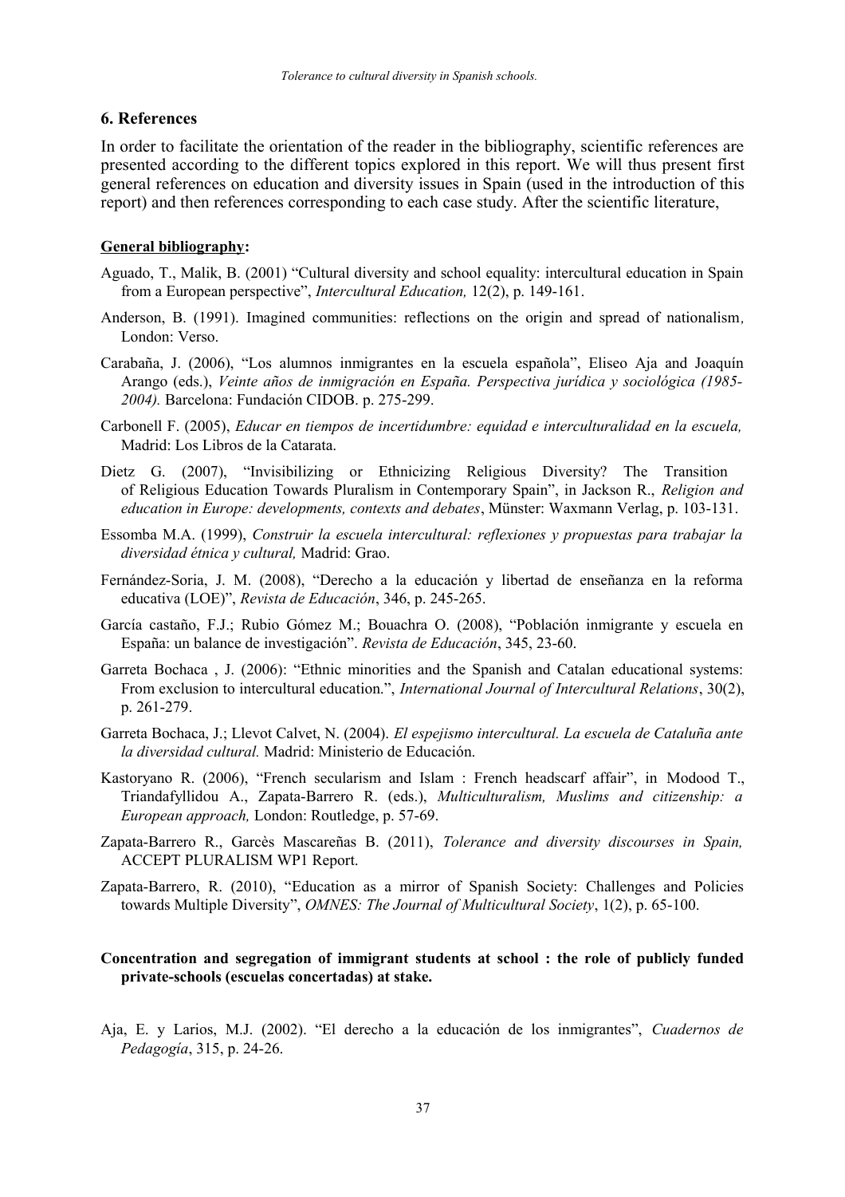## 6. References

In order to facilitate the orientation of the reader in the bibliography, scientific references are presented according to the different topics explored in this report. We will thus present first general references on education and diversity issues in Spain (used in the introduction of this report) and then references corresponding to each case study. After the scientific literature,

**General bibliography:**

Aguado, T., Malik, B. (2001) "Cultural diversity and school equality: intercultural education in Spain from a European perspective", *Intercultural Education,* 12(2), p. 149-161.

Anderson, B. (1991). Imagined communities: reflections on the origin and spread of nationalism*,* London: Verso.

Carabaña, J. (2006), "Los alumnos inmigrantes en la escuela española", Eliseo Aja and Joaquín Arango (eds.), *Veinte años de inmigración en España. Perspectiva jurídica y sociológica (1985-2004).* Barcelona: Fundación CIDOB. p. 275-299.

Carbonell F. (2005), *Educar en tiempos de incertidumbre: equidad e interculturalidad en la escuela,* Madrid: Los Libros de la Catarata.

Dietz G. (2007), "Invisibilizing or Ethnicizing Religious Diversity? The Transition of Religious Education Towards Pluralism in Contemporary Spain", in Jackson R., *Religion and education in Europe: developments, contexts and debates*, Münster: Waxmann Verlag, p. 103-131.

Essomba M.A. (1999), *Construir la escuela intercultural: reflexiones y propuestas para trabajar la diversidad étnica y cultural,* Madrid: Grao.

Fernández-Soria, J. M. (2008), "Derecho a la educación y libertad de enseñanza en la reforma educativa (LOE)", *Revista de Educación*, 346, p. 245-265.

García castaño, F.J.; Rubio Gómez M.; Bouachra O. (2008), "Población inmigrante y escuela en España: un balance de investigación". *Revista de Educación*, 345, 23-60.

Garreta Bochaca , J. (2006): "Ethnic minorities and the Spanish and Catalan educational systems: From exclusion to intercultural education.", *International Journal of Intercultural Relations*, 30(2), p. 261-279.

Garreta Bochaca, J.; Llevot Calvet, N. (2004). *El espejismo intercultural. La escuela de Cataluña ante la diversidad cultural.* Madrid: Ministerio de Educación.

Kastoryano R. (2006), "French secularism and Islam : French headscarf affair", in Modood T., Triandafyllidou A., Zapata-Barrero R. (eds.), *Multiculturalism, Muslims and citizenship: a European approach,* London: Routledge, p. 57-69.

Zapata-Barrero R., Garcès Mascareñas B. (2011), *Tolerance and diversity discourses in Spain,* ACCEPT PLURALISM WP1 Report.

Zapata-Barrero, R. (2010), "Education as a mirror of Spanish Society: Challenges and Policies towards Multiple Diversity", *OMNES: The Journal of Multicultural Society*, 1(2), p. 65-100.

**Concentration and segregation of immigrant students at school : the role of publicly funded private-schools (escuelas concertadas) at stake.**

Aja, E. y Larios, M.J. (2002). "El derecho a la educación de los inmigrantes", *Cuadernos de Pedagogía*, 315, p. 24-26.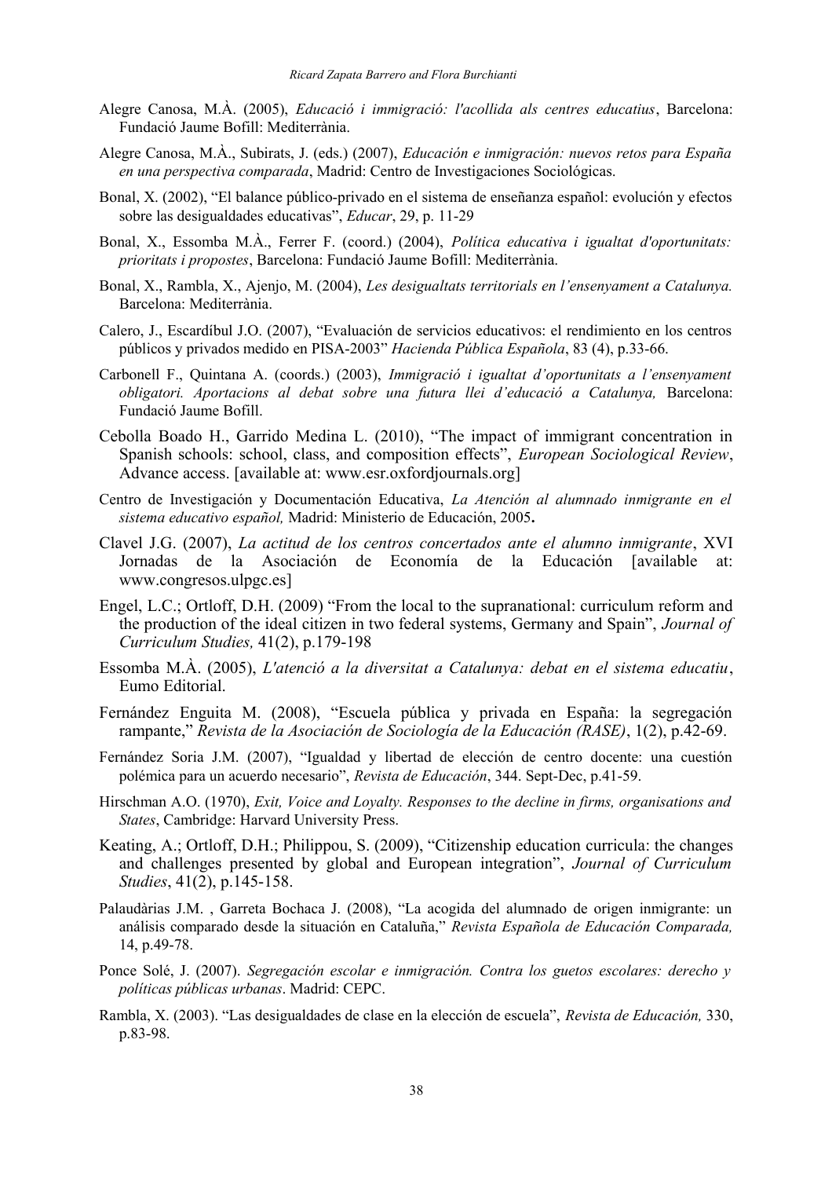Alegre Canosa, M.À. (2005), *Educació i immigració: l'acollida als centres educatius*, Barcelona: Fundació Jaume Bofill: Mediterrània.

Alegre Canosa, M.À., Subirats, J. (eds.) (2007), *Educación e inmigración: nuevos retos para España en una perspectiva comparada*, Madrid: Centro de Investigaciones Sociológicas.

Bonal, X. (2002), "El balance público-privado en el sistema de enseñanza español: evolución y efectos sobre las desigualdades educativas", *Educar*, 29, p. 11-29

Bonal, X., Essomba M.À., Ferrer F. (coord.) (2004), *Política educativa i igualtat d'oportunitats: prioritats i propostes*, Barcelona: Fundació Jaume Bofill: Mediterrània.

Bonal, X., Rambla, X., Ajenjo, M. (2004), *Les desigualtats territorials en l'ensenyament a Catalunya.* Barcelona: Mediterrània.

Calero, J., Escardíbul J.O. (2007), "Evaluación de servicios educativos: el rendimiento en los centros públicos y privados medido en PISA-2003" *Hacienda Pública Española*, 83 (4), p.33-66.

Carbonell F., Quintana A. (coords.) (2003), *Immigració i igualtat d'oportunitats a l'ensenyament obligatori. Aportacions al debat sobre una futura llei d'educació a Catalunya,* Barcelona: Fundació Jaume Bofill.

Cebolla Boado H., Garrido Medina L. (2010), "The impact of immigrant concentration in Spanish schools: school, class, and composition effects", *European Sociological Review*, Advance access. [available at: www.esr.oxfordjournals.org]

Centro de Investigación y Documentación Educativa, *La Atención al alumnado inmigrante en el sistema educativo español,* Madrid: Ministerio de Educación, 2005**.**

Clavel J.G. (2007), *La actitud de los centros concertados ante el alumno inmigrante*, XVI Jornadas de la Asociación de Economía de la Educación [available at: www.congresos.ulpgc.es]

Engel, L.C.; Ortloff, D.H. (2009) "From the local to the supranational: curriculum reform and the production of the ideal citizen in two federal systems, Germany and Spain", *Journal of Curriculum Studies,* 41(2), p.179-198

Essomba M.À. (2005), *L'atenció a la diversitat a Catalunya: debat en el sistema educatiu*, Eumo Editorial.

Fernández Enguita M. (2008), "Escuela pública y privada en España: la segregación rampante," *Revista de la Asociación de Sociología de la Educación (RASE)*, 1(2), p.42-69.

Fernández Soria J.M. (2007), "Igualdad y libertad de elección de centro docente: una cuestión polémica para un acuerdo necesario", *Revista de Educación*, 344. Sept-Dec, p.41-59.

Hirschman A.O. (1970), *Exit, Voice and Loyalty. Responses to the decline in firms, organisations and States*, Cambridge: Harvard University Press.

Keating, A.; Ortloff, D.H.; Philippou, S. (2009), "Citizenship education curricula: the changes and challenges presented by global and European integration", *Journal of Curriculum Studies*, 41(2), p.145-158.

Palaudàrias J.M. , Garreta Bochaca J. (2008), "La acogida del alumnado de origen inmigrante: un análisis comparado desde la situación en Cataluña," *Revista Española de Educación Comparada,* 14, p.49-78.

Ponce Solé, J. (2007). *Segregación escolar e inmigración. Contra los guetos escolares: derecho y políticas públicas urbanas*. Madrid: CEPC.

Rambla, X. (2003). "Las desigualdades de clase en la elección de escuela", *Revista de Educación,* 330, p.83-98.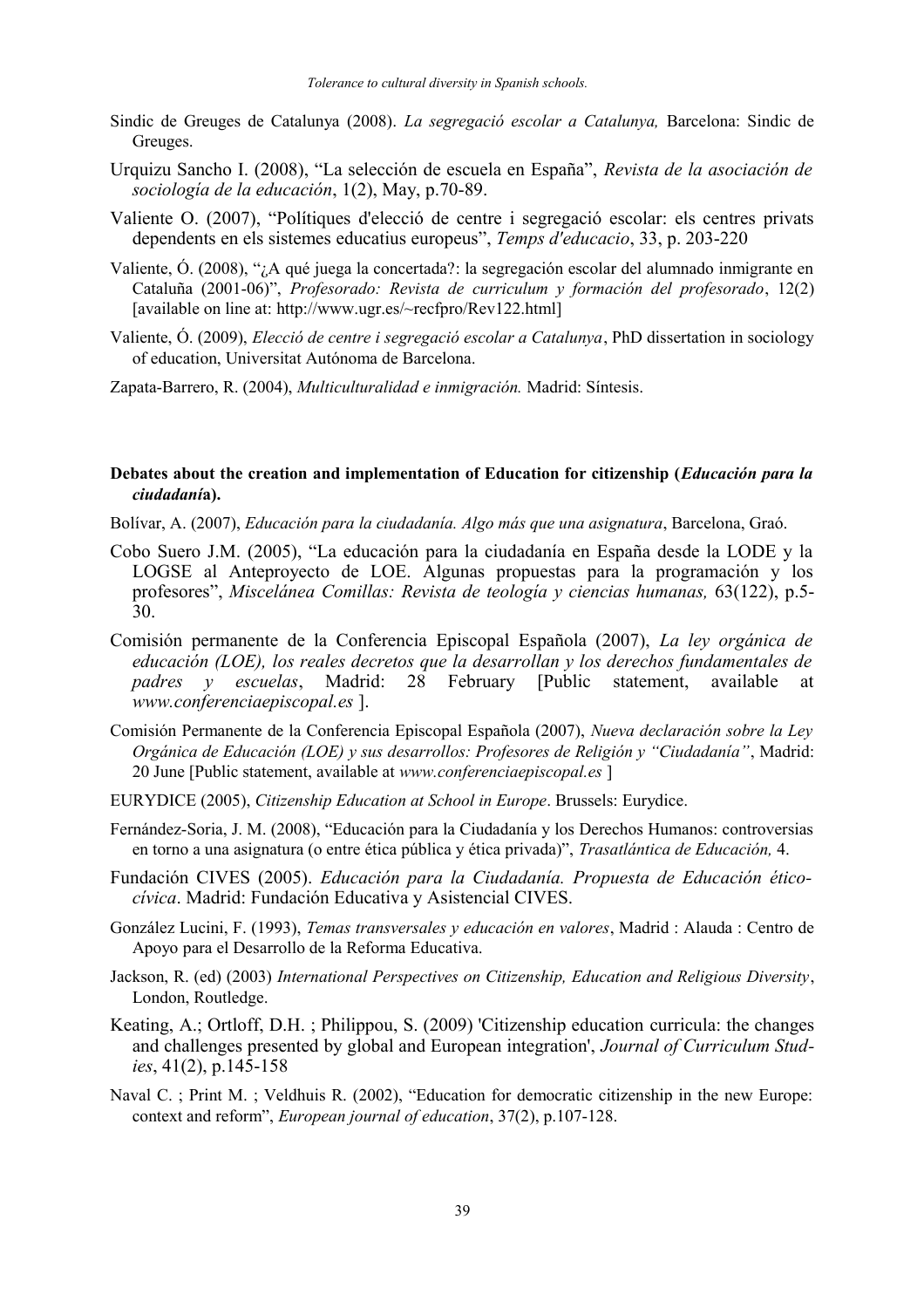Sindic de Greuges de Catalunya (2008). *La segregació escolar a Catalunya,* Barcelona: Sindic de Greuges.

Urquizu Sancho I. (2008), "La selección de escuela en España", *Revista de la asociación de sociología de la educación*, 1(2), May, p.70-89.

Valiente O. (2007), "Polítiques d'elecció de centre i segregació escolar: els centres privats dependents en els sistemes educatius europeus", *Temps d'educacio*, 33, p. 203-220

Valiente, Ó. (2008), "¿A qué juega la concertada?: la segregación escolar del alumnado inmigrante en Cataluña (2001-06)", *Profesorado: Revista de curriculum y formación del profesorado*, 12(2) [available on line at: http://www.ugr.es/~recfpro/Rev122.html]

Valiente, Ó. (2009), *Elecció de centre i segregació escolar a Catalunya*, PhD dissertation in sociology of education, Universitat Autónoma de Barcelona.

Zapata-Barrero, R. (2004), *Multiculturalidad e inmigración.* Madrid: Síntesis.

**Debates about the creation and implementation of Education for citizenship (*Educación para la ciudadaní*a).**

Bolívar, A. (2007), *Educación para la ciudadanía. Algo más que una asignatura*, Barcelona, Graó.

Cobo Suero J.M. (2005), "La educación para la ciudadanía en España desde la LODE y la LOGSE al Anteproyecto de LOE. Algunas propuestas para la programación y los profesores", *Miscelánea Comillas: Revista de teología y ciencias humanas,* 63(122), p.5-30.

Comisión permanente de la Conferencia Episcopal Española (2007), *La ley orgánica de educación (LOE), los reales decretos que la desarrollan y los derechos fundamentales de padres y escuelas*, Madrid: 28 February [Public statement, available at *www.conferenciaepiscopal.es* ].

Comisión Permanente de la Conferencia Episcopal Española (2007), *Nueva declaración sobre la Ley Orgánica de Educación (LOE) y sus desarrollos: Profesores de Religión y "Ciudadanía"*, Madrid: 20 June [Public statement, available at *www.conferenciaepiscopal.es* ]

EURYDICE (2005), *Citizenship Education at School in Europe*. Brussels: Eurydice.

Fernández-Soria, J. M. (2008), "Educación para la Ciudadanía y los Derechos Humanos: controversias en torno a una asignatura (o entre ética pública y ética privada)", *Trasatlántica de Educación,* 4.

Fundación CIVES (2005). *Educación para la Ciudadanía. Propuesta de Educación ético-cívica*. Madrid: Fundación Educativa y Asistencial CIVES.

González Lucini, F. (1993), *Temas transversales y educación en valores*, Madrid : Alauda : Centro de Apoyo para el Desarrollo de la Reforma Educativa.

Jackson, R. (ed) (2003) *International Perspectives on Citizenship, Education and Religious Diversity*, London, Routledge.

Keating, A.; Ortloff, D.H. ; Philippou, S. (2009) 'Citizenship education curricula: the changes and challenges presented by global and European integration', *Journal of Curriculum Studies*, 41(2), p.145-158

Naval C. ; Print M. ; Veldhuis R. (2002), "Education for democratic citizenship in the new Europe: context and reform", *European journal of education*, 37(2), p.107-128.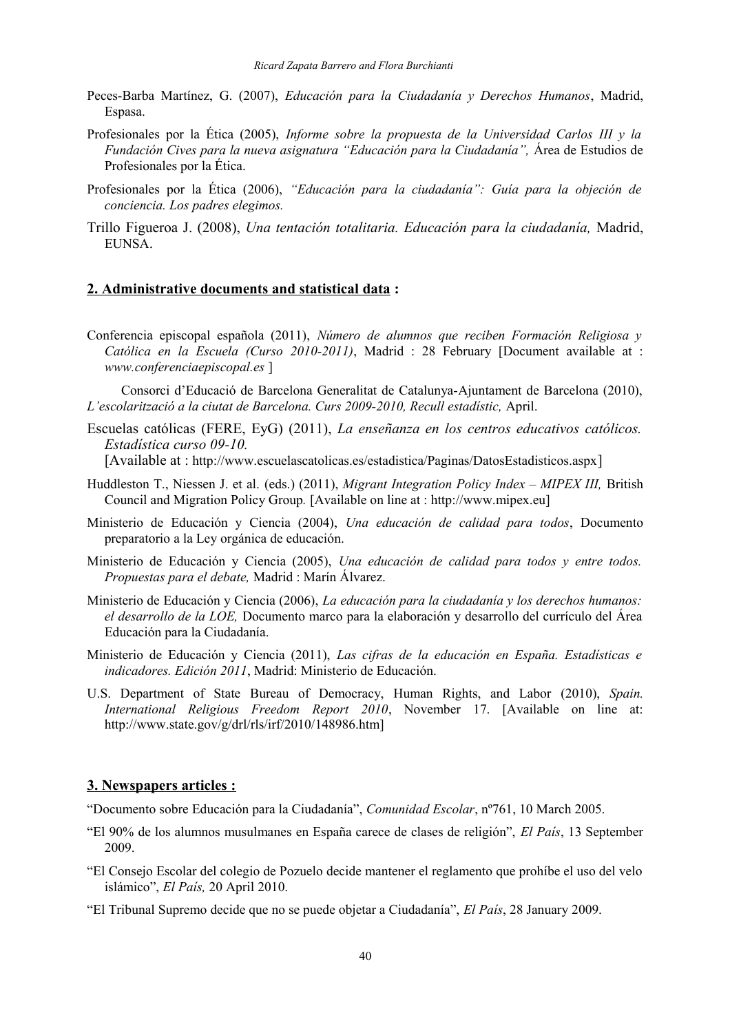Peces-Barba Martínez, G. (2007), *Educación para la Ciudadanía y Derechos Humanos*, Madrid, Espasa.

Profesionales por la Ética (2005), *Informe sobre la propuesta de la Universidad Carlos III y la Fundación Cives para la nueva asignatura "Educación para la Ciudadanía",* Área de Estudios de Profesionales por la Ética.

Profesionales por la Ética (2006), *"Educación para la ciudadanía": Guía para la objeción de conciencia. Los padres elegimos.*

Trillo Figueroa J. (2008), *Una tentación totalitaria. Educación para la ciudadanía,* Madrid, EUNSA.

## 2. Administrative documents and statistical data :

Conferencia episcopal española (2011), *Número de alumnos que reciben Formación Religiosa y Católica en la Escuela (Curso 2010-2011)*, Madrid : 28 February [Document available at : *www.conferenciaepiscopal.es* ]

Consorci d'Educació de Barcelona Generalitat de Catalunya-Ajuntament de Barcelona (2010), *L'escolarització a la ciutat de Barcelona. Curs 2009-2010, Recull estadístic,* April.

Escuelas católicas (FERE, EyG) (2011), *La enseñanza en los centros educativos católicos. Estadística curso 09-10.* [Available at : http://www.escuelascatolicas.es/estadistica/Paginas/DatosEstadisticos.aspx]

Huddleston T., Niessen J. et al. (eds.) (2011), *Migrant Integration Policy Index – MIPEX III,* British Council and Migration Policy Group*.* [Available on line at : http://www.mipex.eu]

Ministerio de Educación y Ciencia (2004), *Una educación de calidad para todos*, Documento preparatorio a la Ley orgánica de educación.

Ministerio de Educación y Ciencia (2005), *Una educación de calidad para todos y entre todos. Propuestas para el debate,* Madrid : Marín Álvarez.

Ministerio de Educación y Ciencia (2006), *La educación para la ciudadanía y los derechos humanos: el desarrollo de la LOE,* Documento marco para la elaboración y desarrollo del currículo del Área Educación para la Ciudadanía.

Ministerio de Educación y Ciencia (2011), *Las cifras de la educación en España. Estadísticas e indicadores. Edición 2011*, Madrid: Ministerio de Educación.

U.S. Department of State Bureau of Democracy, Human Rights, and Labor (2010), *Spain. International Religious Freedom Report 2010*, November 17. [Available on line at: http://www.state.gov/g/drl/rls/irf/2010/148986.htm]

## 3. Newspapers articles :

"Documento sobre Educación para la Ciudadanía", *Comunidad Escolar*, nº761, 10 March 2005.

"El 90% de los alumnos musulmanes en España carece de clases de religión", *El País*, 13 September 2009.

"El Consejo Escolar del colegio de Pozuelo decide mantener el reglamento que prohíbe el uso del velo islámico", *El País,* 20 April 2010.

"El Tribunal Supremo decide que no se puede objetar a Ciudadanía", *El País*, 28 January 2009.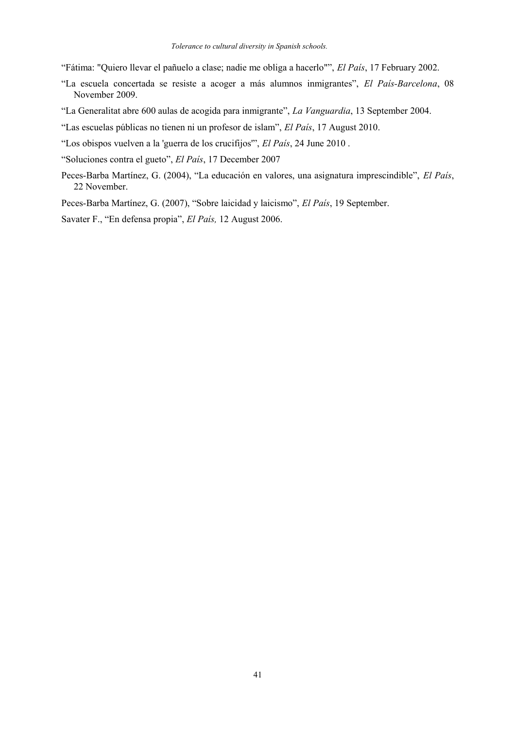“Fátima: "Quiero llevar el pañuelo a clase; nadie me obliga a hacerlo"”, *El País*, 17 February 2002.

“La escuela concertada se resiste a acoger a más alumnos inmigrantes”, *El País-Barcelona*, 08 November 2009.

“La Generalitat abre 600 aulas de acogida para inmigrante”, *La Vanguardia*, 13 September 2004.

“Las escuelas públicas no tienen ni un profesor de islam”, *El País*, 17 August 2010.

“Los obispos vuelven a la 'guerra de los crucifijos'”, *El País*, 24 June 2010 .

“Soluciones contra el gueto”, *El País*, 17 December 2007

Peces-Barba Martínez, G. (2004), “La educación en valores, una asignatura imprescindible”, *El País*, 22 November.

Peces-Barba Martínez, G. (2007), “Sobre laicidad y laicismo”, *El País*, 19 September.

Savater F., “En defensa propia”, *El País,* 12 August 2006.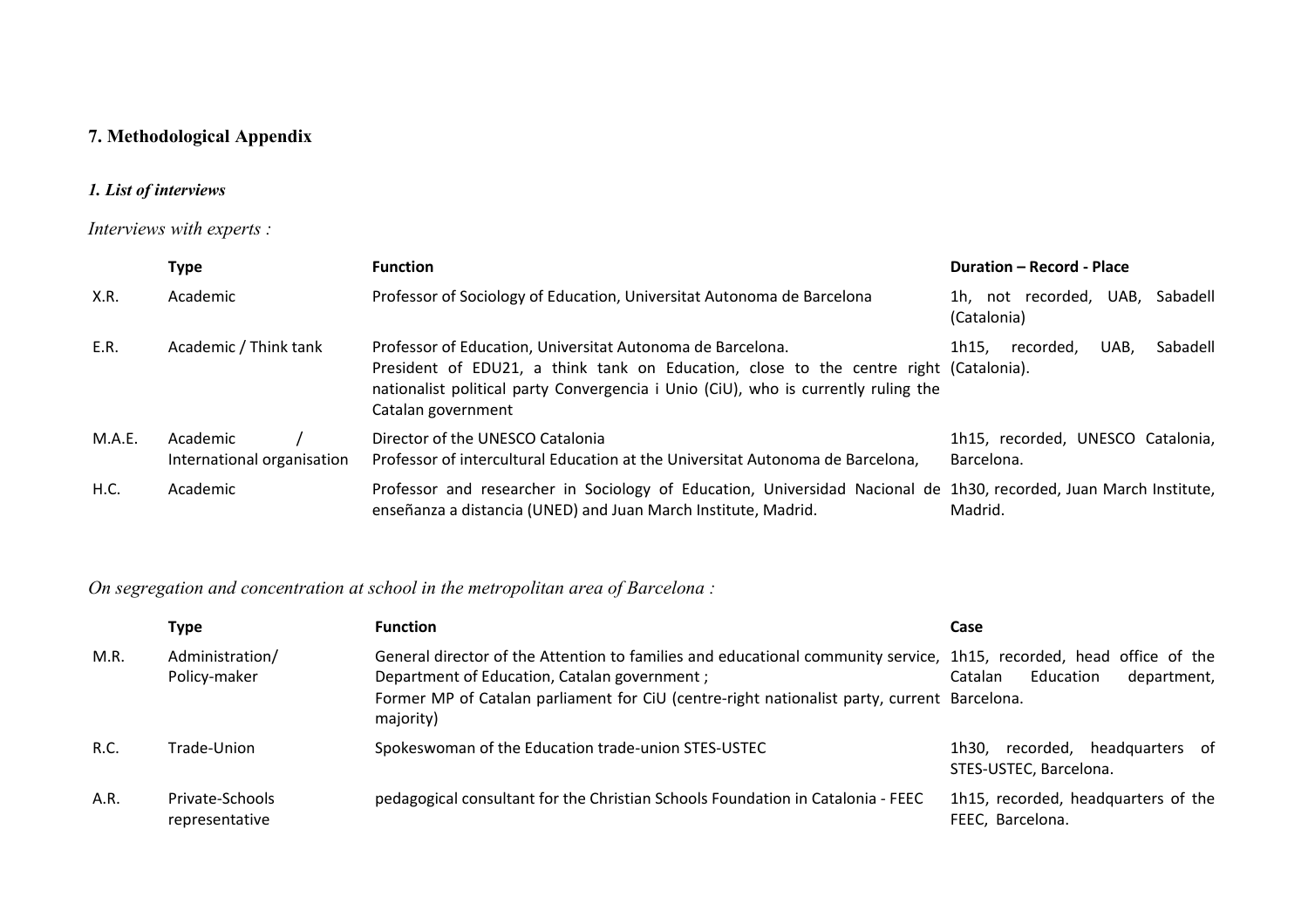## 7. Methodological Appendix

### *1. List of interviews*

*Interviews with experts :*

| | Type | Function | Duration – Record - Place |
|---|---|---|---|
| X.R. | Academic | Professor of Sociology of Education, Universitat Autonoma de Barcelona | 1h, not recorded, UAB, Sabadell (Catalonia) |
| E.R. | Academic / Think tank | Professor of Education, Universitat Autonoma de Barcelona. President of EDU21, a think tank on Education, close to the centre right nationalist political party Convergencia i Unio (CiU), who is currently ruling the Catalan government | 1h15, recorded, UAB, Sabadell (Catalonia). |
| M.A.E. | Academic / International organisation | Director of the UNESCO Catalonia Professor of intercultural Education at the Universitat Autonoma de Barcelona, | 1h15, recorded, UNESCO Catalonia, Barcelona. |
| H.C. | Academic | Professor and researcher in Sociology of Education, Universidad Nacional de enseñanza a distancia (UNED) and Juan March Institute, Madrid. | 1h30, recorded, Juan March Institute, Madrid. |

*On segregation and concentration at school in the metropolitan area of Barcelona :*

| | Type | Function | Case |
|---|---|---|---|
| M.R. | Administration/ Policy-maker | General director of the Attention to families and educational community service, Department of Education, Catalan government ; Former MP of Catalan parliament for CiU (centre-right nationalist party, current majority) | 1h15, recorded, head office of the Catalan Education department, Barcelona. |
| R.C. | Trade-Union | Spokeswoman of the Education trade-union STES-USTEC | 1h30, recorded, headquarters of STES-USTEC, Barcelona. |
| A.R. | Private-Schools representative | pedagogical consultant for the Christian Schools Foundation in Catalonia - FEEC | 1h15, recorded, headquarters of the FEEC, Barcelona. |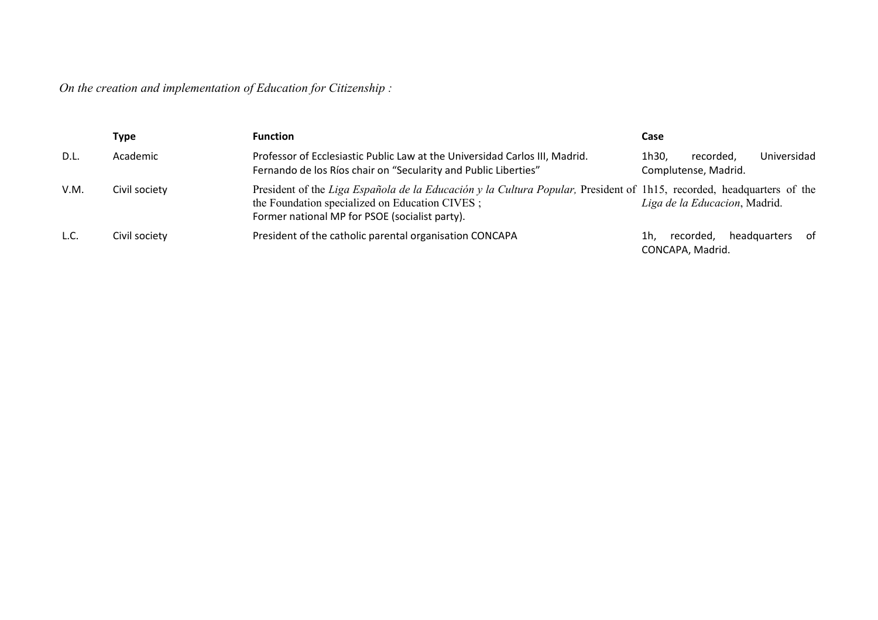*On the creation and implementation of Education for Citizenship :*

| | Type | Function | Case |
|---|---|---|---|
| D.L. | Academic | Professor of Ecclesiastic Public Law at the Universidad Carlos III, Madrid. Fernando de los Ríos chair on “Secularity and Public Liberties” | 1h30, recorded, Universidad Complutense, Madrid. |
| V.M. | Civil society | President of the *Liga Española de la Educación y la Cultura Popular,* President of the Foundation specialized on Education CIVES ; Former national MP for PSOE (socialist party). | 1h15, recorded, headquarters of the *Liga de la Educacion*, Madrid. |
| L.C. | Civil society | President of the catholic parental organisation CONCAPA | 1h, recorded, headquarters of CONCAPA, Madrid. |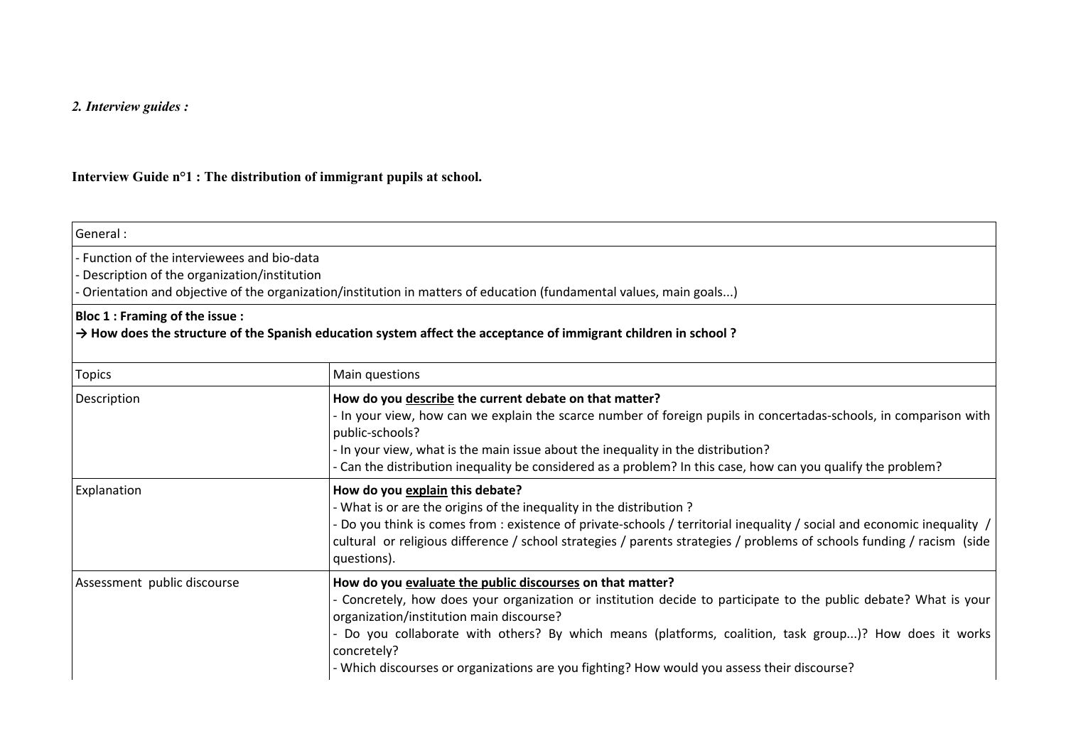*2. Interview guides :*

**Interview Guide n°1 : The distribution of immigrant pupils at school.**

| General : | |
|---|---|
| - Function of the interviewees and bio-data<br>- Description of the organization/institution<br>- Orientation and objective of the organization/institution in matters of education (fundamental values, main goals...) | |
| **Bloc 1 : Framing of the issue :**<br>**→ How does the structure of the Spanish education system affect the acceptance of immigrant children in school ?** | |
| Topics | Main questions |
| Description | **How do you describe the current debate on that matter?**<br>- In your view, how can we explain the scarce number of foreign pupils in concertadas-schools, in comparison with public-schools?<br>- In your view, what is the main issue about the inequality in the distribution?<br>- Can the distribution inequality be considered as a problem? In this case, how can you qualify the problem? |
| Explanation | **How do you explain this debate?**<br>- What is or are the origins of the inequality in the distribution ?<br>- Do you think is comes from : existence of private-schools / territorial inequality / social and economic inequality / cultural or religious difference / school strategies / parents strategies / problems of schools funding / racism (side questions). |
| Assessment public discourse | **How do you evaluate the public discourses on that matter?**<br>- Concretely, how does your organization or institution decide to participate to the public debate? What is your organization/institution main discourse?<br>- Do you collaborate with others? By which means (platforms, coalition, task group...)? How does it works concretely?<br>- Which discourses or organizations are you fighting? How would you assess their discourse? |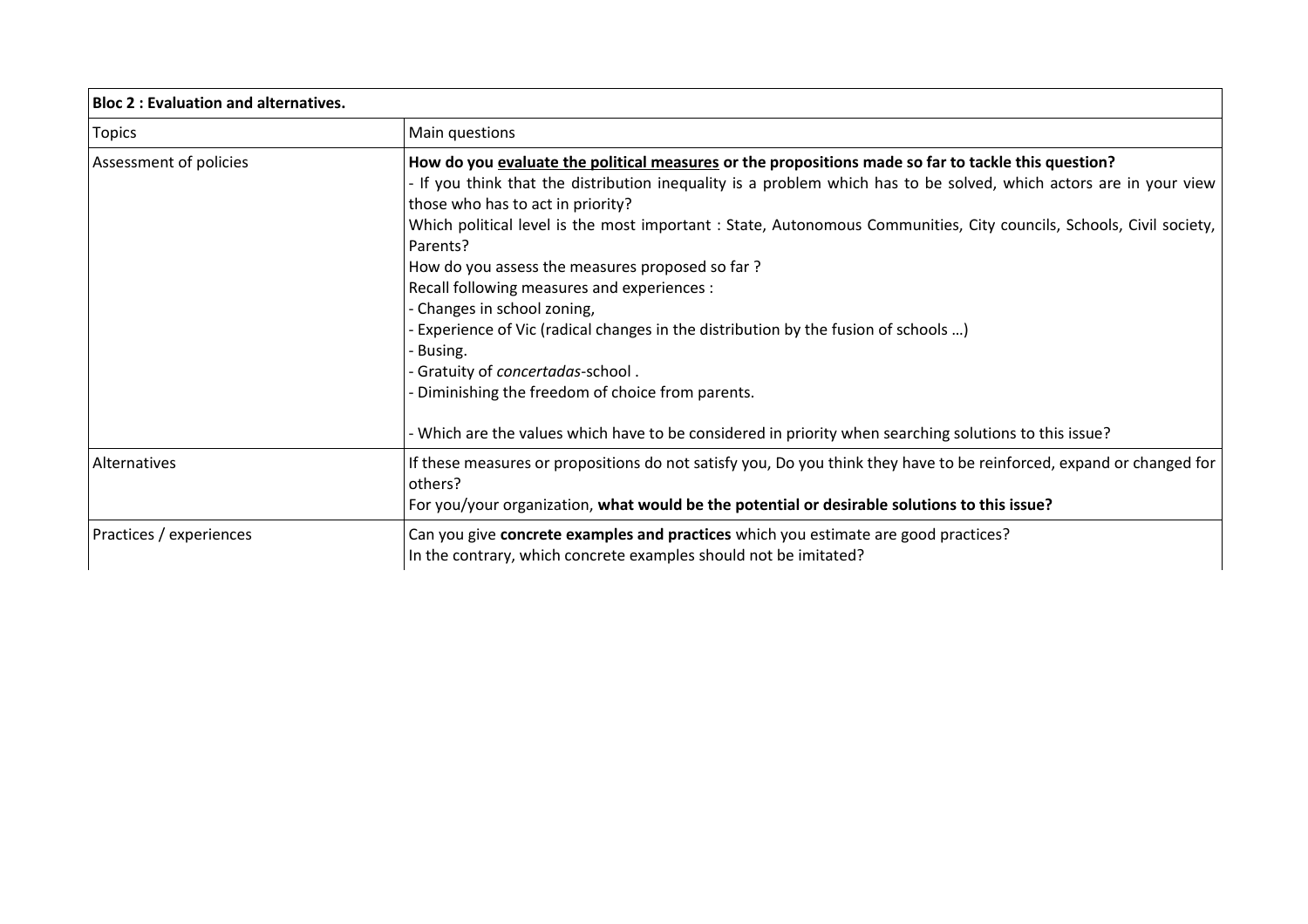| **Bloc 2 : Evaluation and alternatives.** | |
|---|---|
| Topics | Main questions |
| Assessment of policies | **How do you <u>evaluate the political measures</u> or the propositions made so far to tackle this question?**<br>- If you think that the distribution inequality is a problem which has to be solved, which actors are in your view those who has to act in priority?<br>Which political level is the most important : State, Autonomous Communities, City councils, Schools, Civil society, Parents?<br>How do you assess the measures proposed so far ?<br>Recall following measures and experiences :<br>- Changes in school zoning,<br>- Experience of Vic (radical changes in the distribution by the fusion of schools …)<br>- Busing.<br>- Gratuity of *concertadas*-school .<br>- Diminishing the freedom of choice from parents.<br><br>- Which are the values which have to be considered in priority when searching solutions to this issue? |
| Alternatives | If these measures or propositions do not satisfy you, Do you think they have to be reinforced, expand or changed for others?<br>For you/your organization, **what would be the potential or desirable solutions to this issue?** |
| Practices / experiences | Can you give **concrete examples and practices** which you estimate are good practices?<br>In the contrary, which concrete examples should not be imitated? |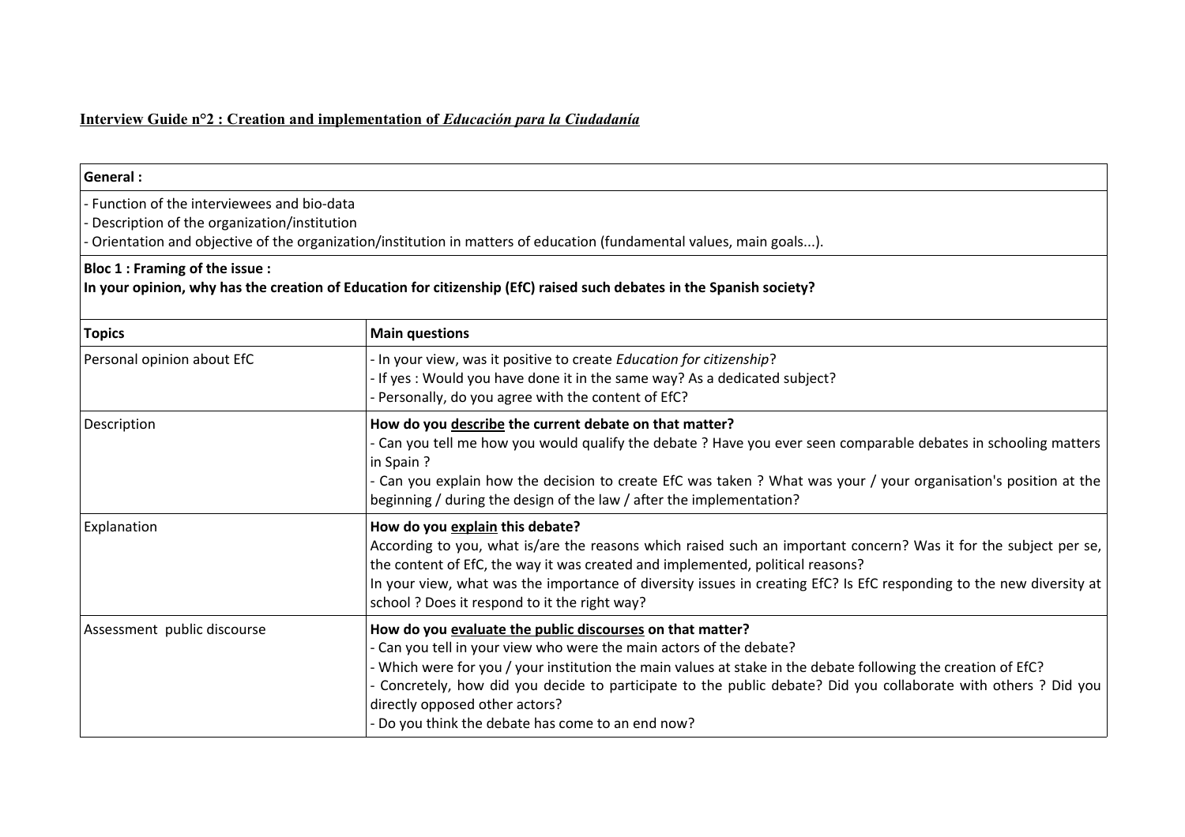**Interview Guide n°2 : Creation and implementation of *Educación para la Ciudadanía***

**General :**

- Function of the interviewees and bio-data
- Description of the organization/institution
- Orientation and objective of the organization/institution in matters of education (fundamental values, main goals...).

**Bloc 1 : Framing of the issue :**
**In your opinion, why has the creation of Education for citizenship (EfC) raised such debates in the Spanish society?**

| **Topics** | **Main questions** |
|---|---|
| Personal opinion about EfC | - In your view, was it positive to create *Education for citizenship*?<br>- If yes : Would you have done it in the same way? As a dedicated subject?<br>- Personally, do you agree with the content of EfC? |
| Description | **How do you <u>describe</u> the current debate on that matter?**<br>- Can you tell me how you would qualify the debate ? Have you ever seen comparable debates in schooling matters in Spain ?<br>- Can you explain how the decision to create EfC was taken ? What was your / your organisation's position at the beginning / during the design of the law / after the implementation? |
| Explanation | **How do you <u>explain</u> this debate?**<br>According to you, what is/are the reasons which raised such an important concern? Was it for the subject per se, the content of EfC, the way it was created and implemented, political reasons?<br>In your view, what was the importance of diversity issues in creating EfC? Is EfC responding to the new diversity at school ? Does it respond to it the right way? |
| Assessment public discourse | **How do you <u>evaluate the public discourses</u> on that matter?**<br>- Can you tell in your view who were the main actors of the debate?<br>- Which were for you / your institution the main values at stake in the debate following the creation of EfC?<br>- Concretely, how did you decide to participate to the public debate? Did you collaborate with others ? Did you directly opposed other actors?<br>- Do you think the debate has come to an end now? |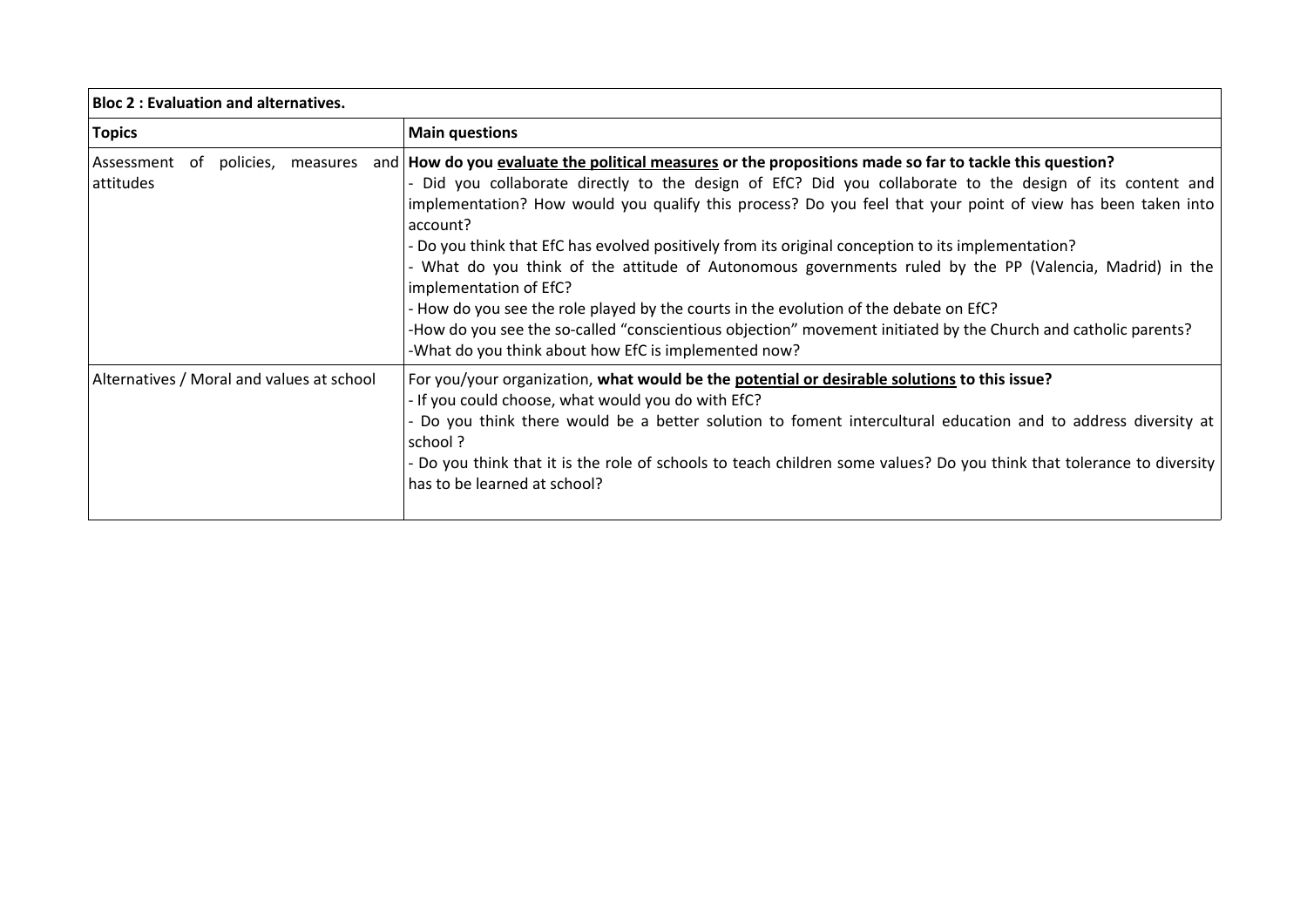| **Bloc 2 : Evaluation and alternatives.** | |
|---|---|
| **Topics** | **Main questions** |
| Assessment of policies, measures and attitudes | **How do you evaluate the political measures or the propositions made so far to tackle this question?**<br>- Did you collaborate directly to the design of EfC? Did you collaborate to the design of its content and implementation? How would you qualify this process? Do you feel that your point of view has been taken into account?<br>- Do you think that EfC has evolved positively from its original conception to its implementation?<br>- What do you think of the attitude of Autonomous governments ruled by the PP (Valencia, Madrid) in the implementation of EfC?<br>- How do you see the role played by the courts in the evolution of the debate on EfC?<br>-How do you see the so-called "conscientious objection" movement initiated by the Church and catholic parents?<br>-What do you think about how EfC is implemented now? |
| Alternatives / Moral and values at school | For you/your organization, **what would be the potential or desirable solutions to this issue?**<br>- If you could choose, what would you do with EfC?<br>- Do you think there would be a better solution to foment intercultural education and to address diversity at school ?<br>- Do you think that it is the role of schools to teach children some values? Do you think that tolerance to diversity has to be learned at school? |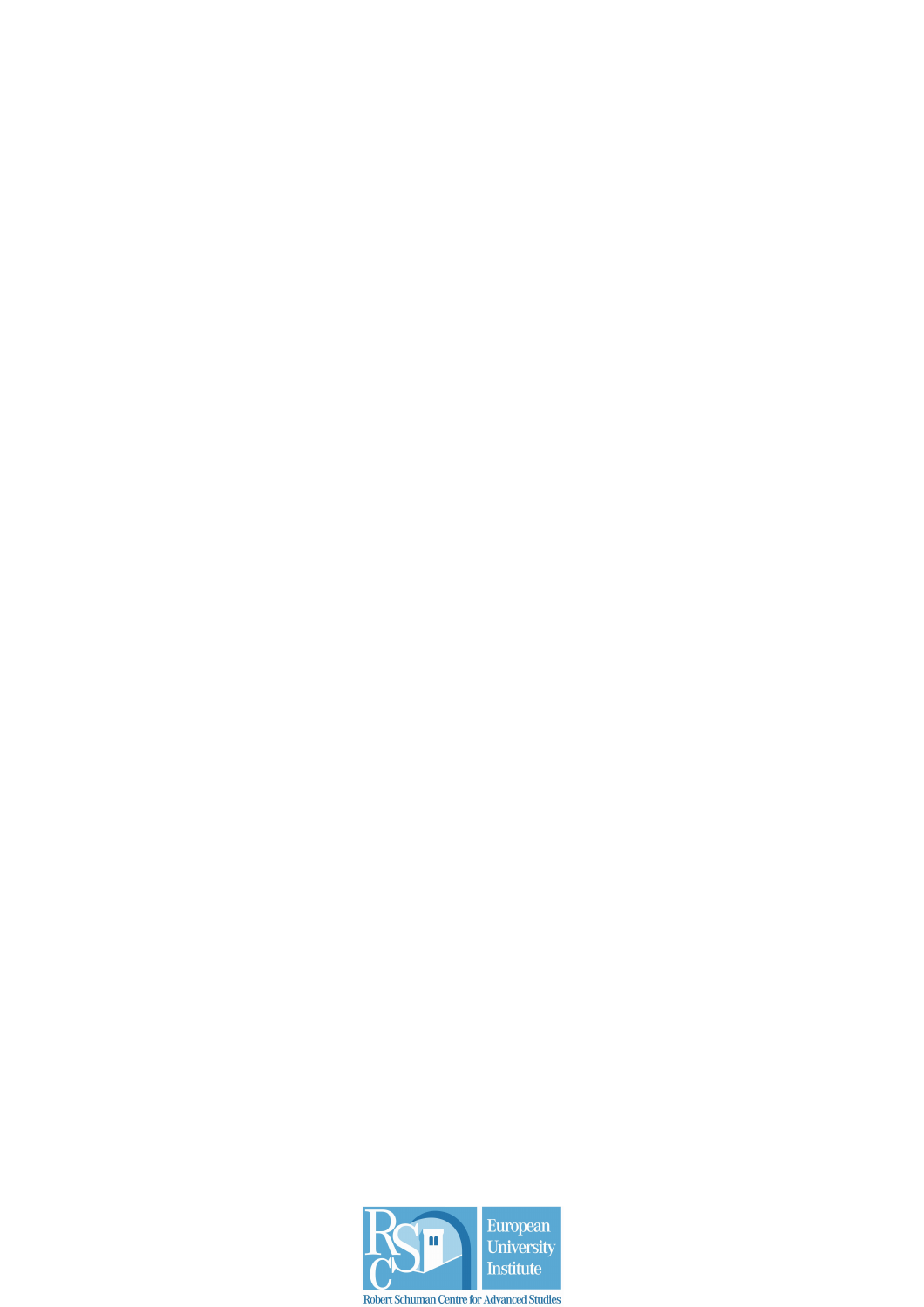RSC

European University Institute

Robert Schuman Centre for Advanced Studies